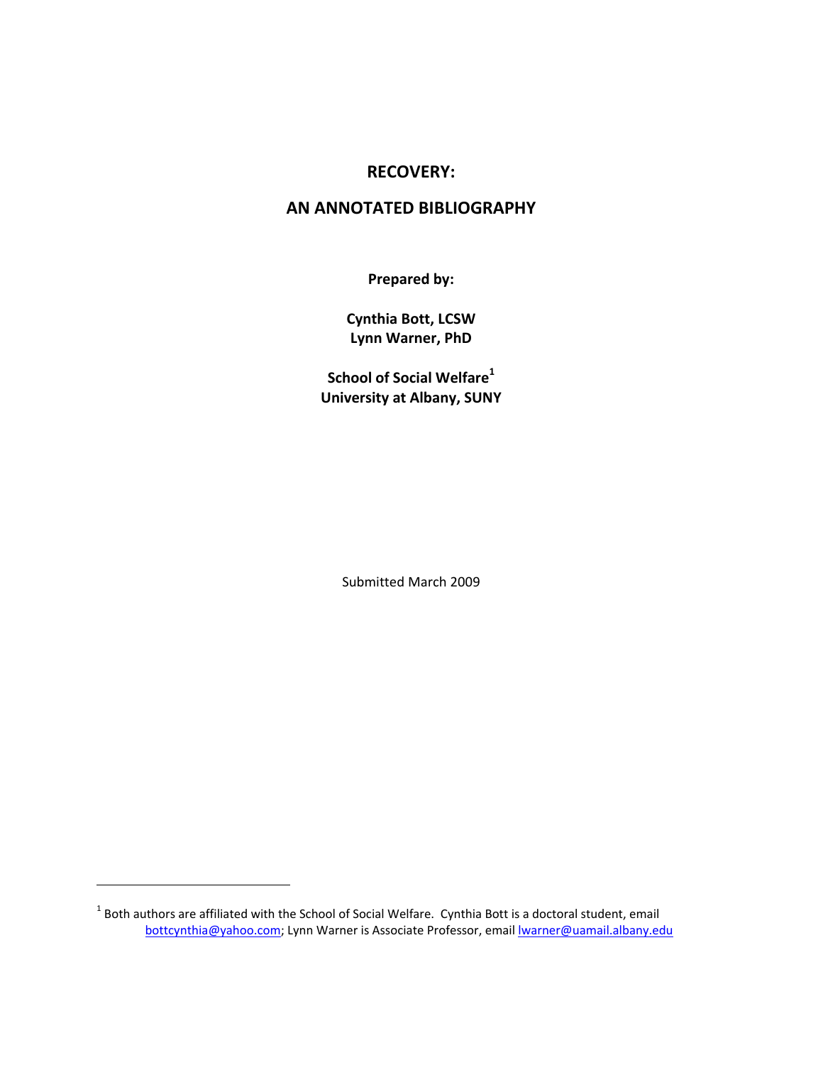# RECOVERY:

# AN ANNOTATED BIBLIOGRAPHY

**Prepared by:**

**Cynthia Bott, LCSW**
**Lynn Warner, PhD**

**School of Social Welfare[1]**
**University at Albany, SUNY**

Submitted March 2009

[1] Both authors are affiliated with the School of Social Welfare. Cynthia Bott is a doctoral student, email bottcynthia@yahoo.com; Lynn Warner is Associate Professor, email lwarner@uamail.albany.edu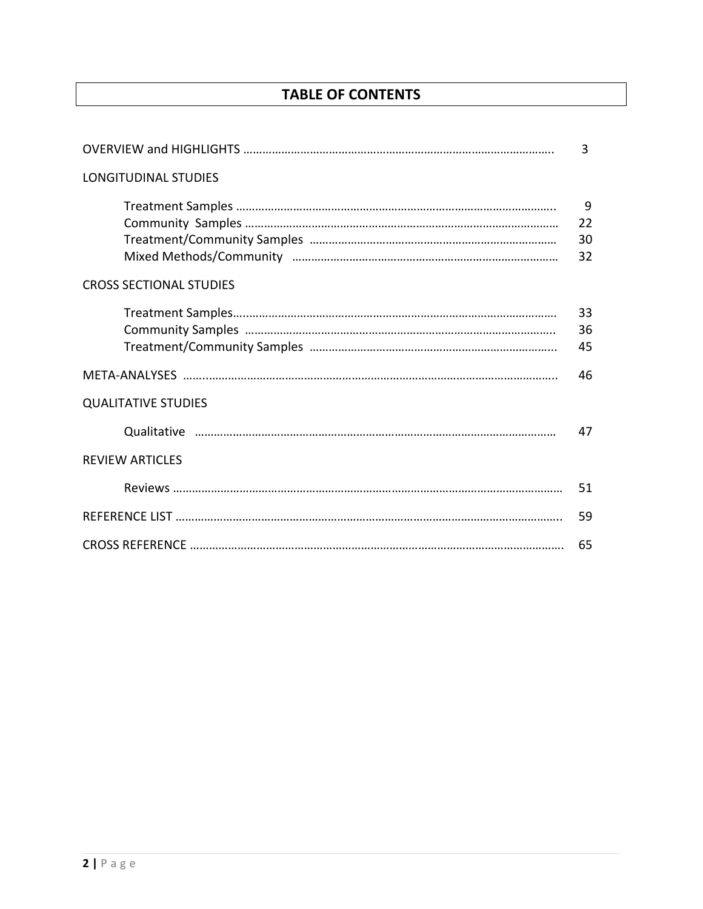# TABLE OF CONTENTS

| | |
|---|---|
| OVERVIEW and HIGHLIGHTS | 3 |
| LONGITUDINAL STUDIES | |
| Treatment Samples | 9 |
| Community Samples | 22 |
| Treatment/Community Samples | 30 |
| Mixed Methods/Community | 32 |
| CROSS SECTIONAL STUDIES | |
| Treatment Samples | 33 |
| Community Samples | 36 |
| Treatment/Community Samples | 45 |
| META-ANALYSES | 46 |
| QUALITATIVE STUDIES | |
| Qualitative | 47 |
| REVIEW ARTICLES | |
| Reviews | 51 |
| REFERENCE LIST | 59 |
| CROSS REFERENCE | 65 |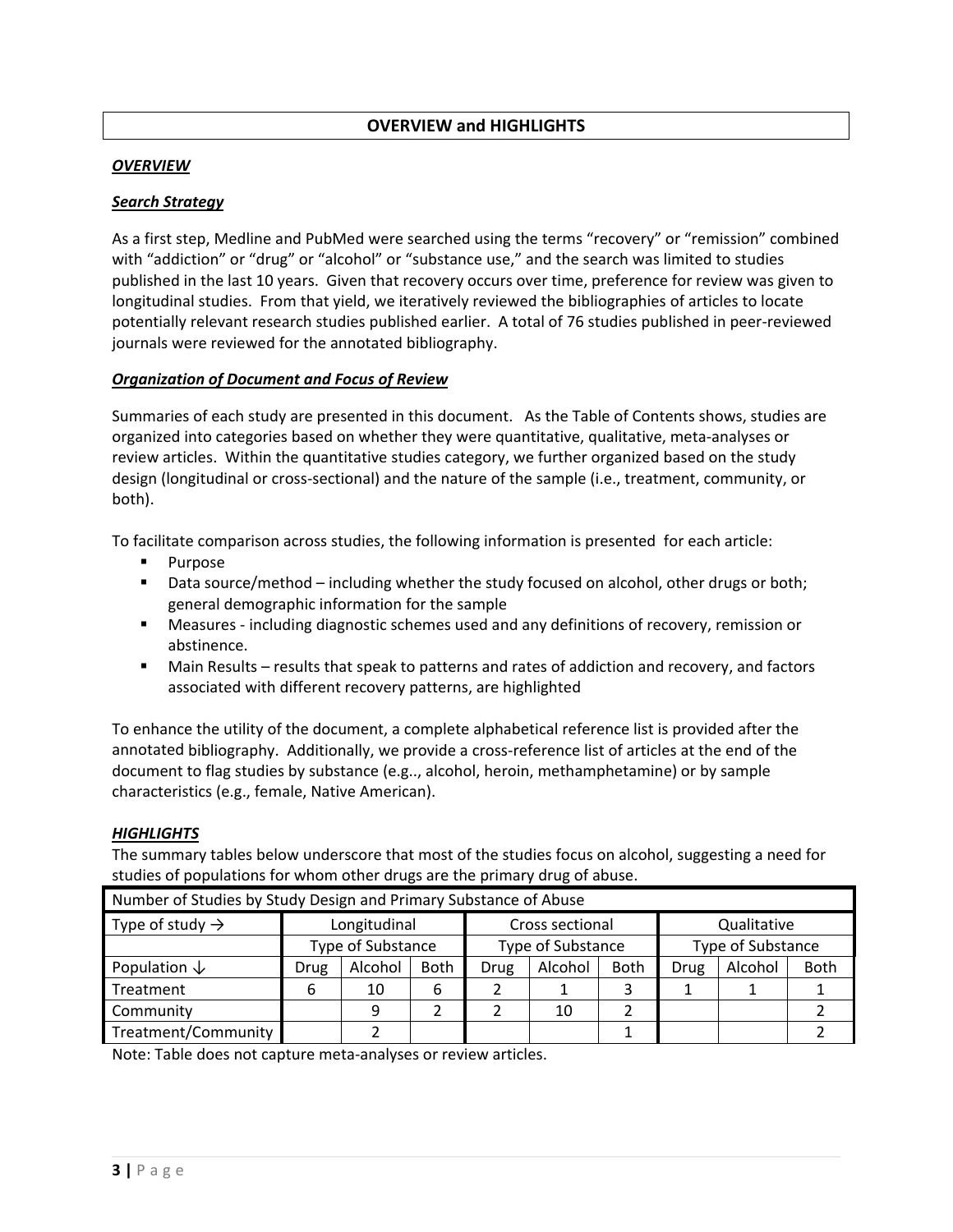# OVERVIEW and HIGHLIGHTS

## ***OVERVIEW***

### ***Search Strategy***

As a first step, Medline and PubMed were searched using the terms "recovery" or "remission" combined with "addiction" or "drug" or "alcohol" or "substance use," and the search was limited to studies published in the last 10 years. Given that recovery occurs over time, preference for review was given to longitudinal studies. From that yield, we iteratively reviewed the bibliographies of articles to locate potentially relevant research studies published earlier. A total of 76 studies published in peer-reviewed journals were reviewed for the annotated bibliography.

### ***Organization of Document and Focus of Review***

Summaries of each study are presented in this document. As the Table of Contents shows, studies are organized into categories based on whether they were quantitative, qualitative, meta-analyses or review articles. Within the quantitative studies category, we further organized based on the study design (longitudinal or cross-sectional) and the nature of the sample (i.e., treatment, community, or both).

To facilitate comparison across studies, the following information is presented for each article:

- Purpose
- Data source/method – including whether the study focused on alcohol, other drugs or both; general demographic information for the sample
- Measures - including diagnostic schemes used and any definitions of recovery, remission or abstinence.
- Main Results – results that speak to patterns and rates of addiction and recovery, and factors associated with different recovery patterns, are highlighted

To enhance the utility of the document, a complete alphabetical reference list is provided after the annotated bibliography. Additionally, we provide a cross-reference list of articles at the end of the document to flag studies by substance (e.g.., alcohol, heroin, methamphetamine) or by sample characteristics (e.g., female, Native American).

## ***HIGHLIGHTS***

The summary tables below underscore that most of the studies focus on alcohol, suggesting a need for studies of populations for whom other drugs are the primary drug of abuse.

| Number of Studies by Study Design and Primary Substance of Abuse | | | | | | | | | |
|---|---|---|---|---|---|---|---|---|---|
| Type of study → | Longitudinal | | | Cross sectional | | | Qualitative | | |
| | Type of Substance | | | Type of Substance | | | Type of Substance | | |
| Population ↓ | Drug | Alcohol | Both | Drug | Alcohol | Both | Drug | Alcohol | Both |
| Treatment | 6 | 10 | 6 | 2 | 1 | 3 | 1 | 1 | 1 |
| Community | | 9 | 2 | 2 | 10 | 2 | | | 2 |
| Treatment/Community | | 2 | | | | 1 | | | 2 |

Note: Table does not capture meta-analyses or review articles.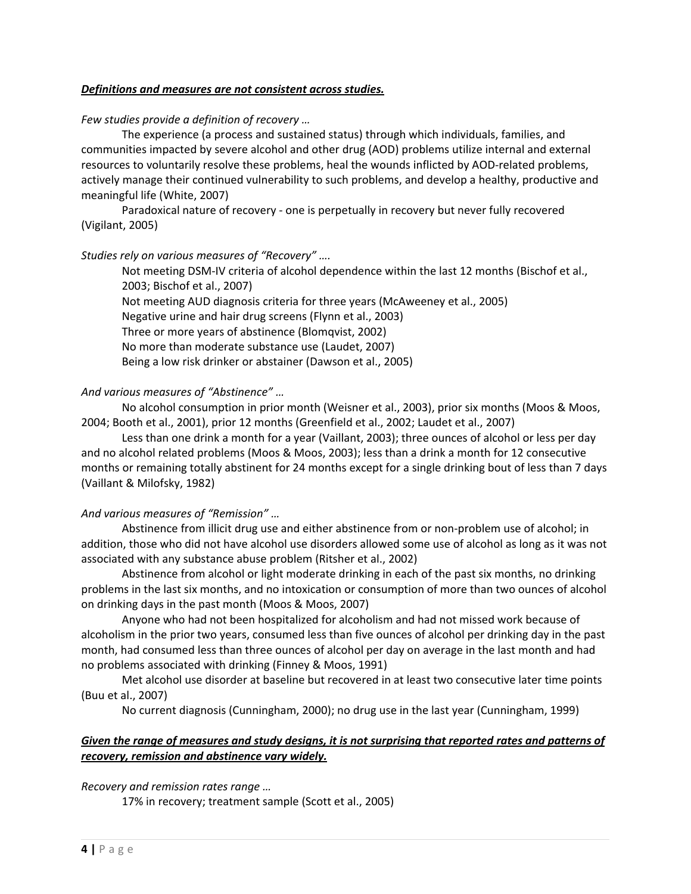***<u>Definitions and measures are not consistent across studies.</u>***

*Few studies provide a definition of recovery …*

The experience (a process and sustained status) through which individuals, families, and communities impacted by severe alcohol and other drug (AOD) problems utilize internal and external resources to voluntarily resolve these problems, heal the wounds inflicted by AOD-related problems, actively manage their continued vulnerability to such problems, and develop a healthy, productive and meaningful life (White, 2007)

Paradoxical nature of recovery - one is perpetually in recovery but never fully recovered (Vigilant, 2005)

*Studies rely on various measures of "Recovery" ….*

Not meeting DSM-IV criteria of alcohol dependence within the last 12 months (Bischof et al., 2003; Bischof et al., 2007)
Not meeting AUD diagnosis criteria for three years (McAweeney et al., 2005)
Negative urine and hair drug screens (Flynn et al., 2003)
Three or more years of abstinence (Blomqvist, 2002)
No more than moderate substance use (Laudet, 2007)
Being a low risk drinker or abstainer (Dawson et al., 2005)

*And various measures of "Abstinence" …*

No alcohol consumption in prior month (Weisner et al., 2003), prior six months (Moos & Moos, 2004; Booth et al., 2001), prior 12 months (Greenfield et al., 2002; Laudet et al., 2007)

Less than one drink a month for a year (Vaillant, 2003); three ounces of alcohol or less per day and no alcohol related problems (Moos & Moos, 2003); less than a drink a month for 12 consecutive months or remaining totally abstinent for 24 months except for a single drinking bout of less than 7 days (Vaillant & Milofsky, 1982)

*And various measures of "Remission" …*

Abstinence from illicit drug use and either abstinence from or non-problem use of alcohol; in addition, those who did not have alcohol use disorders allowed some use of alcohol as long as it was not associated with any substance abuse problem (Ritsher et al., 2002)

Abstinence from alcohol or light moderate drinking in each of the past six months, no drinking problems in the last six months, and no intoxication or consumption of more than two ounces of alcohol on drinking days in the past month (Moos & Moos, 2007)

Anyone who had not been hospitalized for alcoholism and had not missed work because of alcoholism in the prior two years, consumed less than five ounces of alcohol per drinking day in the past month, had consumed less than three ounces of alcohol per day on average in the last month and had no problems associated with drinking (Finney & Moos, 1991)

Met alcohol use disorder at baseline but recovered in at least two consecutive later time points (Buu et al., 2007)

No current diagnosis (Cunningham, 2000); no drug use in the last year (Cunningham, 1999)

***<u>Given the range of measures and study designs, it is not surprising that reported rates and patterns of recovery, remission and abstinence vary widely.</u>***

*Recovery and remission rates range …*

17% in recovery; treatment sample (Scott et al., 2005)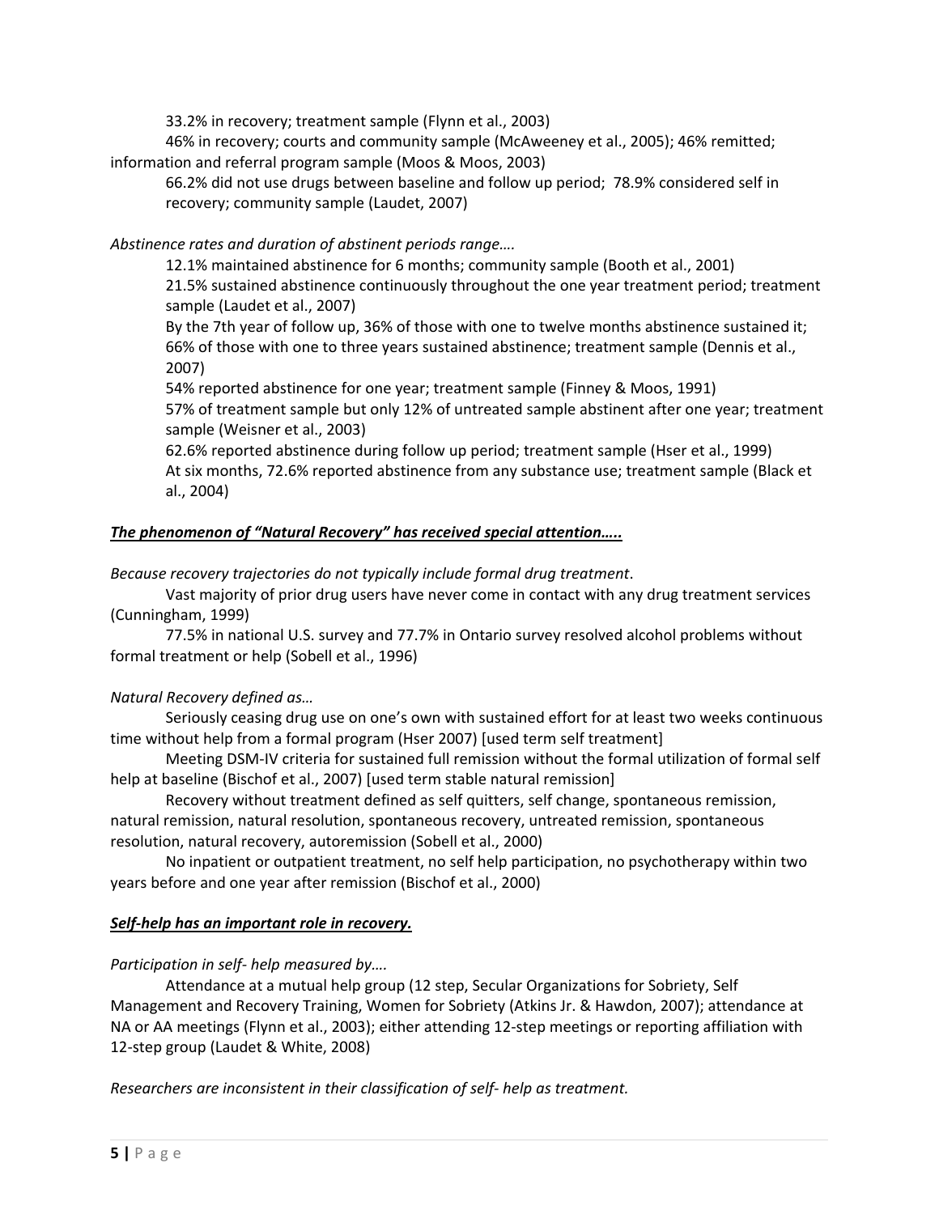33.2% in recovery; treatment sample (Flynn et al., 2003)

46% in recovery; courts and community sample (McAweeney et al., 2005); 46% remitted; information and referral program sample (Moos & Moos, 2003)

66.2% did not use drugs between baseline and follow up period; 78.9% considered self in recovery; community sample (Laudet, 2007)

*Abstinence rates and duration of abstinent periods range….*

12.1% maintained abstinence for 6 months; community sample (Booth et al., 2001)

21.5% sustained abstinence continuously throughout the one year treatment period; treatment sample (Laudet et al., 2007)

By the 7th year of follow up, 36% of those with one to twelve months abstinence sustained it; 66% of those with one to three years sustained abstinence; treatment sample (Dennis et al., 2007)

54% reported abstinence for one year; treatment sample (Finney & Moos, 1991)

57% of treatment sample but only 12% of untreated sample abstinent after one year; treatment sample (Weisner et al., 2003)

62.6% reported abstinence during follow up period; treatment sample (Hser et al., 1999)

At six months, 72.6% reported abstinence from any substance use; treatment sample (Black et al., 2004)

***<u>The phenomenon of "Natural Recovery" has received special attention…..</u>***

*Because recovery trajectories do not typically include formal drug treatment*.

Vast majority of prior drug users have never come in contact with any drug treatment services (Cunningham, 1999)

77.5% in national U.S. survey and 77.7% in Ontario survey resolved alcohol problems without formal treatment or help (Sobell et al., 1996)

*Natural Recovery defined as…*

Seriously ceasing drug use on one's own with sustained effort for at least two weeks continuous time without help from a formal program (Hser 2007) [used term self treatment]

Meeting DSM-IV criteria for sustained full remission without the formal utilization of formal self help at baseline (Bischof et al., 2007) [used term stable natural remission]

Recovery without treatment defined as self quitters, self change, spontaneous remission, natural remission, natural resolution, spontaneous recovery, untreated remission, spontaneous resolution, natural recovery, autoremission (Sobell et al., 2000)

No inpatient or outpatient treatment, no self help participation, no psychotherapy within two years before and one year after remission (Bischof et al., 2000)

***<u>Self-help has an important role in recovery.</u>***

*Participation in self- help measured by….*

Attendance at a mutual help group (12 step, Secular Organizations for Sobriety, Self Management and Recovery Training, Women for Sobriety (Atkins Jr. & Hawdon, 2007); attendance at NA or AA meetings (Flynn et al., 2003); either attending 12-step meetings or reporting affiliation with 12-step group (Laudet & White, 2008)

*Researchers are inconsistent in their classification of self- help as treatment.*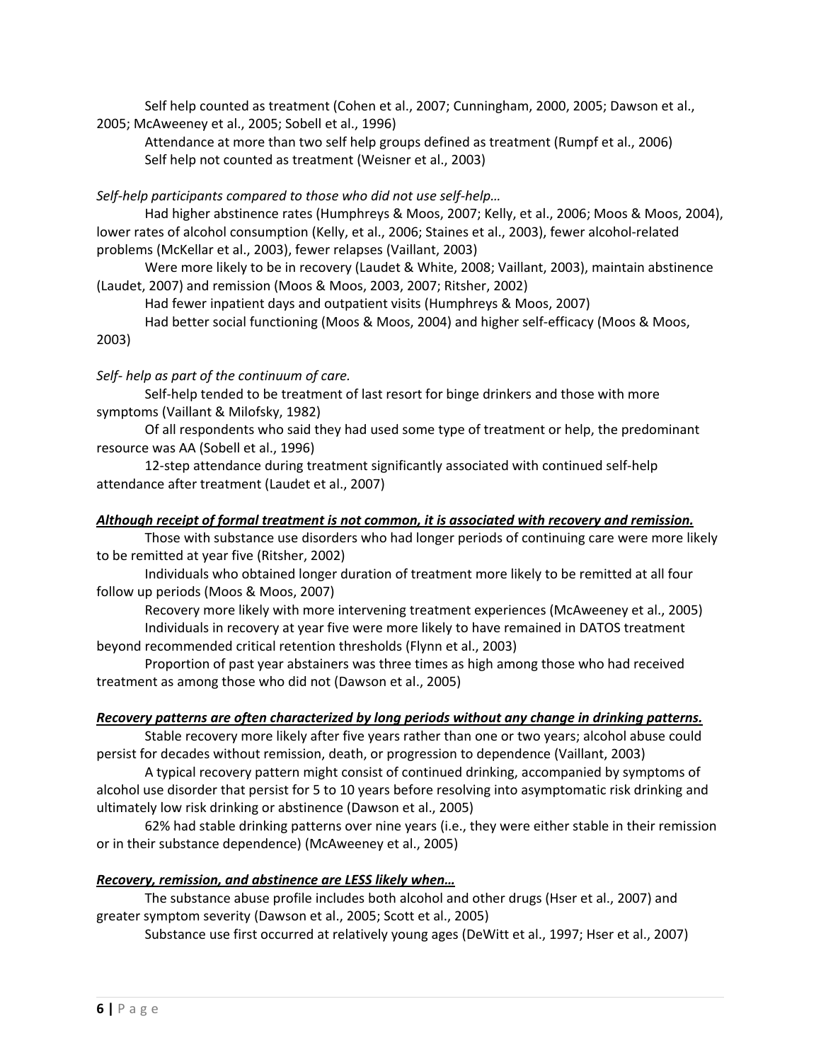Self help counted as treatment (Cohen et al., 2007; Cunningham, 2000, 2005; Dawson et al., 2005; McAweeney et al., 2005; Sobell et al., 1996)

Attendance at more than two self help groups defined as treatment (Rumpf et al., 2006)

Self help not counted as treatment (Weisner et al., 2003)

*Self-help participants compared to those who did not use self-help…*

Had higher abstinence rates (Humphreys & Moos, 2007; Kelly, et al., 2006; Moos & Moos, 2004), lower rates of alcohol consumption (Kelly, et al., 2006; Staines et al., 2003), fewer alcohol-related problems (McKellar et al., 2003), fewer relapses (Vaillant, 2003)

Were more likely to be in recovery (Laudet & White, 2008; Vaillant, 2003), maintain abstinence (Laudet, 2007) and remission (Moos & Moos, 2003, 2007; Ritsher, 2002)

Had fewer inpatient days and outpatient visits (Humphreys & Moos, 2007)

Had better social functioning (Moos & Moos, 2004) and higher self-efficacy (Moos & Moos, 2003)

*Self- help as part of the continuum of care.*

Self-help tended to be treatment of last resort for binge drinkers and those with more symptoms (Vaillant & Milofsky, 1982)

Of all respondents who said they had used some type of treatment or help, the predominant resource was AA (Sobell et al., 1996)

12-step attendance during treatment significantly associated with continued self-help attendance after treatment (Laudet et al., 2007)

***<u>Although receipt of formal treatment is not common, it is associated with recovery and remission.</u>***

Those with substance use disorders who had longer periods of continuing care were more likely to be remitted at year five (Ritsher, 2002)

Individuals who obtained longer duration of treatment more likely to be remitted at all four follow up periods (Moos & Moos, 2007)

Recovery more likely with more intervening treatment experiences (McAweeney et al., 2005)

Individuals in recovery at year five were more likely to have remained in DATOS treatment beyond recommended critical retention thresholds (Flynn et al., 2003)

Proportion of past year abstainers was three times as high among those who had received treatment as among those who did not (Dawson et al., 2005)

***<u>Recovery patterns are often characterized by long periods without any change in drinking patterns.</u>***

Stable recovery more likely after five years rather than one or two years; alcohol abuse could persist for decades without remission, death, or progression to dependence (Vaillant, 2003)

A typical recovery pattern might consist of continued drinking, accompanied by symptoms of alcohol use disorder that persist for 5 to 10 years before resolving into asymptomatic risk drinking and ultimately low risk drinking or abstinence (Dawson et al., 2005)

62% had stable drinking patterns over nine years (i.e., they were either stable in their remission or in their substance dependence) (McAweeney et al., 2005)

***<u>Recovery, remission, and abstinence are LESS likely when…</u>***

The substance abuse profile includes both alcohol and other drugs (Hser et al., 2007) and greater symptom severity (Dawson et al., 2005; Scott et al., 2005)

Substance use first occurred at relatively young ages (DeWitt et al., 1997; Hser et al., 2007)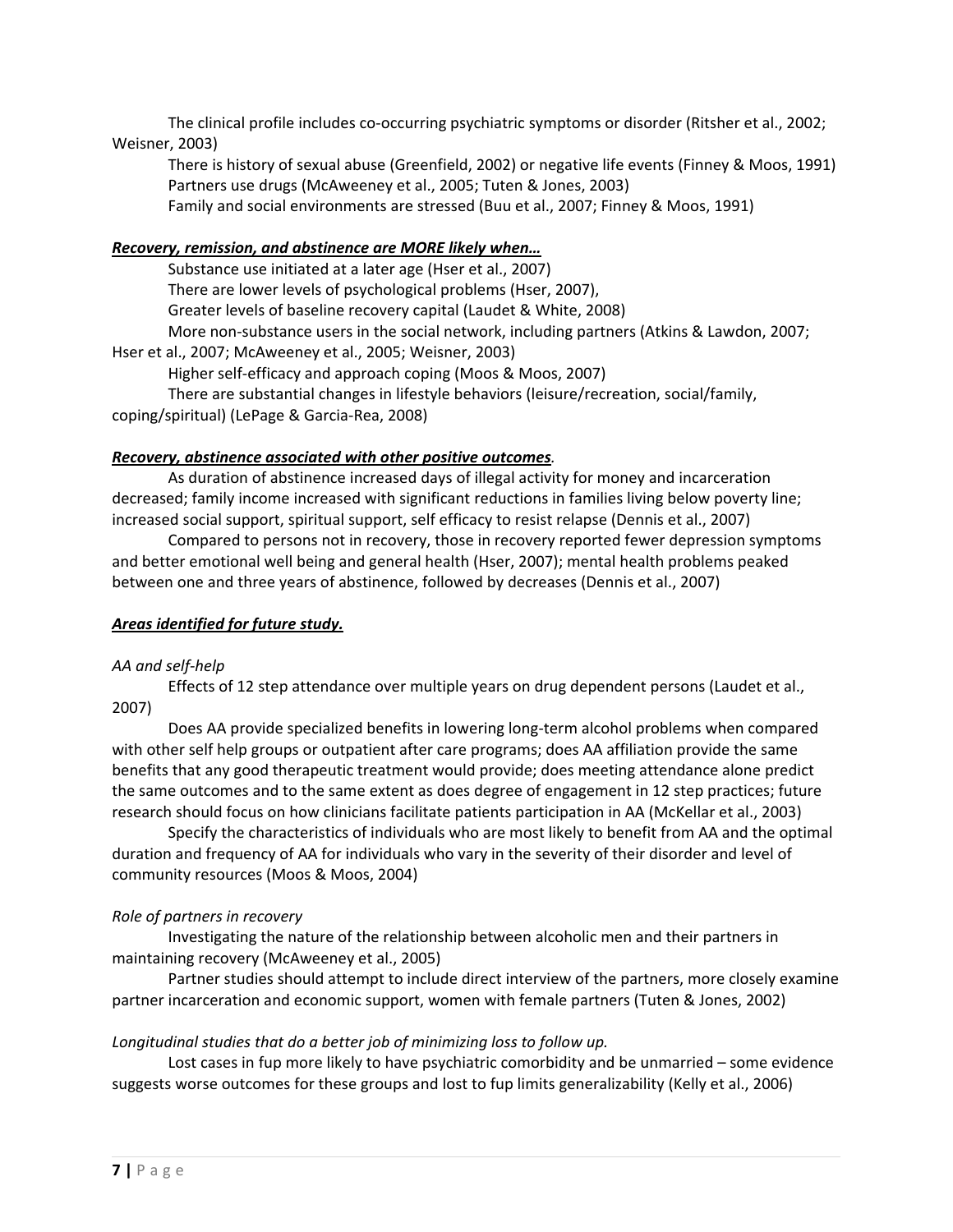The clinical profile includes co-occurring psychiatric symptoms or disorder (Ritsher et al., 2002; Weisner, 2003)

There is history of sexual abuse (Greenfield, 2002) or negative life events (Finney & Moos, 1991)

Partners use drugs (McAweeney et al., 2005; Tuten & Jones, 2003)

Family and social environments are stressed (Buu et al., 2007; Finney & Moos, 1991)

***Recovery, remission, and abstinence are MORE likely when…***

Substance use initiated at a later age (Hser et al., 2007)

There are lower levels of psychological problems (Hser, 2007),

Greater levels of baseline recovery capital (Laudet & White, 2008)

More non-substance users in the social network, including partners (Atkins & Lawdon, 2007; Hser et al., 2007; McAweeney et al., 2005; Weisner, 2003)

Higher self-efficacy and approach coping (Moos & Moos, 2007)

There are substantial changes in lifestyle behaviors (leisure/recreation, social/family, coping/spiritual) (LePage & Garcia-Rea, 2008)

***Recovery, abstinence associated with other positive outcomes***.

As duration of abstinence increased days of illegal activity for money and incarceration decreased; family income increased with significant reductions in families living below poverty line; increased social support, spiritual support, self efficacy to resist relapse (Dennis et al., 2007)

Compared to persons not in recovery, those in recovery reported fewer depression symptoms and better emotional well being and general health (Hser, 2007); mental health problems peaked between one and three years of abstinence, followed by decreases (Dennis et al., 2007)

***Areas identified for future study.***

*AA and self-help*

Effects of 12 step attendance over multiple years on drug dependent persons (Laudet et al., 2007)

Does AA provide specialized benefits in lowering long-term alcohol problems when compared with other self help groups or outpatient after care programs; does AA affiliation provide the same benefits that any good therapeutic treatment would provide; does meeting attendance alone predict the same outcomes and to the same extent as does degree of engagement in 12 step practices; future research should focus on how clinicians facilitate patients participation in AA (McKellar et al., 2003)

Specify the characteristics of individuals who are most likely to benefit from AA and the optimal duration and frequency of AA for individuals who vary in the severity of their disorder and level of community resources (Moos & Moos, 2004)

*Role of partners in recovery*

Investigating the nature of the relationship between alcoholic men and their partners in maintaining recovery (McAweeney et al., 2005)

Partner studies should attempt to include direct interview of the partners, more closely examine partner incarceration and economic support, women with female partners (Tuten & Jones, 2002)

*Longitudinal studies that do a better job of minimizing loss to follow up.*

Lost cases in fup more likely to have psychiatric comorbidity and be unmarried – some evidence suggests worse outcomes for these groups and lost to fup limits generalizability (Kelly et al., 2006)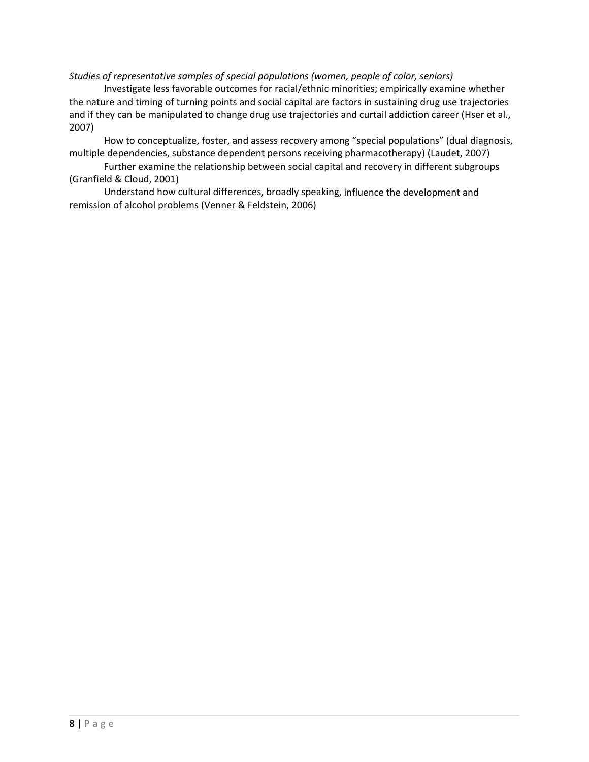*Studies of representative samples of special populations (women, people of color, seniors)*

Investigate less favorable outcomes for racial/ethnic minorities; empirically examine whether the nature and timing of turning points and social capital are factors in sustaining drug use trajectories and if they can be manipulated to change drug use trajectories and curtail addiction career (Hser et al., 2007)

How to conceptualize, foster, and assess recovery among “special populations” (dual diagnosis, multiple dependencies, substance dependent persons receiving pharmacotherapy) (Laudet, 2007)

Further examine the relationship between social capital and recovery in different subgroups (Granfield & Cloud, 2001)

Understand how cultural differences, broadly speaking, influence the development and remission of alcohol problems (Venner & Feldstein, 2006)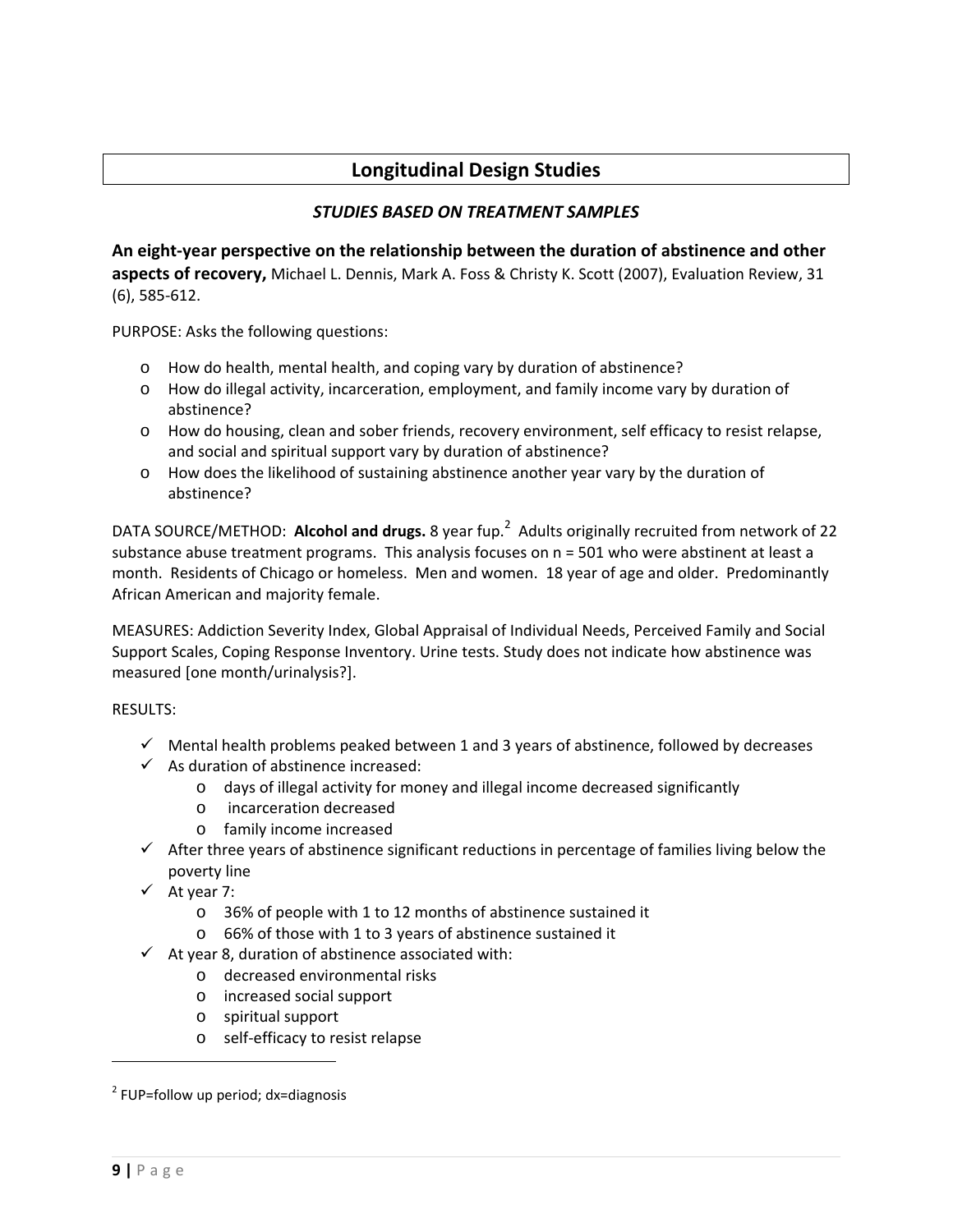# Longitudinal Design Studies

## *STUDIES BASED ON TREATMENT SAMPLES*

**An eight-year perspective on the relationship between the duration of abstinence and other aspects of recovery,** Michael L. Dennis, Mark A. Foss & Christy K. Scott (2007), Evaluation Review, 31 (6), 585-612.

PURPOSE: Asks the following questions:

- How do health, mental health, and coping vary by duration of abstinence?
- How do illegal activity, incarceration, employment, and family income vary by duration of abstinence?
- How do housing, clean and sober friends, recovery environment, self efficacy to resist relapse, and social and spiritual support vary by duration of abstinence?
- How does the likelihood of sustaining abstinence another year vary by the duration of abstinence?

DATA SOURCE/METHOD: **Alcohol and drugs.** 8 year fup.[2] Adults originally recruited from network of 22 substance abuse treatment programs. This analysis focuses on n = 501 who were abstinent at least a month. Residents of Chicago or homeless. Men and women. 18 year of age and older. Predominantly African American and majority female.

MEASURES: Addiction Severity Index, Global Appraisal of Individual Needs, Perceived Family and Social Support Scales, Coping Response Inventory. Urine tests. Study does not indicate how abstinence was measured [one month/urinalysis?].

RESULTS:

- ✓ Mental health problems peaked between 1 and 3 years of abstinence, followed by decreases
- ✓ As duration of abstinence increased:
  - days of illegal activity for money and illegal income decreased significantly
  - incarceration decreased
  - family income increased
- ✓ After three years of abstinence significant reductions in percentage of families living below the poverty line
- ✓ At year 7:
  - 36% of people with 1 to 12 months of abstinence sustained it
  - 66% of those with 1 to 3 years of abstinence sustained it
- ✓ At year 8, duration of abstinence associated with:
  - decreased environmental risks
  - increased social support
  - spiritual support
  - self-efficacy to resist relapse

---

[2] FUP=follow up period; dx=diagnosis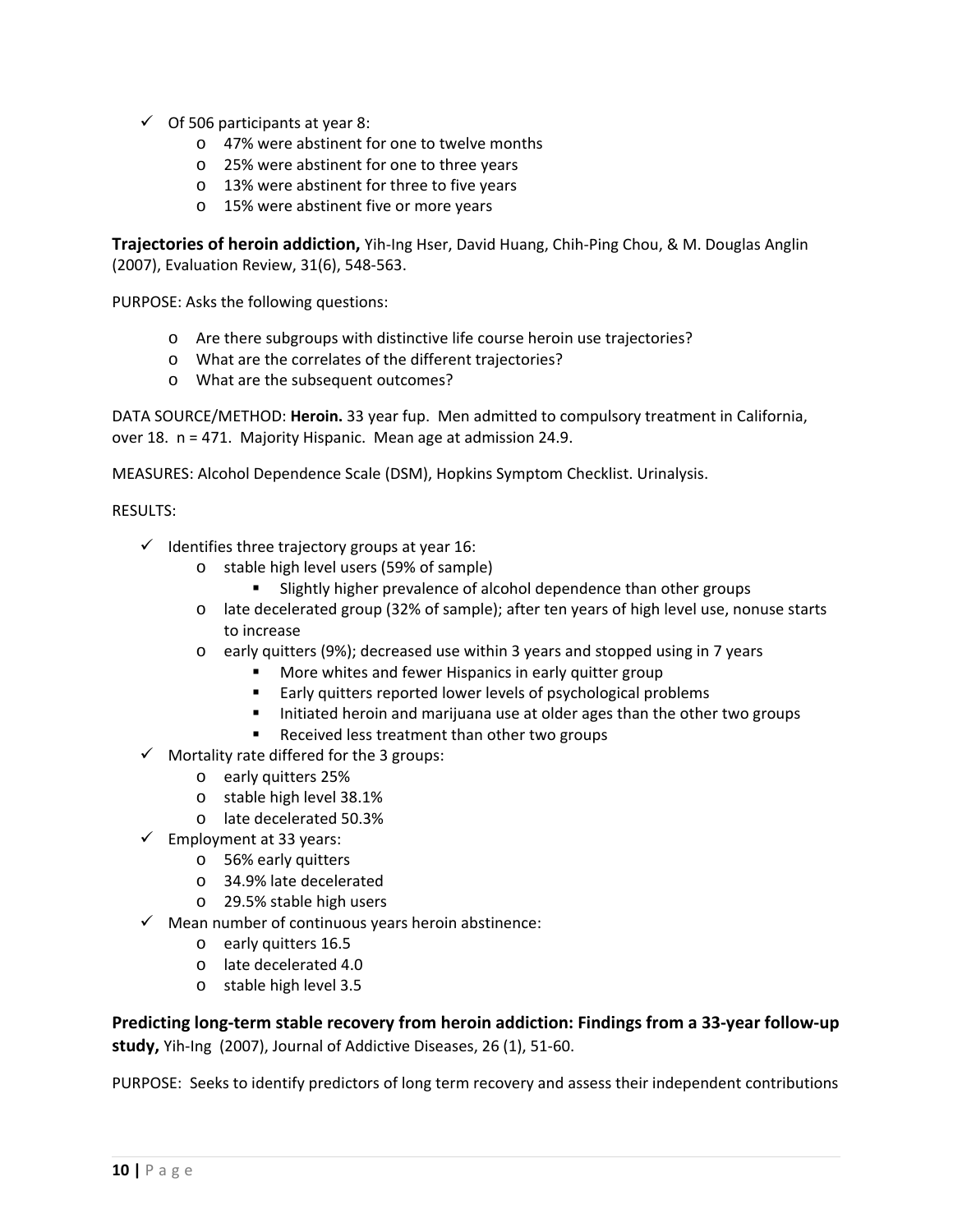- ✓ Of 506 participants at year 8:
  - 47% were abstinent for one to twelve months
  - 25% were abstinent for one to three years
  - 13% were abstinent for three to five years
  - 15% were abstinent five or more years

**Trajectories of heroin addiction,** Yih-Ing Hser, David Huang, Chih-Ping Chou, & M. Douglas Anglin (2007), Evaluation Review, 31(6), 548-563.

PURPOSE: Asks the following questions:

- Are there subgroups with distinctive life course heroin use trajectories?
- What are the correlates of the different trajectories?
- What are the subsequent outcomes?

DATA SOURCE/METHOD: **Heroin.** 33 year fup. Men admitted to compulsory treatment in California, over 18. n = 471. Majority Hispanic. Mean age at admission 24.9.

MEASURES: Alcohol Dependence Scale (DSM), Hopkins Symptom Checklist. Urinalysis.

RESULTS:

- ✓ Identifies three trajectory groups at year 16:
  - stable high level users (59% of sample)
    - Slightly higher prevalence of alcohol dependence than other groups
  - late decelerated group (32% of sample); after ten years of high level use, nonuse starts to increase
  - early quitters (9%); decreased use within 3 years and stopped using in 7 years
    - More whites and fewer Hispanics in early quitter group
    - Early quitters reported lower levels of psychological problems
    - Initiated heroin and marijuana use at older ages than the other two groups
    - Received less treatment than other two groups
- ✓ Mortality rate differed for the 3 groups:
  - early quitters 25%
  - stable high level 38.1%
  - late decelerated 50.3%
- ✓ Employment at 33 years:
  - 56% early quitters
  - 34.9% late decelerated
  - 29.5% stable high users
- ✓ Mean number of continuous years heroin abstinence:
  - early quitters 16.5
  - late decelerated 4.0
  - stable high level 3.5

**Predicting long-term stable recovery from heroin addiction: Findings from a 33-year follow-up study,** Yih-Ing (2007), Journal of Addictive Diseases, 26 (1), 51-60.

PURPOSE: Seeks to identify predictors of long term recovery and assess their independent contributions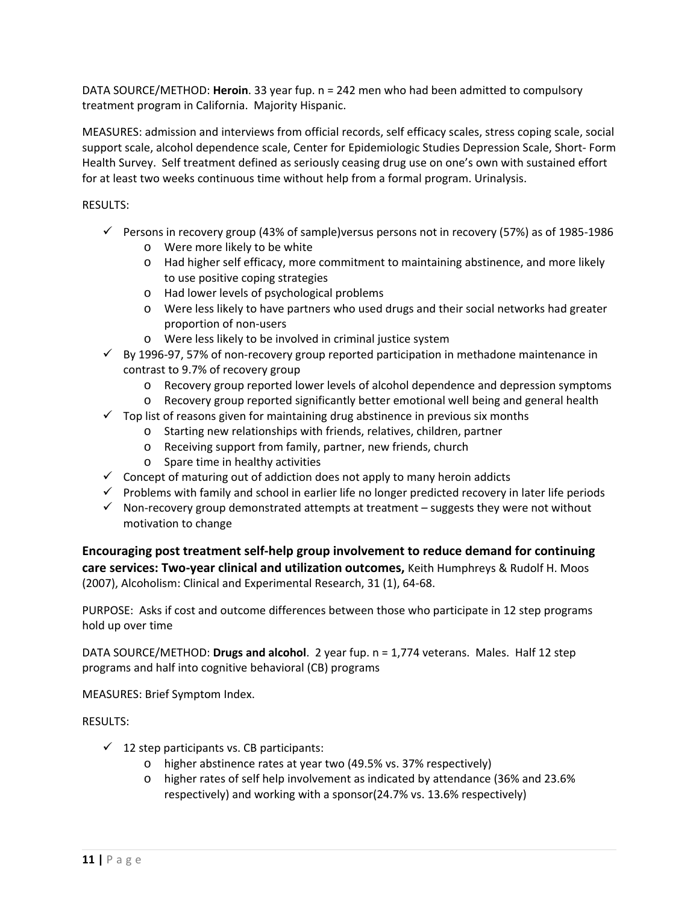DATA SOURCE/METHOD: **Heroin**. 33 year fup. n = 242 men who had been admitted to compulsory treatment program in California. Majority Hispanic.

MEASURES: admission and interviews from official records, self efficacy scales, stress coping scale, social support scale, alcohol dependence scale, Center for Epidemiologic Studies Depression Scale, Short- Form Health Survey. Self treatment defined as seriously ceasing drug use on one's own with sustained effort for at least two weeks continuous time without help from a formal program. Urinalysis.

RESULTS:

- ✓ Persons in recovery group (43% of sample)versus persons not in recovery (57%) as of 1985-1986
  - Were more likely to be white
  - Had higher self efficacy, more commitment to maintaining abstinence, and more likely to use positive coping strategies
  - Had lower levels of psychological problems
  - Were less likely to have partners who used drugs and their social networks had greater proportion of non-users
  - Were less likely to be involved in criminal justice system
- ✓ By 1996-97, 57% of non-recovery group reported participation in methadone maintenance in contrast to 9.7% of recovery group
  - Recovery group reported lower levels of alcohol dependence and depression symptoms
  - Recovery group reported significantly better emotional well being and general health
- ✓ Top list of reasons given for maintaining drug abstinence in previous six months
  - Starting new relationships with friends, relatives, children, partner
  - Receiving support from family, partner, new friends, church
  - Spare time in healthy activities
- ✓ Concept of maturing out of addiction does not apply to many heroin addicts
- ✓ Problems with family and school in earlier life no longer predicted recovery in later life periods
- ✓ Non-recovery group demonstrated attempts at treatment – suggests they were not without motivation to change

**Encouraging post treatment self-help group involvement to reduce demand for continuing care services: Two-year clinical and utilization outcomes,** Keith Humphreys & Rudolf H. Moos (2007), Alcoholism: Clinical and Experimental Research, 31 (1), 64-68.

PURPOSE: Asks if cost and outcome differences between those who participate in 12 step programs hold up over time

DATA SOURCE/METHOD: **Drugs and alcohol**. 2 year fup. n = 1,774 veterans. Males. Half 12 step programs and half into cognitive behavioral (CB) programs

MEASURES: Brief Symptom Index.

RESULTS:

- ✓ 12 step participants vs. CB participants:
  - higher abstinence rates at year two (49.5% vs. 37% respectively)
  - higher rates of self help involvement as indicated by attendance (36% and 23.6% respectively) and working with a sponsor(24.7% vs. 13.6% respectively)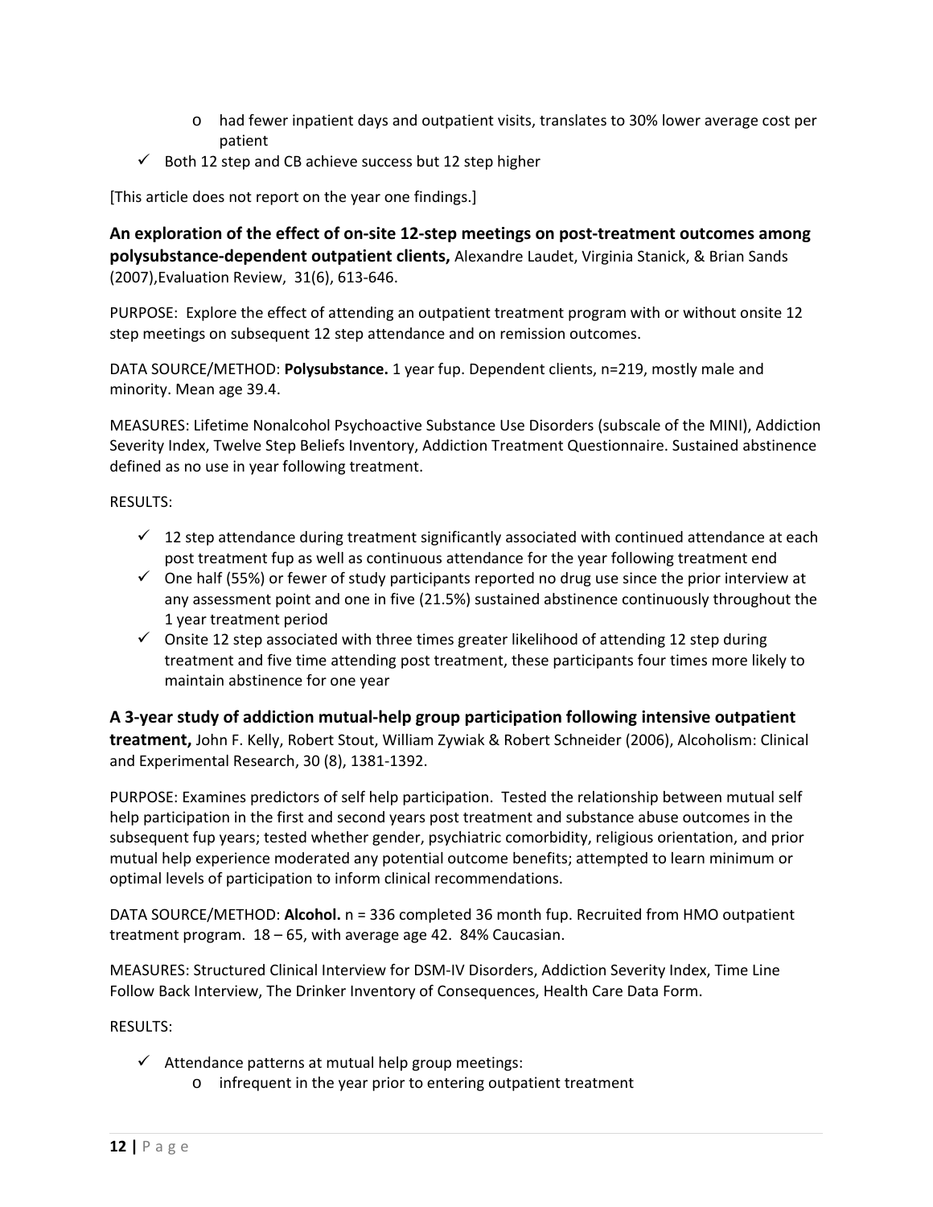- had fewer inpatient days and outpatient visits, translates to 30% lower average cost per patient
- ✓ Both 12 step and CB achieve success but 12 step higher

[This article does not report on the year one findings.]

**An exploration of the effect of on-site 12-step meetings on post-treatment outcomes among polysubstance-dependent outpatient clients,** Alexandre Laudet, Virginia Stanick, & Brian Sands (2007),Evaluation Review, 31(6), 613-646.

PURPOSE: Explore the effect of attending an outpatient treatment program with or without onsite 12 step meetings on subsequent 12 step attendance and on remission outcomes.

DATA SOURCE/METHOD: **Polysubstance.** 1 year fup. Dependent clients, n=219, mostly male and minority. Mean age 39.4.

MEASURES: Lifetime Nonalcohol Psychoactive Substance Use Disorders (subscale of the MINI), Addiction Severity Index, Twelve Step Beliefs Inventory, Addiction Treatment Questionnaire. Sustained abstinence defined as no use in year following treatment.

RESULTS:

- ✓ 12 step attendance during treatment significantly associated with continued attendance at each post treatment fup as well as continuous attendance for the year following treatment end
- ✓ One half (55%) or fewer of study participants reported no drug use since the prior interview at any assessment point and one in five (21.5%) sustained abstinence continuously throughout the 1 year treatment period
- ✓ Onsite 12 step associated with three times greater likelihood of attending 12 step during treatment and five time attending post treatment, these participants four times more likely to maintain abstinence for one year

**A 3-year study of addiction mutual-help group participation following intensive outpatient treatment,** John F. Kelly, Robert Stout, William Zywiak & Robert Schneider (2006), Alcoholism: Clinical and Experimental Research, 30 (8), 1381-1392.

PURPOSE: Examines predictors of self help participation. Tested the relationship between mutual self help participation in the first and second years post treatment and substance abuse outcomes in the subsequent fup years; tested whether gender, psychiatric comorbidity, religious orientation, and prior mutual help experience moderated any potential outcome benefits; attempted to learn minimum or optimal levels of participation to inform clinical recommendations.

DATA SOURCE/METHOD: **Alcohol.** n = 336 completed 36 month fup. Recruited from HMO outpatient treatment program. 18 – 65, with average age 42. 84% Caucasian.

MEASURES: Structured Clinical Interview for DSM-IV Disorders, Addiction Severity Index, Time Line Follow Back Interview, The Drinker Inventory of Consequences, Health Care Data Form.

RESULTS:

- ✓ Attendance patterns at mutual help group meetings:
  - infrequent in the year prior to entering outpatient treatment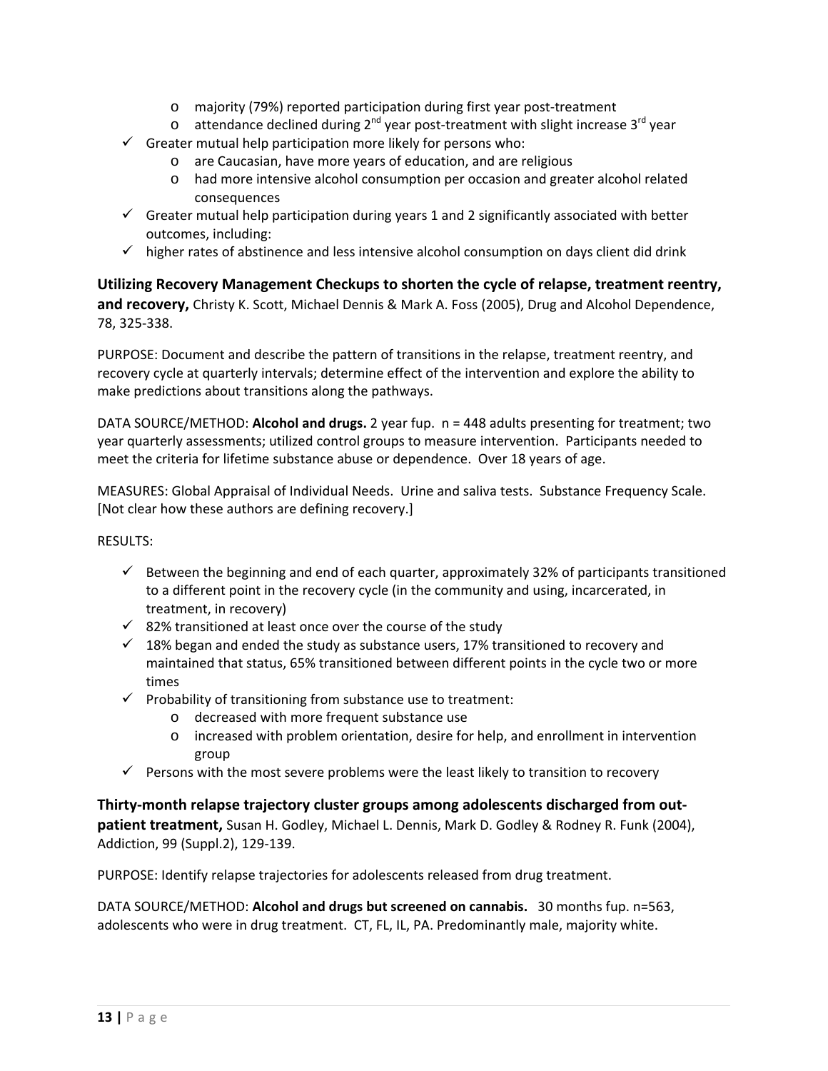- majority (79%) reported participation during first year post-treatment
  - attendance declined during 2nd year post-treatment with slight increase 3rd year
- ✓ Greater mutual help participation more likely for persons who:
  - are Caucasian, have more years of education, and are religious
  - had more intensive alcohol consumption per occasion and greater alcohol related consequences
- ✓ Greater mutual help participation during years 1 and 2 significantly associated with better outcomes, including:
- ✓ higher rates of abstinence and less intensive alcohol consumption on days client did drink

**Utilizing Recovery Management Checkups to shorten the cycle of relapse, treatment reentry, and recovery,** Christy K. Scott, Michael Dennis & Mark A. Foss (2005), Drug and Alcohol Dependence, 78, 325-338.

PURPOSE: Document and describe the pattern of transitions in the relapse, treatment reentry, and recovery cycle at quarterly intervals; determine effect of the intervention and explore the ability to make predictions about transitions along the pathways.

DATA SOURCE/METHOD: **Alcohol and drugs.** 2 year fup. n = 448 adults presenting for treatment; two year quarterly assessments; utilized control groups to measure intervention. Participants needed to meet the criteria for lifetime substance abuse or dependence. Over 18 years of age.

MEASURES: Global Appraisal of Individual Needs. Urine and saliva tests. Substance Frequency Scale. [Not clear how these authors are defining recovery.]

RESULTS:

- ✓ Between the beginning and end of each quarter, approximately 32% of participants transitioned to a different point in the recovery cycle (in the community and using, incarcerated, in treatment, in recovery)
- ✓ 82% transitioned at least once over the course of the study
- ✓ 18% began and ended the study as substance users, 17% transitioned to recovery and maintained that status, 65% transitioned between different points in the cycle two or more times
- ✓ Probability of transitioning from substance use to treatment:
  - decreased with more frequent substance use
  - increased with problem orientation, desire for help, and enrollment in intervention group
- ✓ Persons with the most severe problems were the least likely to transition to recovery

**Thirty-month relapse trajectory cluster groups among adolescents discharged from out-patient treatment,** Susan H. Godley, Michael L. Dennis, Mark D. Godley & Rodney R. Funk (2004), Addiction, 99 (Suppl.2), 129-139.

PURPOSE: Identify relapse trajectories for adolescents released from drug treatment.

DATA SOURCE/METHOD: **Alcohol and drugs but screened on cannabis.** 30 months fup. n=563, adolescents who were in drug treatment. CT, FL, IL, PA. Predominantly male, majority white.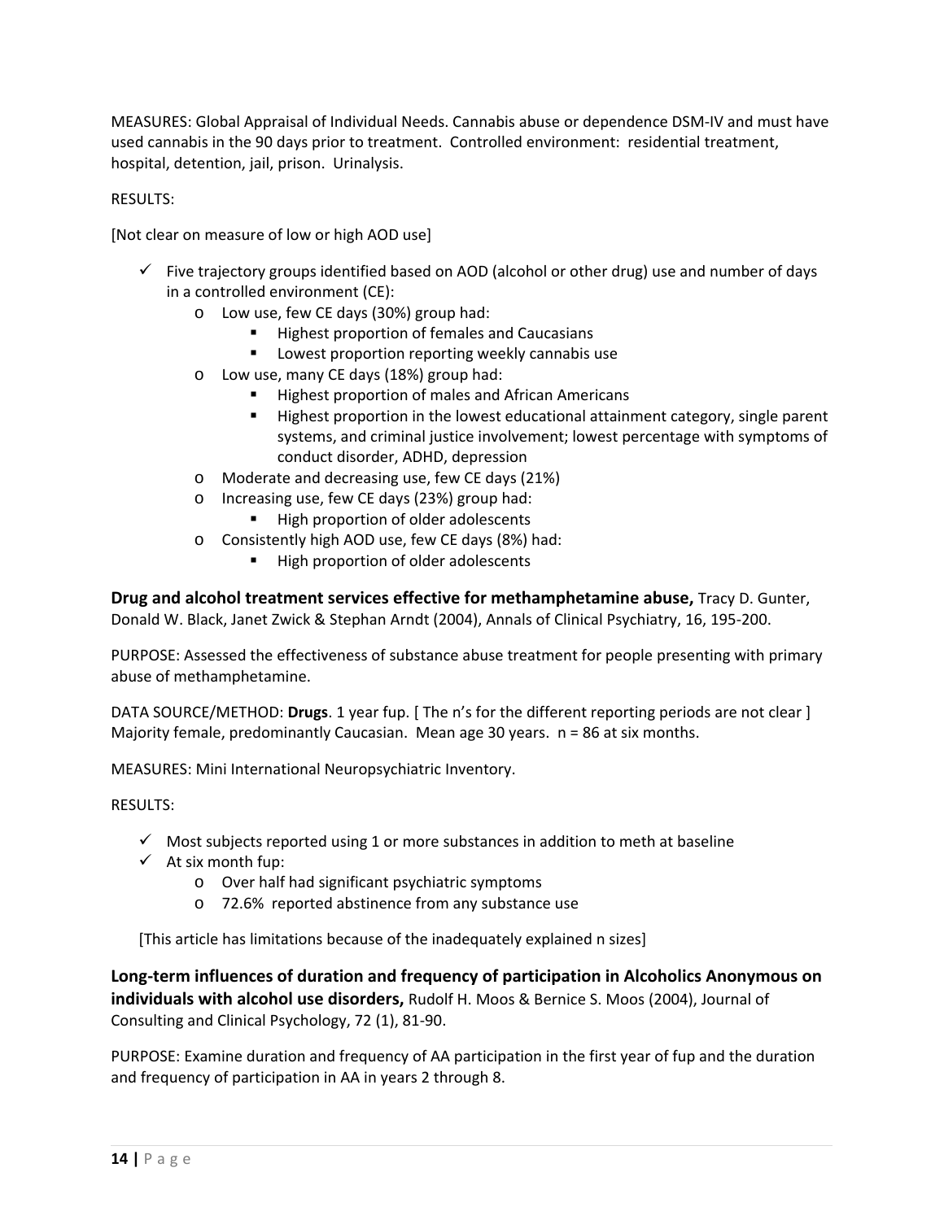MEASURES: Global Appraisal of Individual Needs. Cannabis abuse or dependence DSM-IV and must have used cannabis in the 90 days prior to treatment. Controlled environment: residential treatment, hospital, detention, jail, prison. Urinalysis.

RESULTS:

[Not clear on measure of low or high AOD use]

- ✓ Five trajectory groups identified based on AOD (alcohol or other drug) use and number of days in a controlled environment (CE):
  - Low use, few CE days (30%) group had:
    - Highest proportion of females and Caucasians
    - Lowest proportion reporting weekly cannabis use
  - Low use, many CE days (18%) group had:
    - Highest proportion of males and African Americans
    - Highest proportion in the lowest educational attainment category, single parent systems, and criminal justice involvement; lowest percentage with symptoms of conduct disorder, ADHD, depression
  - Moderate and decreasing use, few CE days (21%)
  - Increasing use, few CE days (23%) group had:
    - High proportion of older adolescents
  - Consistently high AOD use, few CE days (8%) had:
    - High proportion of older adolescents

**Drug and alcohol treatment services effective for methamphetamine abuse,** Tracy D. Gunter, Donald W. Black, Janet Zwick & Stephan Arndt (2004), Annals of Clinical Psychiatry, 16, 195-200.

PURPOSE: Assessed the effectiveness of substance abuse treatment for people presenting with primary abuse of methamphetamine.

DATA SOURCE/METHOD: **Drugs**. 1 year fup. [ The n's for the different reporting periods are not clear ] Majority female, predominantly Caucasian. Mean age 30 years. n = 86 at six months.

MEASURES: Mini International Neuropsychiatric Inventory.

RESULTS:

- ✓ Most subjects reported using 1 or more substances in addition to meth at baseline
- ✓ At six month fup:
  - Over half had significant psychiatric symptoms
  - 72.6% reported abstinence from any substance use

[This article has limitations because of the inadequately explained n sizes]

**Long-term influences of duration and frequency of participation in Alcoholics Anonymous on individuals with alcohol use disorders,** Rudolf H. Moos & Bernice S. Moos (2004), Journal of Consulting and Clinical Psychology, 72 (1), 81-90.

PURPOSE: Examine duration and frequency of AA participation in the first year of fup and the duration and frequency of participation in AA in years 2 through 8.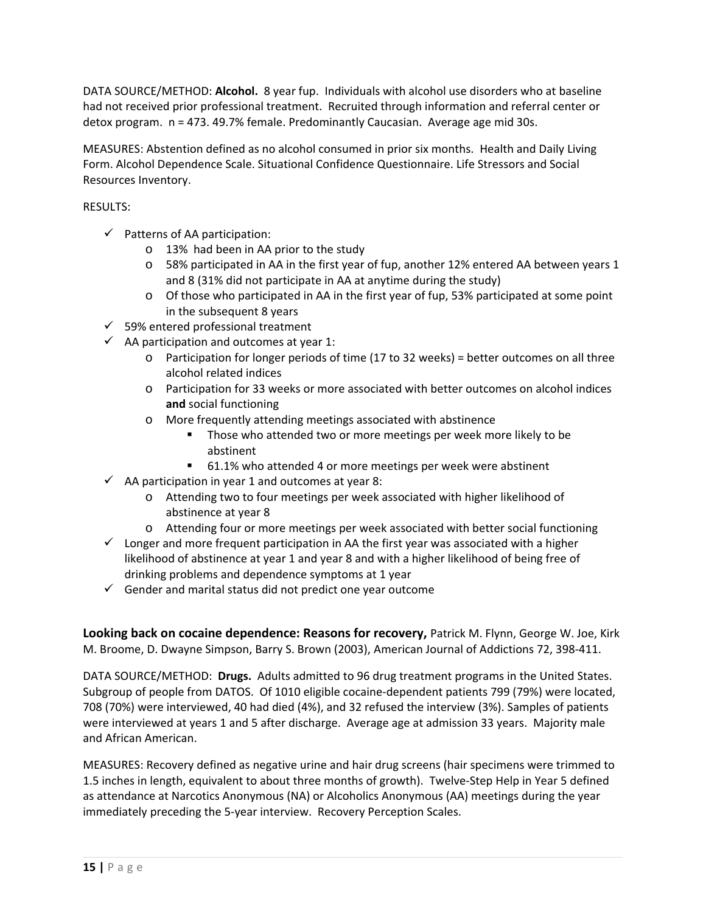DATA SOURCE/METHOD: **Alcohol.** 8 year fup. Individuals with alcohol use disorders who at baseline had not received prior professional treatment. Recruited through information and referral center or detox program. n = 473. 49.7% female. Predominantly Caucasian. Average age mid 30s.

MEASURES: Abstention defined as no alcohol consumed in prior six months. Health and Daily Living Form. Alcohol Dependence Scale. Situational Confidence Questionnaire. Life Stressors and Social Resources Inventory.

RESULTS:

- ✓ Patterns of AA participation:
  - 13% had been in AA prior to the study
  - 58% participated in AA in the first year of fup, another 12% entered AA between years 1 and 8 (31% did not participate in AA at anytime during the study)
  - Of those who participated in AA in the first year of fup, 53% participated at some point in the subsequent 8 years
- ✓ 59% entered professional treatment
- ✓ AA participation and outcomes at year 1:
  - Participation for longer periods of time (17 to 32 weeks) = better outcomes on all three alcohol related indices
  - Participation for 33 weeks or more associated with better outcomes on alcohol indices **and** social functioning
  - More frequently attending meetings associated with abstinence
    - Those who attended two or more meetings per week more likely to be abstinent
    - 61.1% who attended 4 or more meetings per week were abstinent
- ✓ AA participation in year 1 and outcomes at year 8:
  - Attending two to four meetings per week associated with higher likelihood of abstinence at year 8
  - Attending four or more meetings per week associated with better social functioning
- ✓ Longer and more frequent participation in AA the first year was associated with a higher likelihood of abstinence at year 1 and year 8 and with a higher likelihood of being free of drinking problems and dependence symptoms at 1 year
- ✓ Gender and marital status did not predict one year outcome

**Looking back on cocaine dependence: Reasons for recovery,** Patrick M. Flynn, George W. Joe, Kirk M. Broome, D. Dwayne Simpson, Barry S. Brown (2003), American Journal of Addictions 72, 398-411.

DATA SOURCE/METHOD: **Drugs.** Adults admitted to 96 drug treatment programs in the United States. Subgroup of people from DATOS. Of 1010 eligible cocaine-dependent patients 799 (79%) were located, 708 (70%) were interviewed, 40 had died (4%), and 32 refused the interview (3%). Samples of patients were interviewed at years 1 and 5 after discharge. Average age at admission 33 years. Majority male and African American.

MEASURES: Recovery defined as negative urine and hair drug screens (hair specimens were trimmed to 1.5 inches in length, equivalent to about three months of growth). Twelve-Step Help in Year 5 defined as attendance at Narcotics Anonymous (NA) or Alcoholics Anonymous (AA) meetings during the year immediately preceding the 5-year interview. Recovery Perception Scales.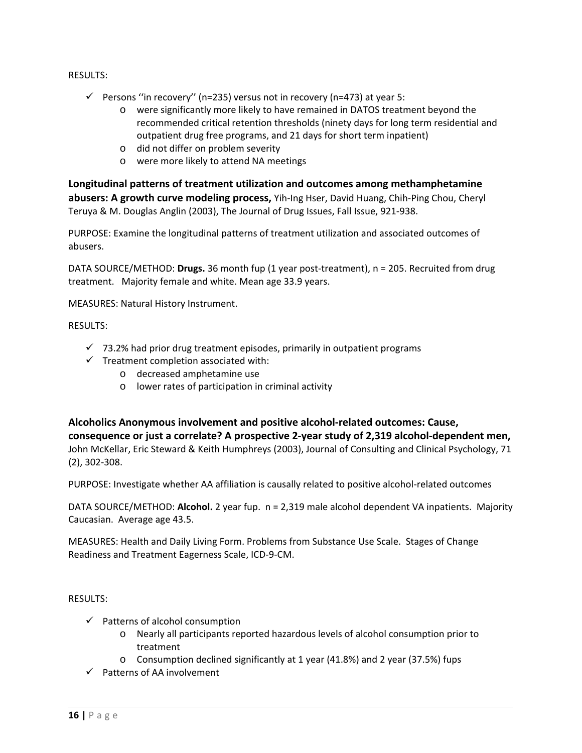RESULTS:

- ✓ Persons ''in recovery'' (n=235) versus not in recovery (n=473) at year 5:
  - were significantly more likely to have remained in DATOS treatment beyond the recommended critical retention thresholds (ninety days for long term residential and outpatient drug free programs, and 21 days for short term inpatient)
  - did not differ on problem severity
  - were more likely to attend NA meetings

**Longitudinal patterns of treatment utilization and outcomes among methamphetamine abusers: A growth curve modeling process,** Yih-Ing Hser, David Huang, Chih-Ping Chou, Cheryl Teruya & M. Douglas Anglin (2003), The Journal of Drug Issues, Fall Issue, 921-938.

PURPOSE: Examine the longitudinal patterns of treatment utilization and associated outcomes of abusers.

DATA SOURCE/METHOD: **Drugs.** 36 month fup (1 year post-treatment), n = 205. Recruited from drug treatment. Majority female and white. Mean age 33.9 years.

MEASURES: Natural History Instrument.

RESULTS:

- ✓ 73.2% had prior drug treatment episodes, primarily in outpatient programs
- ✓ Treatment completion associated with:
  - decreased amphetamine use
  - lower rates of participation in criminal activity

**Alcoholics Anonymous involvement and positive alcohol-related outcomes: Cause, consequence or just a correlate? A prospective 2-year study of 2,319 alcohol-dependent men,** John McKellar, Eric Steward & Keith Humphreys (2003), Journal of Consulting and Clinical Psychology, 71 (2), 302-308.

PURPOSE: Investigate whether AA affiliation is causally related to positive alcohol-related outcomes

DATA SOURCE/METHOD: **Alcohol.** 2 year fup. n = 2,319 male alcohol dependent VA inpatients. Majority Caucasian. Average age 43.5.

MEASURES: Health and Daily Living Form. Problems from Substance Use Scale. Stages of Change Readiness and Treatment Eagerness Scale, ICD-9-CM.

RESULTS:

- ✓ Patterns of alcohol consumption
  - Nearly all participants reported hazardous levels of alcohol consumption prior to treatment
  - Consumption declined significantly at 1 year (41.8%) and 2 year (37.5%) fups
- ✓ Patterns of AA involvement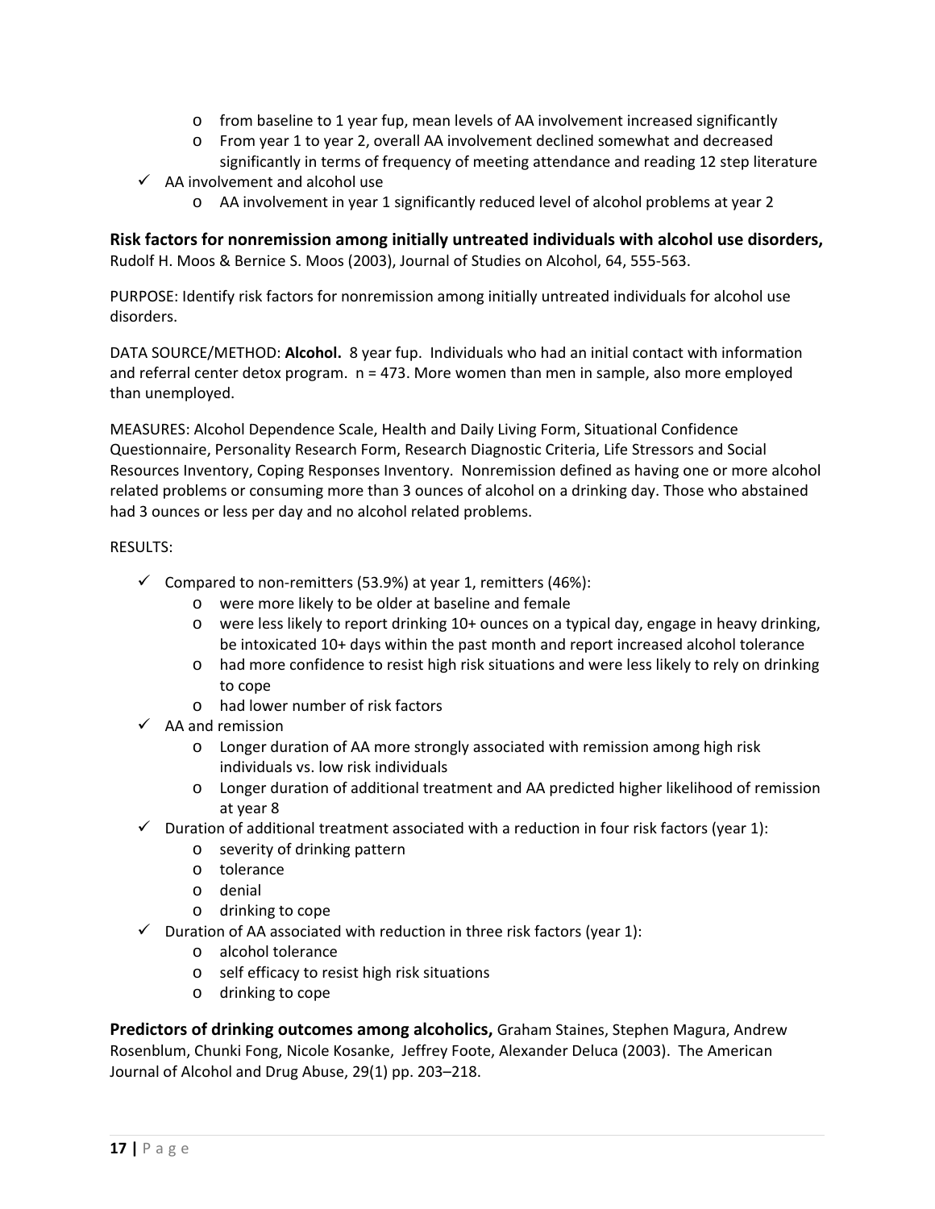- from baseline to 1 year fup, mean levels of AA involvement increased significantly
    - From year 1 to year 2, overall AA involvement declined somewhat and decreased significantly in terms of frequency of meeting attendance and reading 12 step literature
- ✓ AA involvement and alcohol use
    - AA involvement in year 1 significantly reduced level of alcohol problems at year 2

**Risk factors for nonremission among initially untreated individuals with alcohol use disorders,** Rudolf H. Moos & Bernice S. Moos (2003), Journal of Studies on Alcohol, 64, 555-563.

PURPOSE: Identify risk factors for nonremission among initially untreated individuals for alcohol use disorders.

DATA SOURCE/METHOD: **Alcohol.** 8 year fup. Individuals who had an initial contact with information and referral center detox program. n = 473. More women than men in sample, also more employed than unemployed.

MEASURES: Alcohol Dependence Scale, Health and Daily Living Form, Situational Confidence Questionnaire, Personality Research Form, Research Diagnostic Criteria, Life Stressors and Social Resources Inventory, Coping Responses Inventory. Nonremission defined as having one or more alcohol related problems or consuming more than 3 ounces of alcohol on a drinking day. Those who abstained had 3 ounces or less per day and no alcohol related problems.

RESULTS:

- ✓ Compared to non-remitters (53.9%) at year 1, remitters (46%):
    - were more likely to be older at baseline and female
    - were less likely to report drinking 10+ ounces on a typical day, engage in heavy drinking, be intoxicated 10+ days within the past month and report increased alcohol tolerance
    - had more confidence to resist high risk situations and were less likely to rely on drinking to cope
    - had lower number of risk factors
- ✓ AA and remission
    - Longer duration of AA more strongly associated with remission among high risk individuals vs. low risk individuals
    - Longer duration of additional treatment and AA predicted higher likelihood of remission at year 8
- ✓ Duration of additional treatment associated with a reduction in four risk factors (year 1):
    - severity of drinking pattern
    - tolerance
    - denial
    - drinking to cope
- ✓ Duration of AA associated with reduction in three risk factors (year 1):
    - alcohol tolerance
    - self efficacy to resist high risk situations
    - drinking to cope

**Predictors of drinking outcomes among alcoholics,** Graham Staines, Stephen Magura, Andrew Rosenblum, Chunki Fong, Nicole Kosanke, Jeffrey Foote, Alexander Deluca (2003). The American Journal of Alcohol and Drug Abuse, 29(1) pp. 203–218.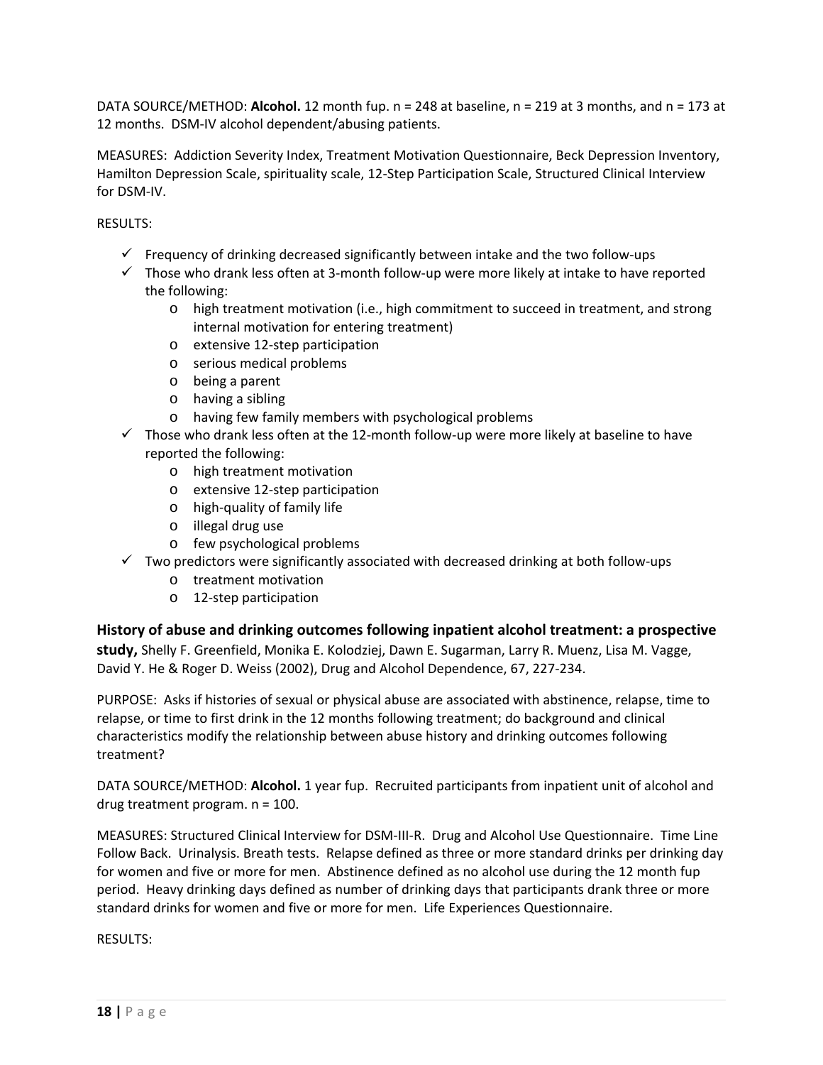DATA SOURCE/METHOD: **Alcohol.** 12 month fup. n = 248 at baseline, n = 219 at 3 months, and n = 173 at 12 months. DSM-IV alcohol dependent/abusing patients.

MEASURES: Addiction Severity Index, Treatment Motivation Questionnaire, Beck Depression Inventory, Hamilton Depression Scale, spirituality scale, 12-Step Participation Scale, Structured Clinical Interview for DSM-IV.

RESULTS:

- ✓ Frequency of drinking decreased significantly between intake and the two follow-ups
- ✓ Those who drank less often at 3-month follow-up were more likely at intake to have reported the following:
  - o high treatment motivation (i.e., high commitment to succeed in treatment, and strong internal motivation for entering treatment)
  - o extensive 12-step participation
  - o serious medical problems
  - o being a parent
  - o having a sibling
  - o having few family members with psychological problems
- ✓ Those who drank less often at the 12-month follow-up were more likely at baseline to have reported the following:
  - o high treatment motivation
  - o extensive 12-step participation
  - o high-quality of family life
  - o illegal drug use
  - o few psychological problems
- ✓ Two predictors were significantly associated with decreased drinking at both follow-ups
  - o treatment motivation
  - o 12-step participation

**History of abuse and drinking outcomes following inpatient alcohol treatment: a prospective study,** Shelly F. Greenfield, Monika E. Kolodziej, Dawn E. Sugarman, Larry R. Muenz, Lisa M. Vagge, David Y. He & Roger D. Weiss (2002), Drug and Alcohol Dependence, 67, 227-234.

PURPOSE: Asks if histories of sexual or physical abuse are associated with abstinence, relapse, time to relapse, or time to first drink in the 12 months following treatment; do background and clinical characteristics modify the relationship between abuse history and drinking outcomes following treatment?

DATA SOURCE/METHOD: **Alcohol.** 1 year fup. Recruited participants from inpatient unit of alcohol and drug treatment program. n = 100.

MEASURES: Structured Clinical Interview for DSM-III-R. Drug and Alcohol Use Questionnaire. Time Line Follow Back. Urinalysis. Breath tests. Relapse defined as three or more standard drinks per drinking day for women and five or more for men. Abstinence defined as no alcohol use during the 12 month fup period. Heavy drinking days defined as number of drinking days that participants drank three or more standard drinks for women and five or more for men. Life Experiences Questionnaire.

RESULTS: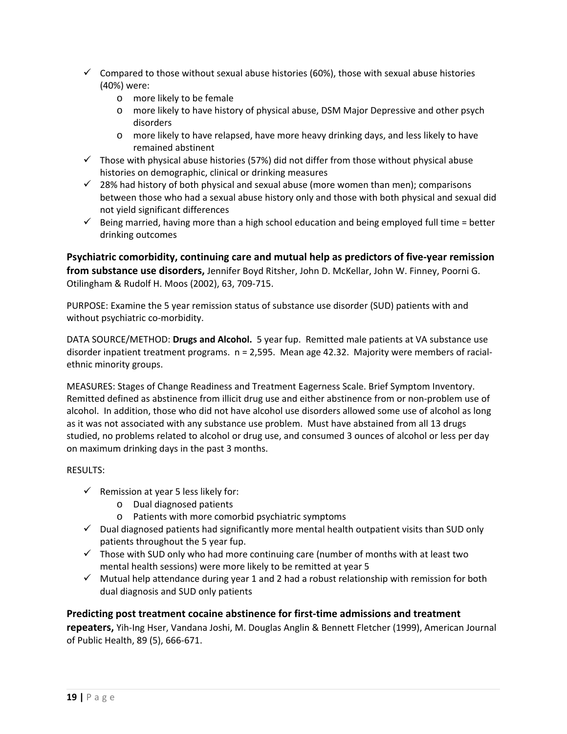- ✓ Compared to those without sexual abuse histories (60%), those with sexual abuse histories (40%) were:
  - more likely to be female
  - more likely to have history of physical abuse, DSM Major Depressive and other psych disorders
  - more likely to have relapsed, have more heavy drinking days, and less likely to have remained abstinent
- ✓ Those with physical abuse histories (57%) did not differ from those without physical abuse histories on demographic, clinical or drinking measures
- ✓ 28% had history of both physical and sexual abuse (more women than men); comparisons between those who had a sexual abuse history only and those with both physical and sexual did not yield significant differences
- ✓ Being married, having more than a high school education and being employed full time = better drinking outcomes

**Psychiatric comorbidity, continuing care and mutual help as predictors of five-year remission from substance use disorders,** Jennifer Boyd Ritsher, John D. McKellar, John W. Finney, Poorni G. Otilingham & Rudolf H. Moos (2002), 63, 709-715.

PURPOSE: Examine the 5 year remission status of substance use disorder (SUD) patients with and without psychiatric co-morbidity.

DATA SOURCE/METHOD: **Drugs and Alcohol.** 5 year fup. Remitted male patients at VA substance use disorder inpatient treatment programs. n = 2,595. Mean age 42.32. Majority were members of racial-ethnic minority groups.

MEASURES: Stages of Change Readiness and Treatment Eagerness Scale. Brief Symptom Inventory. Remitted defined as abstinence from illicit drug use and either abstinence from or non-problem use of alcohol. In addition, those who did not have alcohol use disorders allowed some use of alcohol as long as it was not associated with any substance use problem. Must have abstained from all 13 drugs studied, no problems related to alcohol or drug use, and consumed 3 ounces of alcohol or less per day on maximum drinking days in the past 3 months.

RESULTS:

- ✓ Remission at year 5 less likely for:
  - Dual diagnosed patients
  - Patients with more comorbid psychiatric symptoms
- ✓ Dual diagnosed patients had significantly more mental health outpatient visits than SUD only patients throughout the 5 year fup.
- ✓ Those with SUD only who had more continuing care (number of months with at least two mental health sessions) were more likely to be remitted at year 5
- ✓ Mutual help attendance during year 1 and 2 had a robust relationship with remission for both dual diagnosis and SUD only patients

**Predicting post treatment cocaine abstinence for first-time admissions and treatment repeaters,** Yih-Ing Hser, Vandana Joshi, M. Douglas Anglin & Bennett Fletcher (1999), American Journal of Public Health, 89 (5), 666-671.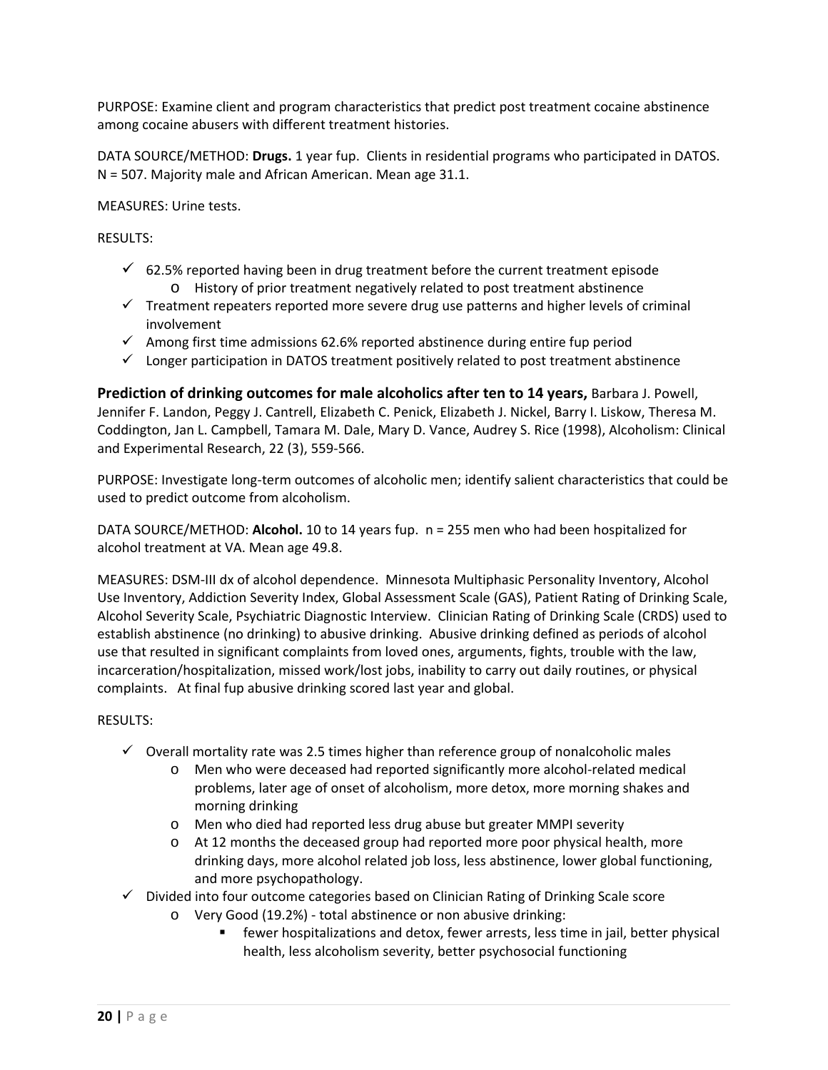PURPOSE: Examine client and program characteristics that predict post treatment cocaine abstinence among cocaine abusers with different treatment histories.

DATA SOURCE/METHOD: **Drugs.** 1 year fup. Clients in residential programs who participated in DATOS. N = 507. Majority male and African American. Mean age 31.1.

MEASURES: Urine tests.

RESULTS:

- ✓ 62.5% reported having been in drug treatment before the current treatment episode
  - o History of prior treatment negatively related to post treatment abstinence
- ✓ Treatment repeaters reported more severe drug use patterns and higher levels of criminal involvement
- ✓ Among first time admissions 62.6% reported abstinence during entire fup period
- ✓ Longer participation in DATOS treatment positively related to post treatment abstinence

**Prediction of drinking outcomes for male alcoholics after ten to 14 years,** Barbara J. Powell, Jennifer F. Landon, Peggy J. Cantrell, Elizabeth C. Penick, Elizabeth J. Nickel, Barry I. Liskow, Theresa M. Coddington, Jan L. Campbell, Tamara M. Dale, Mary D. Vance, Audrey S. Rice (1998), Alcoholism: Clinical and Experimental Research, 22 (3), 559-566.

PURPOSE: Investigate long-term outcomes of alcoholic men; identify salient characteristics that could be used to predict outcome from alcoholism.

DATA SOURCE/METHOD: **Alcohol.** 10 to 14 years fup. n = 255 men who had been hospitalized for alcohol treatment at VA. Mean age 49.8.

MEASURES: DSM-III dx of alcohol dependence. Minnesota Multiphasic Personality Inventory, Alcohol Use Inventory, Addiction Severity Index, Global Assessment Scale (GAS), Patient Rating of Drinking Scale, Alcohol Severity Scale, Psychiatric Diagnostic Interview. Clinician Rating of Drinking Scale (CRDS) used to establish abstinence (no drinking) to abusive drinking. Abusive drinking defined as periods of alcohol use that resulted in significant complaints from loved ones, arguments, fights, trouble with the law, incarceration/hospitalization, missed work/lost jobs, inability to carry out daily routines, or physical complaints. At final fup abusive drinking scored last year and global.

RESULTS:

- ✓ Overall mortality rate was 2.5 times higher than reference group of nonalcoholic males
  - o Men who were deceased had reported significantly more alcohol-related medical problems, later age of onset of alcoholism, more detox, more morning shakes and morning drinking
  - o Men who died had reported less drug abuse but greater MMPI severity
  - o At 12 months the deceased group had reported more poor physical health, more drinking days, more alcohol related job loss, less abstinence, lower global functioning, and more psychopathology.
- ✓ Divided into four outcome categories based on Clinician Rating of Drinking Scale score
  - o Very Good (19.2%) - total abstinence or non abusive drinking:
    - ▪ fewer hospitalizations and detox, fewer arrests, less time in jail, better physical health, less alcoholism severity, better psychosocial functioning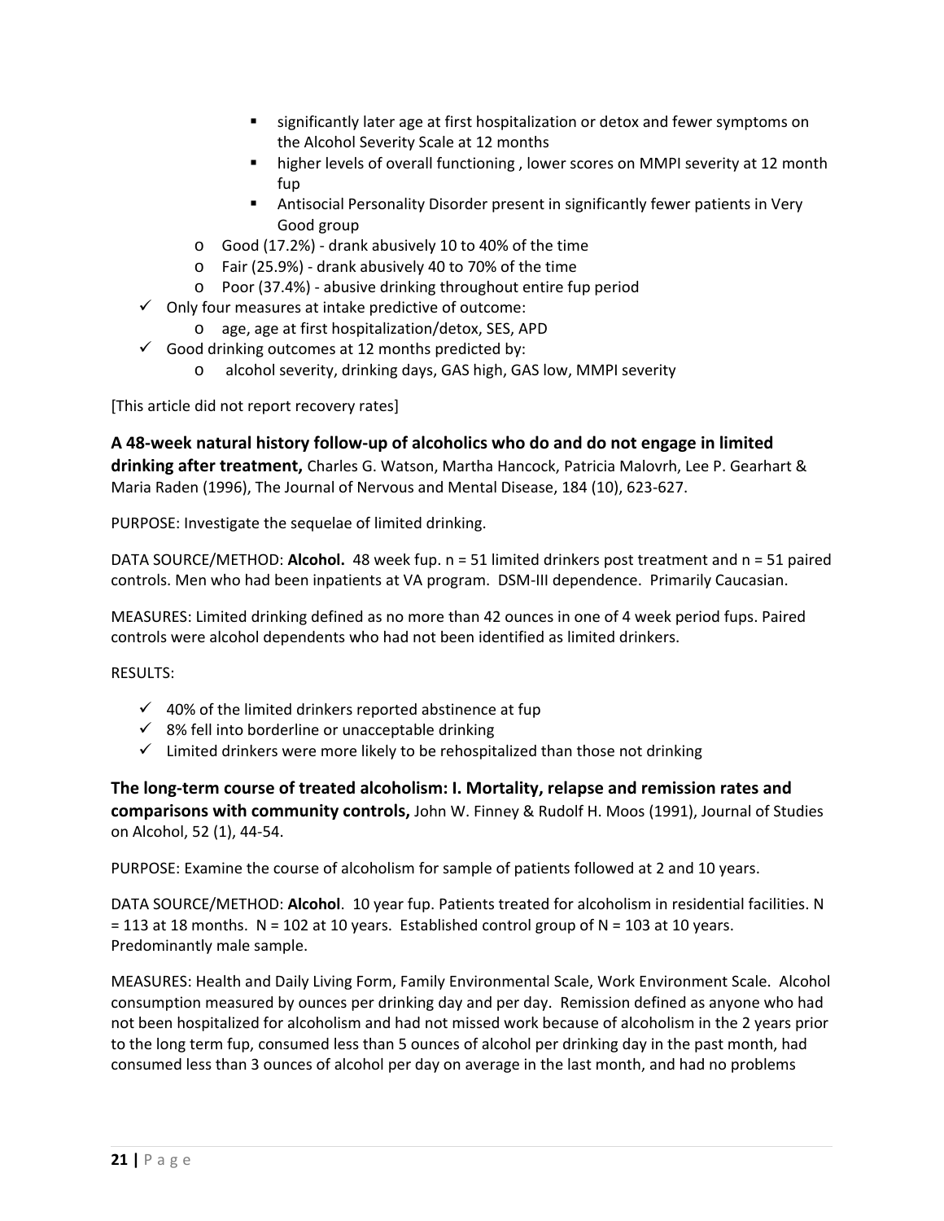- significantly later age at first hospitalization or detox and fewer symptoms on the Alcohol Severity Scale at 12 months
        - higher levels of overall functioning , lower scores on MMPI severity at 12 month fup
        - Antisocial Personality Disorder present in significantly fewer patients in Very Good group
    - Good (17.2%) - drank abusively 10 to 40% of the time
    - Fair (25.9%) - drank abusively 40 to 70% of the time
    - Poor (37.4%) - abusive drinking throughout entire fup period
- ✓ Only four measures at intake predictive of outcome:
    - age, age at first hospitalization/detox, SES, APD
- ✓ Good drinking outcomes at 12 months predicted by:
    - alcohol severity, drinking days, GAS high, GAS low, MMPI severity

[This article did not report recovery rates]

**A 48-week natural history follow-up of alcoholics who do and do not engage in limited drinking after treatment,** Charles G. Watson, Martha Hancock, Patricia Malovrh, Lee P. Gearhart & Maria Raden (1996), The Journal of Nervous and Mental Disease, 184 (10), 623-627.

PURPOSE: Investigate the sequelae of limited drinking.

DATA SOURCE/METHOD: **Alcohol.** 48 week fup. n = 51 limited drinkers post treatment and n = 51 paired controls. Men who had been inpatients at VA program. DSM-III dependence. Primarily Caucasian.

MEASURES: Limited drinking defined as no more than 42 ounces in one of 4 week period fups. Paired controls were alcohol dependents who had not been identified as limited drinkers.

RESULTS:

- ✓ 40% of the limited drinkers reported abstinence at fup
- ✓ 8% fell into borderline or unacceptable drinking
- ✓ Limited drinkers were more likely to be rehospitalized than those not drinking

**The long-term course of treated alcoholism: I. Mortality, relapse and remission rates and comparisons with community controls,** John W. Finney & Rudolf H. Moos (1991), Journal of Studies on Alcohol, 52 (1), 44-54.

PURPOSE: Examine the course of alcoholism for sample of patients followed at 2 and 10 years.

DATA SOURCE/METHOD: **Alcohol**. 10 year fup. Patients treated for alcoholism in residential facilities. N = 113 at 18 months. N = 102 at 10 years. Established control group of N = 103 at 10 years. Predominantly male sample.

MEASURES: Health and Daily Living Form, Family Environmental Scale, Work Environment Scale. Alcohol consumption measured by ounces per drinking day and per day. Remission defined as anyone who had not been hospitalized for alcoholism and had not missed work because of alcoholism in the 2 years prior to the long term fup, consumed less than 5 ounces of alcohol per drinking day in the past month, had consumed less than 3 ounces of alcohol per day on average in the last month, and had no problems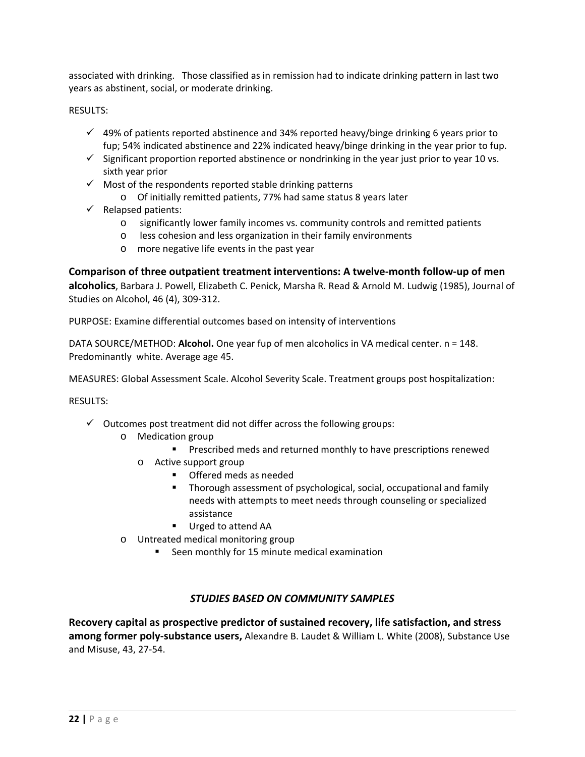associated with drinking. Those classified as in remission had to indicate drinking pattern in last two years as abstinent, social, or moderate drinking.

RESULTS:

- 49% of patients reported abstinence and 34% reported heavy/binge drinking 6 years prior to fup; 54% indicated abstinence and 22% indicated heavy/binge drinking in the year prior to fup.
- Significant proportion reported abstinence or nondrinking in the year just prior to year 10 vs. sixth year prior
- Most of the respondents reported stable drinking patterns
  - Of initially remitted patients, 77% had same status 8 years later
- Relapsed patients:
  - significantly lower family incomes vs. community controls and remitted patients
  - less cohesion and less organization in their family environments
  - more negative life events in the past year

**Comparison of three outpatient treatment interventions: A twelve-month follow-up of men alcoholics**, Barbara J. Powell, Elizabeth C. Penick, Marsha R. Read & Arnold M. Ludwig (1985), Journal of Studies on Alcohol, 46 (4), 309-312.

PURPOSE: Examine differential outcomes based on intensity of interventions

DATA SOURCE/METHOD: **Alcohol.** One year fup of men alcoholics in VA medical center. n = 148. Predominantly white. Average age 45.

MEASURES: Global Assessment Scale. Alcohol Severity Scale. Treatment groups post hospitalization:

RESULTS:

- Outcomes post treatment did not differ across the following groups:
  - Medication group
    - Prescribed meds and returned monthly to have prescriptions renewed
  - Active support group
    - Offered meds as needed
    - Thorough assessment of psychological, social, occupational and family needs with attempts to meet needs through counseling or specialized assistance
    - Urged to attend AA
  - Untreated medical monitoring group
    - Seen monthly for 15 minute medical examination

### *STUDIES BASED ON COMMUNITY SAMPLES*

**Recovery capital as prospective predictor of sustained recovery, life satisfaction, and stress among former poly-substance users,** Alexandre B. Laudet & William L. White (2008), Substance Use and Misuse, 43, 27-54.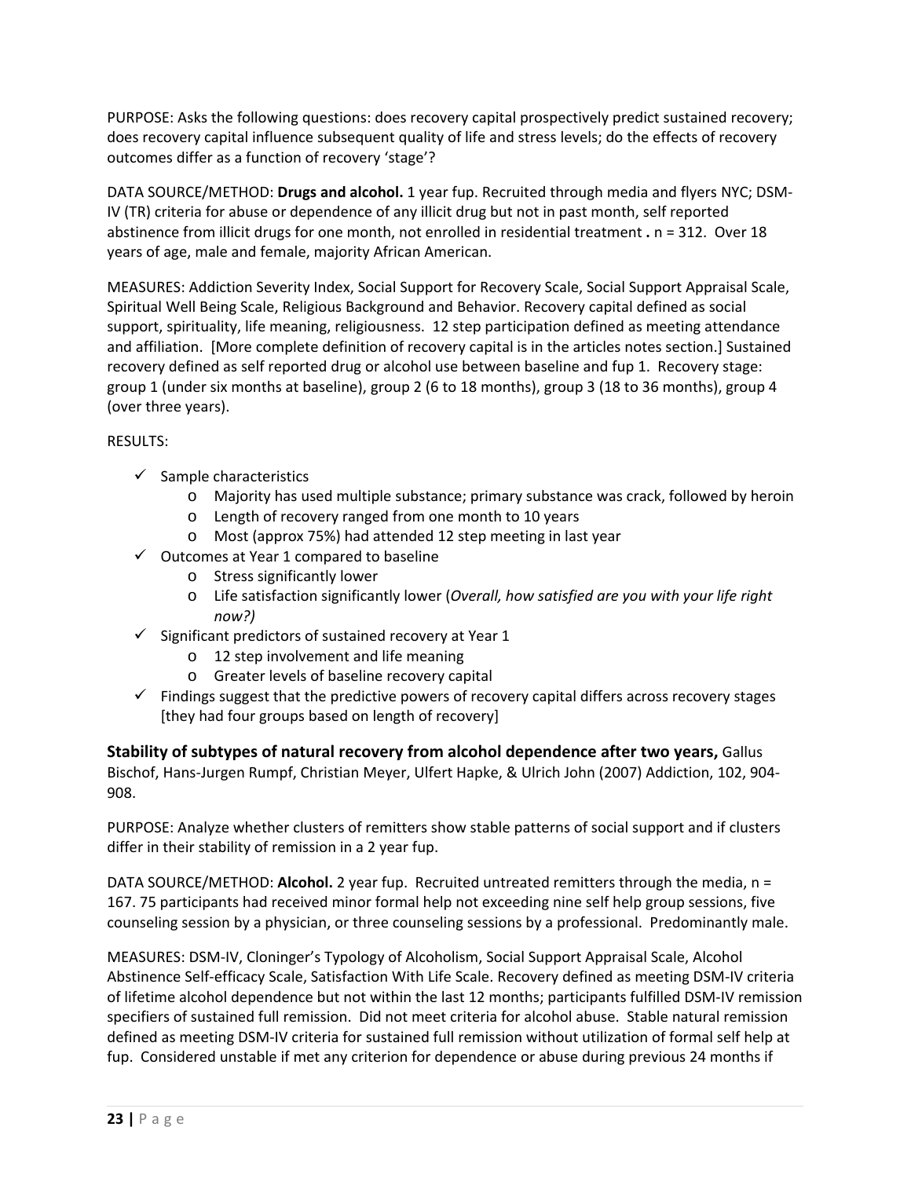PURPOSE: Asks the following questions: does recovery capital prospectively predict sustained recovery; does recovery capital influence subsequent quality of life and stress levels; do the effects of recovery outcomes differ as a function of recovery 'stage'?

DATA SOURCE/METHOD: **Drugs and alcohol.** 1 year fup. Recruited through media and flyers NYC; DSM-IV (TR) criteria for abuse or dependence of any illicit drug but not in past month, self reported abstinence from illicit drugs for one month, not enrolled in residential treatment **.** n = 312. Over 18 years of age, male and female, majority African American.

MEASURES: Addiction Severity Index, Social Support for Recovery Scale, Social Support Appraisal Scale, Spiritual Well Being Scale, Religious Background and Behavior. Recovery capital defined as social support, spirituality, life meaning, religiousness. 12 step participation defined as meeting attendance and affiliation. [More complete definition of recovery capital is in the articles notes section.] Sustained recovery defined as self reported drug or alcohol use between baseline and fup 1. Recovery stage: group 1 (under six months at baseline), group 2 (6 to 18 months), group 3 (18 to 36 months), group 4 (over three years).

RESULTS:

- ✓ Sample characteristics
  - Majority has used multiple substance; primary substance was crack, followed by heroin
  - Length of recovery ranged from one month to 10 years
  - Most (approx 75%) had attended 12 step meeting in last year
- ✓ Outcomes at Year 1 compared to baseline
  - Stress significantly lower
  - Life satisfaction significantly lower (*Overall, how satisfied are you with your life right now?)*
- ✓ Significant predictors of sustained recovery at Year 1
  - 12 step involvement and life meaning
  - Greater levels of baseline recovery capital
- ✓ Findings suggest that the predictive powers of recovery capital differs across recovery stages [they had four groups based on length of recovery]

**Stability of subtypes of natural recovery from alcohol dependence after two years,** Gallus Bischof, Hans-Jurgen Rumpf, Christian Meyer, Ulfert Hapke, & Ulrich John (2007) Addiction, 102, 904-908.

PURPOSE: Analyze whether clusters of remitters show stable patterns of social support and if clusters differ in their stability of remission in a 2 year fup.

DATA SOURCE/METHOD: **Alcohol.** 2 year fup. Recruited untreated remitters through the media, n = 167. 75 participants had received minor formal help not exceeding nine self help group sessions, five counseling session by a physician, or three counseling sessions by a professional. Predominantly male.

MEASURES: DSM-IV, Cloninger's Typology of Alcoholism, Social Support Appraisal Scale, Alcohol Abstinence Self-efficacy Scale, Satisfaction With Life Scale. Recovery defined as meeting DSM-IV criteria of lifetime alcohol dependence but not within the last 12 months; participants fulfilled DSM-IV remission specifiers of sustained full remission. Did not meet criteria for alcohol abuse. Stable natural remission defined as meeting DSM-IV criteria for sustained full remission without utilization of formal self help at fup. Considered unstable if met any criterion for dependence or abuse during previous 24 months if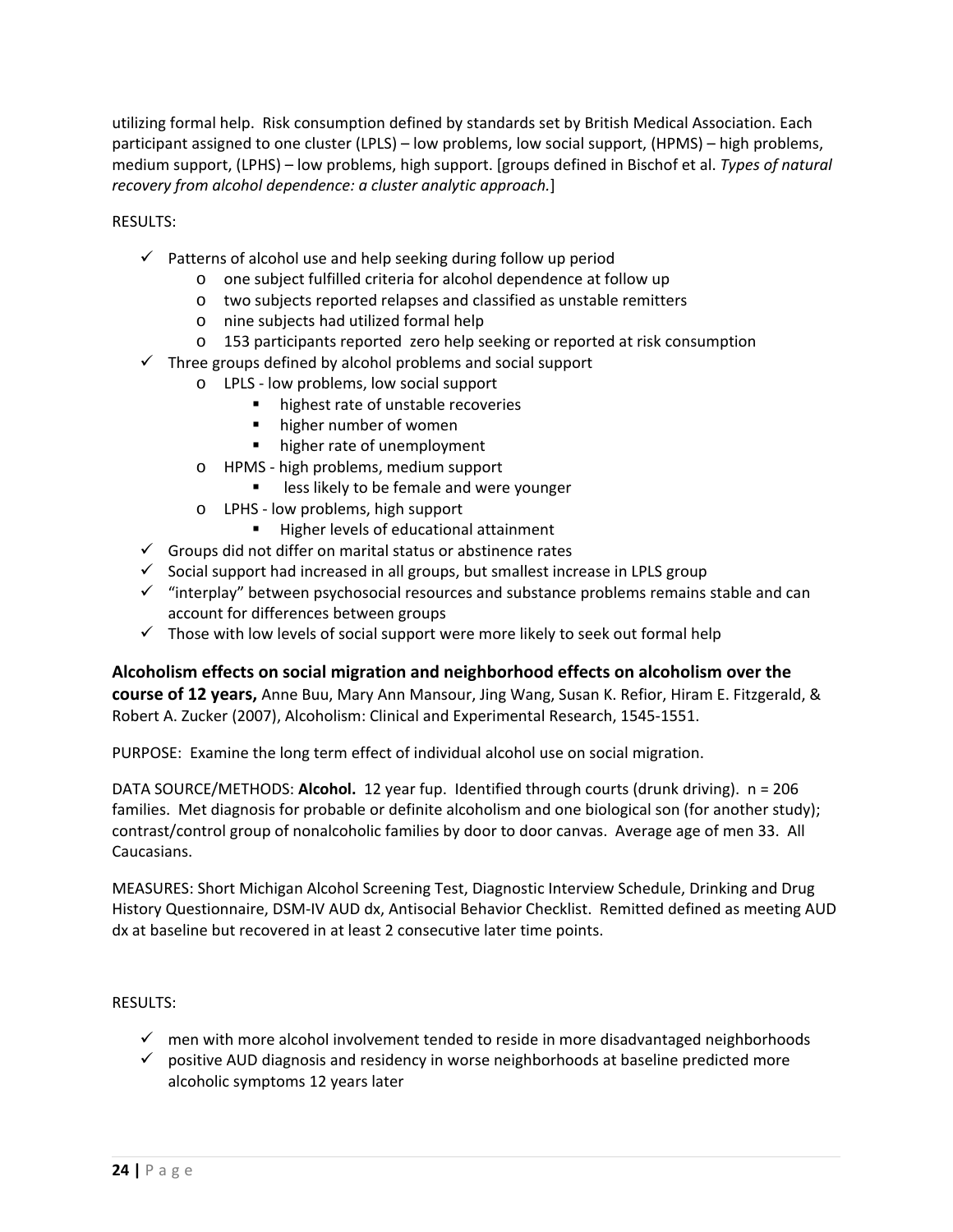utilizing formal help. Risk consumption defined by standards set by British Medical Association. Each participant assigned to one cluster (LPLS) – low problems, low social support, (HPMS) – high problems, medium support, (LPHS) – low problems, high support. [groups defined in Bischof et al. *Types of natural recovery from alcohol dependence: a cluster analytic approach.*]

RESULTS:

- ✓ Patterns of alcohol use and help seeking during follow up period
  - one subject fulfilled criteria for alcohol dependence at follow up
  - two subjects reported relapses and classified as unstable remitters
  - nine subjects had utilized formal help
  - 153 participants reported zero help seeking or reported at risk consumption
- ✓ Three groups defined by alcohol problems and social support
  - LPLS - low problems, low social support
    - highest rate of unstable recoveries
    - higher number of women
    - higher rate of unemployment
  - HPMS - high problems, medium support
    - less likely to be female and were younger
  - LPHS - low problems, high support
    - Higher levels of educational attainment
- ✓ Groups did not differ on marital status or abstinence rates
- ✓ Social support had increased in all groups, but smallest increase in LPLS group
- ✓ "interplay" between psychosocial resources and substance problems remains stable and can account for differences between groups
- ✓ Those with low levels of social support were more likely to seek out formal help

**Alcoholism effects on social migration and neighborhood effects on alcoholism over the course of 12 years,** Anne Buu, Mary Ann Mansour, Jing Wang, Susan K. Refior, Hiram E. Fitzgerald, & Robert A. Zucker (2007), Alcoholism: Clinical and Experimental Research, 1545-1551.

PURPOSE: Examine the long term effect of individual alcohol use on social migration.

DATA SOURCE/METHODS: **Alcohol.** 12 year fup. Identified through courts (drunk driving). n = 206 families. Met diagnosis for probable or definite alcoholism and one biological son (for another study); contrast/control group of nonalcoholic families by door to door canvas. Average age of men 33. All Caucasians.

MEASURES: Short Michigan Alcohol Screening Test, Diagnostic Interview Schedule, Drinking and Drug History Questionnaire, DSM-IV AUD dx, Antisocial Behavior Checklist. Remitted defined as meeting AUD dx at baseline but recovered in at least 2 consecutive later time points.

RESULTS:

- ✓ men with more alcohol involvement tended to reside in more disadvantaged neighborhoods
- ✓ positive AUD diagnosis and residency in worse neighborhoods at baseline predicted more alcoholic symptoms 12 years later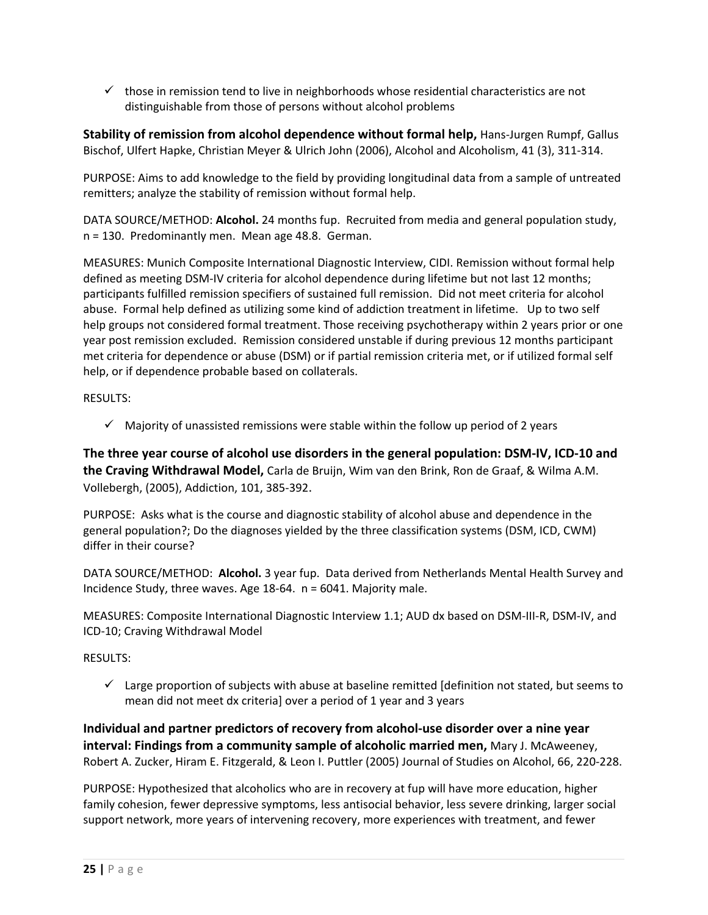- ✓ those in remission tend to live in neighborhoods whose residential characteristics are not distinguishable from those of persons without alcohol problems

**Stability of remission from alcohol dependence without formal help,** Hans-Jurgen Rumpf, Gallus Bischof, Ulfert Hapke, Christian Meyer & Ulrich John (2006), Alcohol and Alcoholism, 41 (3), 311-314.

PURPOSE: Aims to add knowledge to the field by providing longitudinal data from a sample of untreated remitters; analyze the stability of remission without formal help.

DATA SOURCE/METHOD: **Alcohol.** 24 months fup. Recruited from media and general population study, n = 130. Predominantly men. Mean age 48.8. German.

MEASURES: Munich Composite International Diagnostic Interview, CIDI. Remission without formal help defined as meeting DSM-IV criteria for alcohol dependence during lifetime but not last 12 months; participants fulfilled remission specifiers of sustained full remission. Did not meet criteria for alcohol abuse. Formal help defined as utilizing some kind of addiction treatment in lifetime. Up to two self help groups not considered formal treatment. Those receiving psychotherapy within 2 years prior or one year post remission excluded. Remission considered unstable if during previous 12 months participant met criteria for dependence or abuse (DSM) or if partial remission criteria met, or if utilized formal self help, or if dependence probable based on collaterals.

RESULTS:

- ✓ Majority of unassisted remissions were stable within the follow up period of 2 years

**The three year course of alcohol use disorders in the general population: DSM-IV, ICD-10 and the Craving Withdrawal Model,** Carla de Bruijn, Wim van den Brink, Ron de Graaf, & Wilma A.M. Vollebergh, (2005), Addiction, 101, 385-392.

PURPOSE: Asks what is the course and diagnostic stability of alcohol abuse and dependence in the general population?; Do the diagnoses yielded by the three classification systems (DSM, ICD, CWM) differ in their course?

DATA SOURCE/METHOD: **Alcohol.** 3 year fup. Data derived from Netherlands Mental Health Survey and Incidence Study, three waves. Age 18-64. n = 6041. Majority male.

MEASURES: Composite International Diagnostic Interview 1.1; AUD dx based on DSM-III-R, DSM-IV, and ICD-10; Craving Withdrawal Model

RESULTS:

- ✓ Large proportion of subjects with abuse at baseline remitted [definition not stated, but seems to mean did not meet dx criteria] over a period of 1 year and 3 years

**Individual and partner predictors of recovery from alcohol-use disorder over a nine year interval: Findings from a community sample of alcoholic married men,** Mary J. McAweeney, Robert A. Zucker, Hiram E. Fitzgerald, & Leon I. Puttler (2005) Journal of Studies on Alcohol, 66, 220-228.

PURPOSE: Hypothesized that alcoholics who are in recovery at fup will have more education, higher family cohesion, fewer depressive symptoms, less antisocial behavior, less severe drinking, larger social support network, more years of intervening recovery, more experiences with treatment, and fewer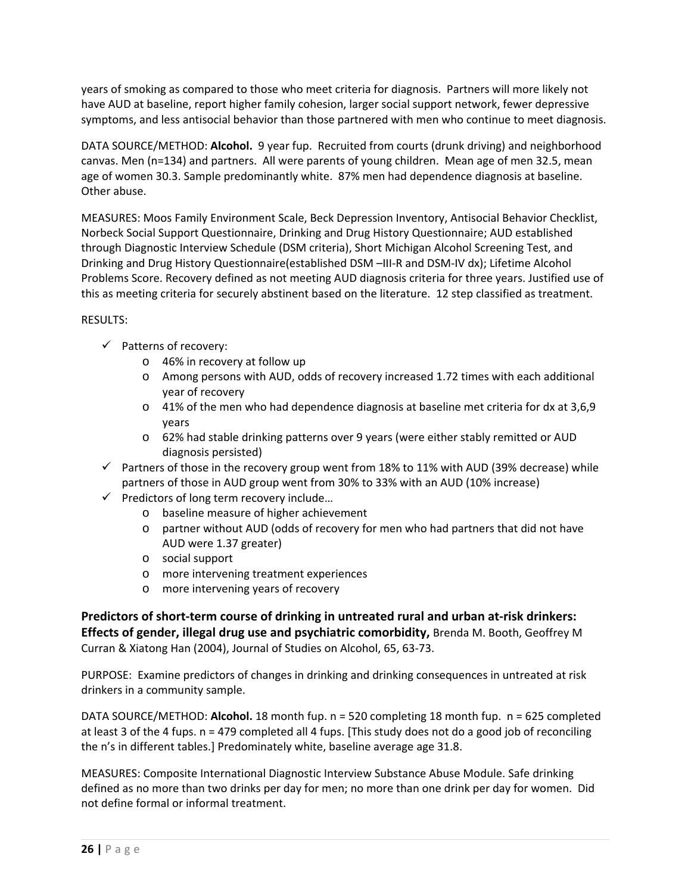years of smoking as compared to those who meet criteria for diagnosis. Partners will more likely not have AUD at baseline, report higher family cohesion, larger social support network, fewer depressive symptoms, and less antisocial behavior than those partnered with men who continue to meet diagnosis.

DATA SOURCE/METHOD: **Alcohol.** 9 year fup. Recruited from courts (drunk driving) and neighborhood canvas. Men (n=134) and partners. All were parents of young children. Mean age of men 32.5, mean age of women 30.3. Sample predominantly white. 87% men had dependence diagnosis at baseline. Other abuse.

MEASURES: Moos Family Environment Scale, Beck Depression Inventory, Antisocial Behavior Checklist, Norbeck Social Support Questionnaire, Drinking and Drug History Questionnaire; AUD established through Diagnostic Interview Schedule (DSM criteria), Short Michigan Alcohol Screening Test, and Drinking and Drug History Questionnaire(established DSM –III-R and DSM-IV dx); Lifetime Alcohol Problems Score. Recovery defined as not meeting AUD diagnosis criteria for three years. Justified use of this as meeting criteria for securely abstinent based on the literature. 12 step classified as treatment.

RESULTS:

- ✓ Patterns of recovery:
  - 46% in recovery at follow up
  - Among persons with AUD, odds of recovery increased 1.72 times with each additional year of recovery
  - 41% of the men who had dependence diagnosis at baseline met criteria for dx at 3,6,9 years
  - 62% had stable drinking patterns over 9 years (were either stably remitted or AUD diagnosis persisted)
- ✓ Partners of those in the recovery group went from 18% to 11% with AUD (39% decrease) while partners of those in AUD group went from 30% to 33% with an AUD (10% increase)
- ✓ Predictors of long term recovery include…
  - baseline measure of higher achievement
  - partner without AUD (odds of recovery for men who had partners that did not have AUD were 1.37 greater)
  - social support
  - more intervening treatment experiences
  - more intervening years of recovery

**Predictors of short-term course of drinking in untreated rural and urban at-risk drinkers: Effects of gender, illegal drug use and psychiatric comorbidity,** Brenda M. Booth, Geoffrey M Curran & Xiatong Han (2004), Journal of Studies on Alcohol, 65, 63-73.

PURPOSE: Examine predictors of changes in drinking and drinking consequences in untreated at risk drinkers in a community sample.

DATA SOURCE/METHOD: **Alcohol.** 18 month fup. n = 520 completing 18 month fup. n = 625 completed at least 3 of the 4 fups. n = 479 completed all 4 fups. [This study does not do a good job of reconciling the n's in different tables.] Predominately white, baseline average age 31.8.

MEASURES: Composite International Diagnostic Interview Substance Abuse Module. Safe drinking defined as no more than two drinks per day for men; no more than one drink per day for women. Did not define formal or informal treatment.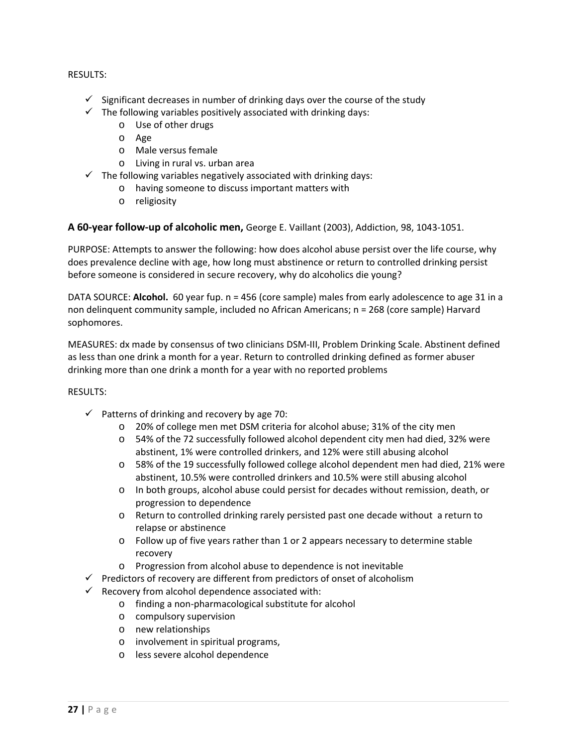RESULTS:

- ✓ Significant decreases in number of drinking days over the course of the study
- ✓ The following variables positively associated with drinking days:
  - Use of other drugs
  - Age
  - Male versus female
  - Living in rural vs. urban area
- ✓ The following variables negatively associated with drinking days:
  - having someone to discuss important matters with
  - religiosity

**A 60-year follow-up of alcoholic men,** George E. Vaillant (2003), Addiction, 98, 1043-1051.

PURPOSE: Attempts to answer the following: how does alcohol abuse persist over the life course, why does prevalence decline with age, how long must abstinence or return to controlled drinking persist before someone is considered in secure recovery, why do alcoholics die young?

DATA SOURCE: **Alcohol.** 60 year fup. n = 456 (core sample) males from early adolescence to age 31 in a non delinquent community sample, included no African Americans; n = 268 (core sample) Harvard sophomores.

MEASURES: dx made by consensus of two clinicians DSM-III, Problem Drinking Scale. Abstinent defined as less than one drink a month for a year. Return to controlled drinking defined as former abuser drinking more than one drink a month for a year with no reported problems

RESULTS:

- ✓ Patterns of drinking and recovery by age 70:
  - 20% of college men met DSM criteria for alcohol abuse; 31% of the city men
  - 54% of the 72 successfully followed alcohol dependent city men had died, 32% were abstinent, 1% were controlled drinkers, and 12% were still abusing alcohol
  - 58% of the 19 successfully followed college alcohol dependent men had died, 21% were abstinent, 10.5% were controlled drinkers and 10.5% were still abusing alcohol
  - In both groups, alcohol abuse could persist for decades without remission, death, or progression to dependence
  - Return to controlled drinking rarely persisted past one decade without a return to relapse or abstinence
  - Follow up of five years rather than 1 or 2 appears necessary to determine stable recovery
  - Progression from alcohol abuse to dependence is not inevitable
- ✓ Predictors of recovery are different from predictors of onset of alcoholism
- ✓ Recovery from alcohol dependence associated with:
  - finding a non-pharmacological substitute for alcohol
  - compulsory supervision
  - new relationships
  - involvement in spiritual programs,
  - less severe alcohol dependence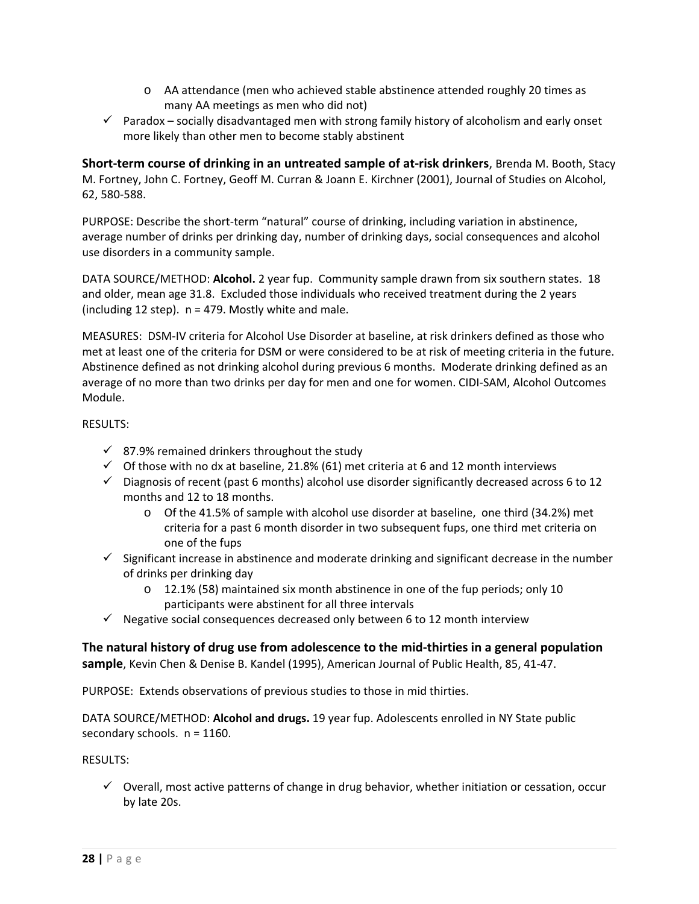- AA attendance (men who achieved stable abstinence attended roughly 20 times as many AA meetings as men who did not)

- ✓ Paradox – socially disadvantaged men with strong family history of alcoholism and early onset more likely than other men to become stably abstinent

**Short-term course of drinking in an untreated sample of at-risk drinkers**, Brenda M. Booth, Stacy M. Fortney, John C. Fortney, Geoff M. Curran & Joann E. Kirchner (2001), Journal of Studies on Alcohol, 62, 580-588.

PURPOSE: Describe the short-term "natural" course of drinking, including variation in abstinence, average number of drinks per drinking day, number of drinking days, social consequences and alcohol use disorders in a community sample.

DATA SOURCE/METHOD: **Alcohol.** 2 year fup. Community sample drawn from six southern states. 18 and older, mean age 31.8. Excluded those individuals who received treatment during the 2 years (including 12 step). n = 479. Mostly white and male.

MEASURES: DSM-IV criteria for Alcohol Use Disorder at baseline, at risk drinkers defined as those who met at least one of the criteria for DSM or were considered to be at risk of meeting criteria in the future. Abstinence defined as not drinking alcohol during previous 6 months. Moderate drinking defined as an average of no more than two drinks per day for men and one for women. CIDI-SAM, Alcohol Outcomes Module.

RESULTS:

- ✓ 87.9% remained drinkers throughout the study
- ✓ Of those with no dx at baseline, 21.8% (61) met criteria at 6 and 12 month interviews
- ✓ Diagnosis of recent (past 6 months) alcohol use disorder significantly decreased across 6 to 12 months and 12 to 18 months.
  - Of the 41.5% of sample with alcohol use disorder at baseline, one third (34.2%) met criteria for a past 6 month disorder in two subsequent fups, one third met criteria on one of the fups
- ✓ Significant increase in abstinence and moderate drinking and significant decrease in the number of drinks per drinking day
  - 12.1% (58) maintained six month abstinence in one of the fup periods; only 10 participants were abstinent for all three intervals
- ✓ Negative social consequences decreased only between 6 to 12 month interview

**The natural history of drug use from adolescence to the mid-thirties in a general population sample**, Kevin Chen & Denise B. Kandel (1995), American Journal of Public Health, 85, 41-47.

PURPOSE: Extends observations of previous studies to those in mid thirties.

DATA SOURCE/METHOD: **Alcohol and drugs.** 19 year fup. Adolescents enrolled in NY State public secondary schools. n = 1160.

RESULTS:

- ✓ Overall, most active patterns of change in drug behavior, whether initiation or cessation, occur by late 20s.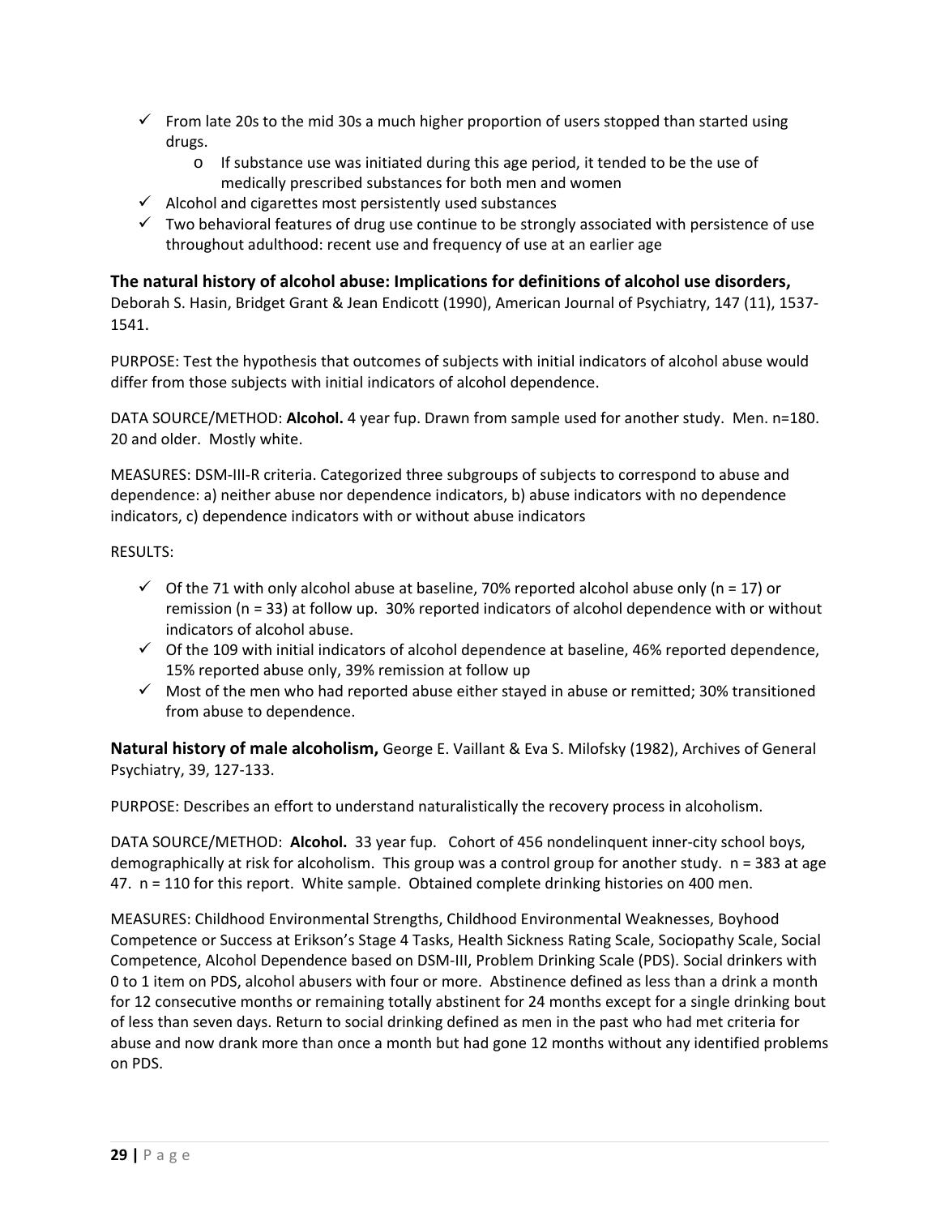- ✓ From late 20s to the mid 30s a much higher proportion of users stopped than started using drugs.
    - o If substance use was initiated during this age period, it tended to be the use of medically prescribed substances for both men and women
- ✓ Alcohol and cigarettes most persistently used substances
- ✓ Two behavioral features of drug use continue to be strongly associated with persistence of use throughout adulthood: recent use and frequency of use at an earlier age

**The natural history of alcohol abuse: Implications for definitions of alcohol use disorders,** Deborah S. Hasin, Bridget Grant & Jean Endicott (1990), American Journal of Psychiatry, 147 (11), 1537-1541.

PURPOSE: Test the hypothesis that outcomes of subjects with initial indicators of alcohol abuse would differ from those subjects with initial indicators of alcohol dependence.

DATA SOURCE/METHOD: **Alcohol.** 4 year fup. Drawn from sample used for another study. Men. n=180. 20 and older. Mostly white.

MEASURES: DSM-III-R criteria. Categorized three subgroups of subjects to correspond to abuse and dependence: a) neither abuse nor dependence indicators, b) abuse indicators with no dependence indicators, c) dependence indicators with or without abuse indicators

RESULTS:

- ✓ Of the 71 with only alcohol abuse at baseline, 70% reported alcohol abuse only (n = 17) or remission (n = 33) at follow up. 30% reported indicators of alcohol dependence with or without indicators of alcohol abuse.
- ✓ Of the 109 with initial indicators of alcohol dependence at baseline, 46% reported dependence, 15% reported abuse only, 39% remission at follow up
- ✓ Most of the men who had reported abuse either stayed in abuse or remitted; 30% transitioned from abuse to dependence.

**Natural history of male alcoholism,** George E. Vaillant & Eva S. Milofsky (1982), Archives of General Psychiatry, 39, 127-133.

PURPOSE: Describes an effort to understand naturalistically the recovery process in alcoholism.

DATA SOURCE/METHOD: **Alcohol.** 33 year fup. Cohort of 456 nondelinquent inner-city school boys, demographically at risk for alcoholism. This group was a control group for another study. n = 383 at age 47. n = 110 for this report. White sample. Obtained complete drinking histories on 400 men.

MEASURES: Childhood Environmental Strengths, Childhood Environmental Weaknesses, Boyhood Competence or Success at Erikson's Stage 4 Tasks, Health Sickness Rating Scale, Sociopathy Scale, Social Competence, Alcohol Dependence based on DSM-III, Problem Drinking Scale (PDS). Social drinkers with 0 to 1 item on PDS, alcohol abusers with four or more. Abstinence defined as less than a drink a month for 12 consecutive months or remaining totally abstinent for 24 months except for a single drinking bout of less than seven days. Return to social drinking defined as men in the past who had met criteria for abuse and now drank more than once a month but had gone 12 months without any identified problems on PDS.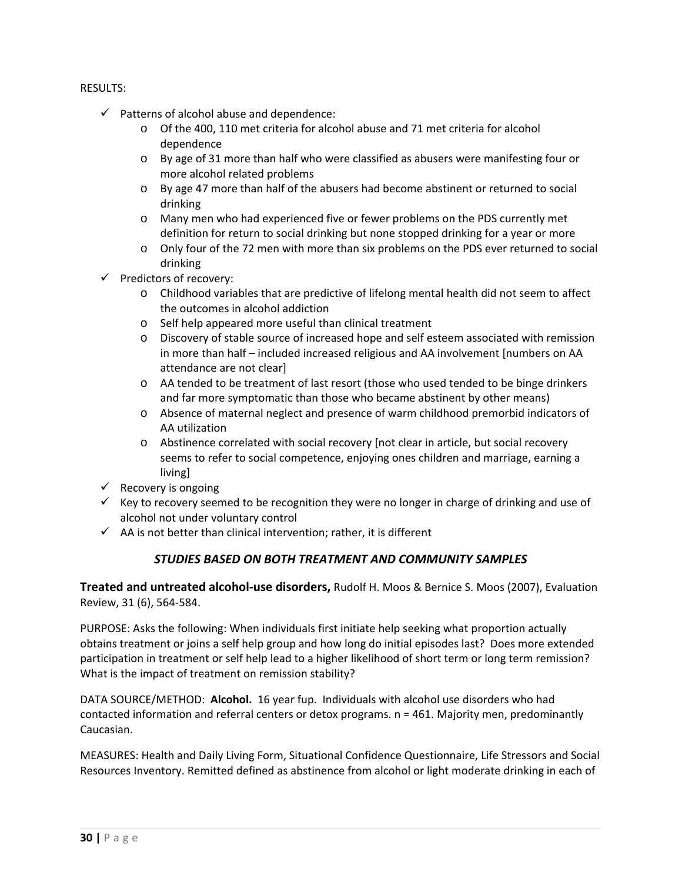RESULTS:

- Patterns of alcohol abuse and dependence:
  - Of the 400, 110 met criteria for alcohol abuse and 71 met criteria for alcohol dependence
  - By age of 31 more than half who were classified as abusers were manifesting four or more alcohol related problems
  - By age 47 more than half of the abusers had become abstinent or returned to social drinking
  - Many men who had experienced five or fewer problems on the PDS currently met definition for return to social drinking but none stopped drinking for a year or more
  - Only four of the 72 men with more than six problems on the PDS ever returned to social drinking
- Predictors of recovery:
  - Childhood variables that are predictive of lifelong mental health did not seem to affect the outcomes in alcohol addiction
  - Self help appeared more useful than clinical treatment
  - Discovery of stable source of increased hope and self esteem associated with remission in more than half – included increased religious and AA involvement [numbers on AA attendance are not clear]
  - AA tended to be treatment of last resort (those who used tended to be binge drinkers and far more symptomatic than those who became abstinent by other means)
  - Absence of maternal neglect and presence of warm childhood premorbid indicators of AA utilization
  - Abstinence correlated with social recovery [not clear in article, but social recovery seems to refer to social competence, enjoying ones children and marriage, earning a living]
- Recovery is ongoing
- Key to recovery seemed to be recognition they were no longer in charge of drinking and use of alcohol not under voluntary control
- AA is not better than clinical intervention; rather, it is different

## *STUDIES BASED ON BOTH TREATMENT AND COMMUNITY SAMPLES*

**Treated and untreated alcohol-use disorders,** Rudolf H. Moos & Bernice S. Moos (2007), Evaluation Review, 31 (6), 564-584.

PURPOSE: Asks the following: When individuals first initiate help seeking what proportion actually obtains treatment or joins a self help group and how long do initial episodes last? Does more extended participation in treatment or self help lead to a higher likelihood of short term or long term remission? What is the impact of treatment on remission stability?

DATA SOURCE/METHOD: **Alcohol.** 16 year fup. Individuals with alcohol use disorders who had contacted information and referral centers or detox programs. n = 461. Majority men, predominantly Caucasian.

MEASURES: Health and Daily Living Form, Situational Confidence Questionnaire, Life Stressors and Social Resources Inventory. Remitted defined as abstinence from alcohol or light moderate drinking in each of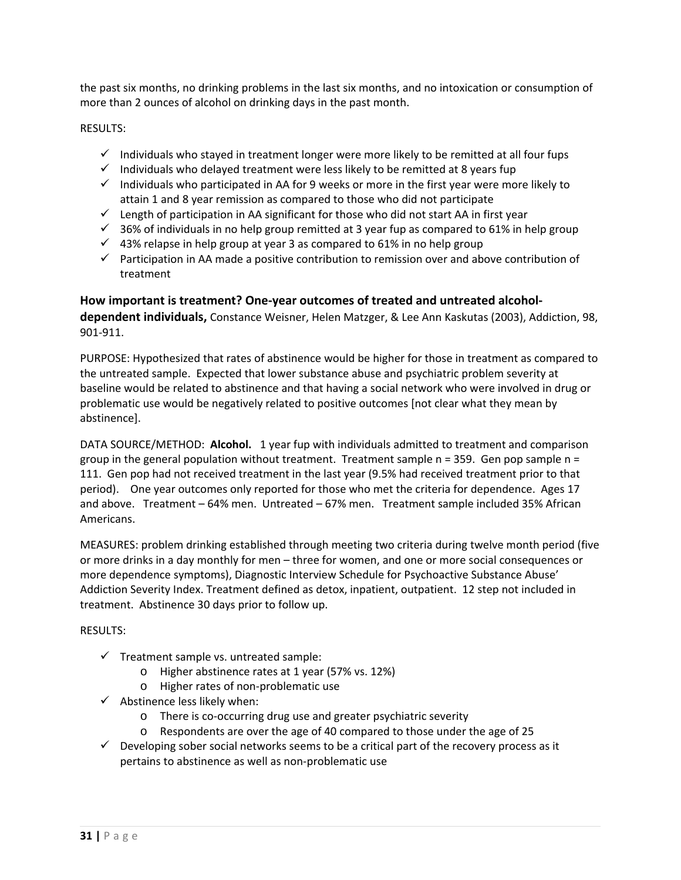the past six months, no drinking problems in the last six months, and no intoxication or consumption of more than 2 ounces of alcohol on drinking days in the past month.

RESULTS:

- ✓ Individuals who stayed in treatment longer were more likely to be remitted at all four fups
- ✓ Individuals who delayed treatment were less likely to be remitted at 8 years fup
- ✓ Individuals who participated in AA for 9 weeks or more in the first year were more likely to attain 1 and 8 year remission as compared to those who did not participate
- ✓ Length of participation in AA significant for those who did not start AA in first year
- ✓ 36% of individuals in no help group remitted at 3 year fup as compared to 61% in help group
- ✓ 43% relapse in help group at year 3 as compared to 61% in no help group
- ✓ Participation in AA made a positive contribution to remission over and above contribution of treatment

**How important is treatment? One-year outcomes of treated and untreated alcohol-dependent individuals,** Constance Weisner, Helen Matzger, & Lee Ann Kaskutas (2003), Addiction, 98, 901-911.

PURPOSE: Hypothesized that rates of abstinence would be higher for those in treatment as compared to the untreated sample. Expected that lower substance abuse and psychiatric problem severity at baseline would be related to abstinence and that having a social network who were involved in drug or problematic use would be negatively related to positive outcomes [not clear what they mean by abstinence].

DATA SOURCE/METHOD: **Alcohol.** 1 year fup with individuals admitted to treatment and comparison group in the general population without treatment. Treatment sample n = 359. Gen pop sample n = 111. Gen pop had not received treatment in the last year (9.5% had received treatment prior to that period). One year outcomes only reported for those who met the criteria for dependence. Ages 17 and above. Treatment – 64% men. Untreated – 67% men. Treatment sample included 35% African Americans.

MEASURES: problem drinking established through meeting two criteria during twelve month period (five or more drinks in a day monthly for men – three for women, and one or more social consequences or more dependence symptoms), Diagnostic Interview Schedule for Psychoactive Substance Abuse' Addiction Severity Index. Treatment defined as detox, inpatient, outpatient. 12 step not included in treatment. Abstinence 30 days prior to follow up.

RESULTS:

- ✓ Treatment sample vs. untreated sample:
  - o Higher abstinence rates at 1 year (57% vs. 12%)
  - o Higher rates of non-problematic use
- ✓ Abstinence less likely when:
  - o There is co-occurring drug use and greater psychiatric severity
  - o Respondents are over the age of 40 compared to those under the age of 25
- ✓ Developing sober social networks seems to be a critical part of the recovery process as it pertains to abstinence as well as non-problematic use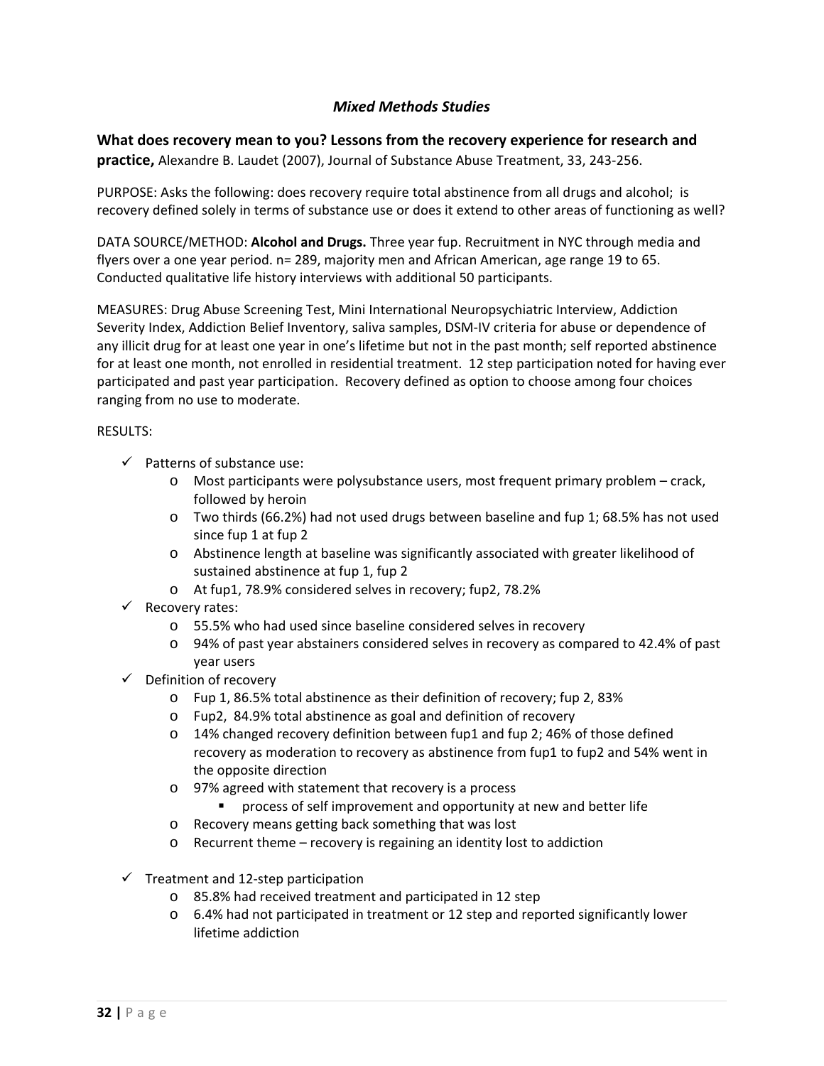## *Mixed Methods Studies*

**What does recovery mean to you? Lessons from the recovery experience for research and practice,** Alexandre B. Laudet (2007), Journal of Substance Abuse Treatment, 33, 243-256.

PURPOSE: Asks the following: does recovery require total abstinence from all drugs and alcohol; is recovery defined solely in terms of substance use or does it extend to other areas of functioning as well?

DATA SOURCE/METHOD: **Alcohol and Drugs.** Three year fup. Recruitment in NYC through media and flyers over a one year period. n= 289, majority men and African American, age range 19 to 65. Conducted qualitative life history interviews with additional 50 participants.

MEASURES: Drug Abuse Screening Test, Mini International Neuropsychiatric Interview, Addiction Severity Index, Addiction Belief Inventory, saliva samples, DSM-IV criteria for abuse or dependence of any illicit drug for at least one year in one's lifetime but not in the past month; self reported abstinence for at least one month, not enrolled in residential treatment. 12 step participation noted for having ever participated and past year participation. Recovery defined as option to choose among four choices ranging from no use to moderate.

RESULTS:

- Patterns of substance use:
  - Most participants were polysubstance users, most frequent primary problem – crack, followed by heroin
  - Two thirds (66.2%) had not used drugs between baseline and fup 1; 68.5% has not used since fup 1 at fup 2
  - Abstinence length at baseline was significantly associated with greater likelihood of sustained abstinence at fup 1, fup 2
  - At fup1, 78.9% considered selves in recovery; fup2, 78.2%
- Recovery rates:
  - 55.5% who had used since baseline considered selves in recovery
  - 94% of past year abstainers considered selves in recovery as compared to 42.4% of past year users
- Definition of recovery
  - Fup 1, 86.5% total abstinence as their definition of recovery; fup 2, 83%
  - Fup2, 84.9% total abstinence as goal and definition of recovery
  - 14% changed recovery definition between fup1 and fup 2; 46% of those defined recovery as moderation to recovery as abstinence from fup1 to fup2 and 54% went in the opposite direction
  - 97% agreed with statement that recovery is a process
    - process of self improvement and opportunity at new and better life
  - Recovery means getting back something that was lost
  - Recurrent theme – recovery is regaining an identity lost to addiction
- Treatment and 12-step participation
  - 85.8% had received treatment and participated in 12 step
  - 6.4% had not participated in treatment or 12 step and reported significantly lower lifetime addiction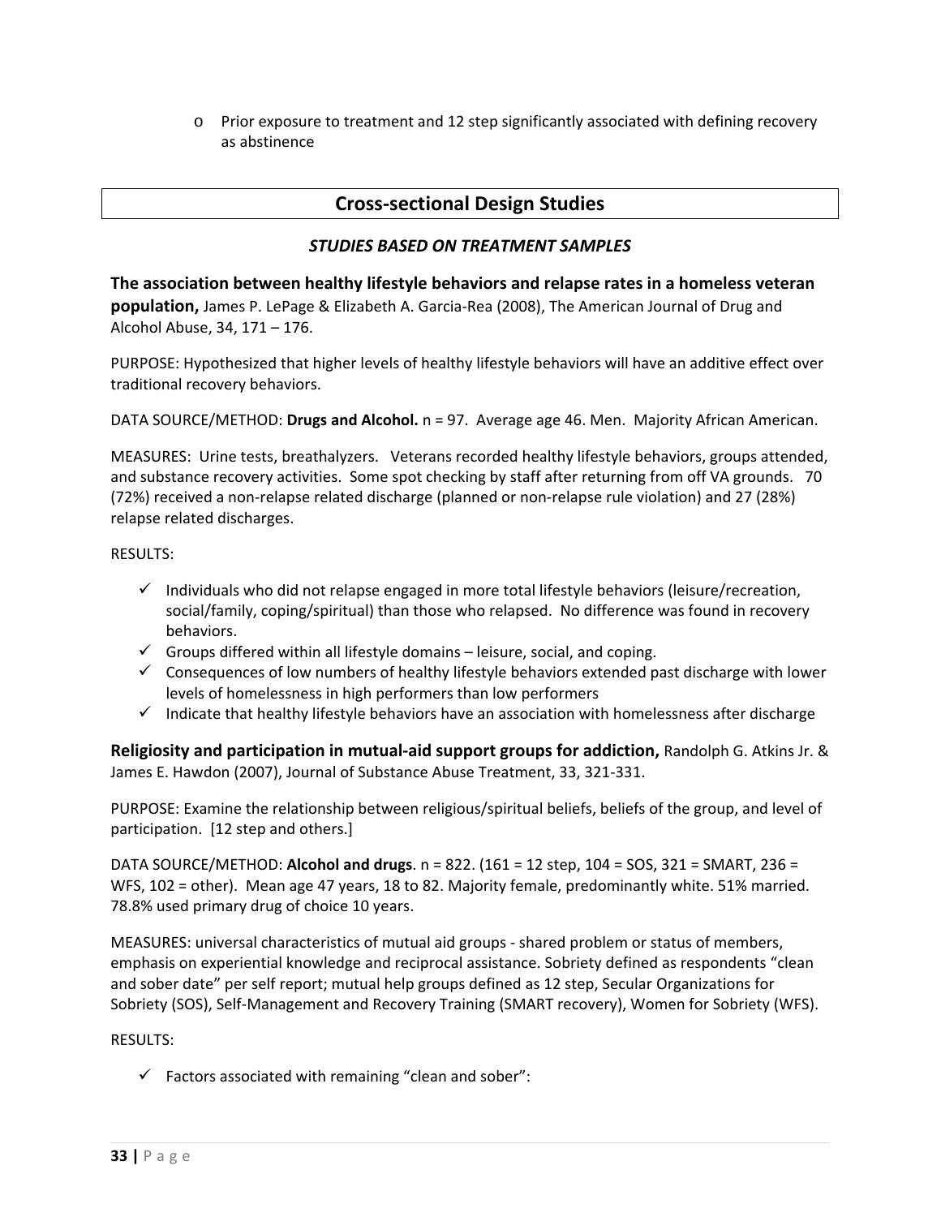- Prior exposure to treatment and 12 step significantly associated with defining recovery as abstinence

## Cross-sectional Design Studies

### *STUDIES BASED ON TREATMENT SAMPLES*

**The association between healthy lifestyle behaviors and relapse rates in a homeless veteran population,** James P. LePage & Elizabeth A. Garcia-Rea (2008), The American Journal of Drug and Alcohol Abuse, 34, 171 – 176.

PURPOSE: Hypothesized that higher levels of healthy lifestyle behaviors will have an additive effect over traditional recovery behaviors.

DATA SOURCE/METHOD: **Drugs and Alcohol.** n = 97. Average age 46. Men. Majority African American.

MEASURES: Urine tests, breathalyzers. Veterans recorded healthy lifestyle behaviors, groups attended, and substance recovery activities. Some spot checking by staff after returning from off VA grounds. 70 (72%) received a non-relapse related discharge (planned or non-relapse rule violation) and 27 (28%) relapse related discharges.

RESULTS:

- ✓ Individuals who did not relapse engaged in more total lifestyle behaviors (leisure/recreation, social/family, coping/spiritual) than those who relapsed. No difference was found in recovery behaviors.
- ✓ Groups differed within all lifestyle domains – leisure, social, and coping.
- ✓ Consequences of low numbers of healthy lifestyle behaviors extended past discharge with lower levels of homelessness in high performers than low performers
- ✓ Indicate that healthy lifestyle behaviors have an association with homelessness after discharge

**Religiosity and participation in mutual-aid support groups for addiction,** Randolph G. Atkins Jr. & James E. Hawdon (2007), Journal of Substance Abuse Treatment, 33, 321-331.

PURPOSE: Examine the relationship between religious/spiritual beliefs, beliefs of the group, and level of participation. [12 step and others.]

DATA SOURCE/METHOD: **Alcohol and drugs**. n = 822. (161 = 12 step, 104 = SOS, 321 = SMART, 236 = WFS, 102 = other). Mean age 47 years, 18 to 82. Majority female, predominantly white. 51% married. 78.8% used primary drug of choice 10 years.

MEASURES: universal characteristics of mutual aid groups - shared problem or status of members, emphasis on experiential knowledge and reciprocal assistance. Sobriety defined as respondents "clean and sober date" per self report; mutual help groups defined as 12 step, Secular Organizations for Sobriety (SOS), Self-Management and Recovery Training (SMART recovery), Women for Sobriety (WFS).

RESULTS:

- ✓ Factors associated with remaining "clean and sober":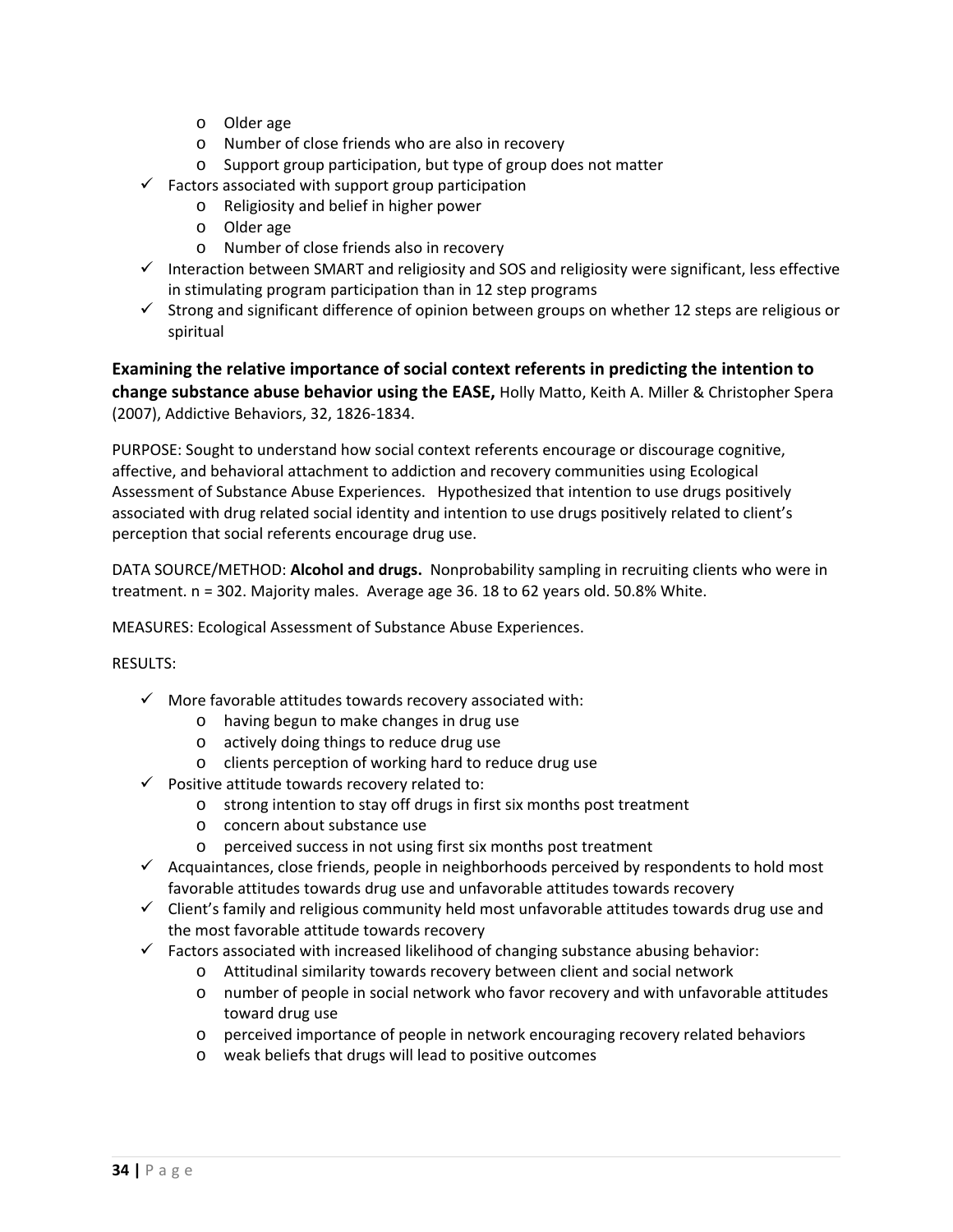- Older age
    - Number of close friends who are also in recovery
    - Support group participation, but type of group does not matter
- ✓ Factors associated with support group participation
    - Religiosity and belief in higher power
    - Older age
    - Number of close friends also in recovery
- ✓ Interaction between SMART and religiosity and SOS and religiosity were significant, less effective in stimulating program participation than in 12 step programs
- ✓ Strong and significant difference of opinion between groups on whether 12 steps are religious or spiritual

**Examining the relative importance of social context referents in predicting the intention to change substance abuse behavior using the EASE,** Holly Matto, Keith A. Miller & Christopher Spera (2007), Addictive Behaviors, 32, 1826-1834.

PURPOSE: Sought to understand how social context referents encourage or discourage cognitive, affective, and behavioral attachment to addiction and recovery communities using Ecological Assessment of Substance Abuse Experiences. Hypothesized that intention to use drugs positively associated with drug related social identity and intention to use drugs positively related to client's perception that social referents encourage drug use.

DATA SOURCE/METHOD: **Alcohol and drugs.** Nonprobability sampling in recruiting clients who were in treatment. n = 302. Majority males. Average age 36. 18 to 62 years old. 50.8% White.

MEASURES: Ecological Assessment of Substance Abuse Experiences.

RESULTS:

- ✓ More favorable attitudes towards recovery associated with:
    - having begun to make changes in drug use
    - actively doing things to reduce drug use
    - clients perception of working hard to reduce drug use
- ✓ Positive attitude towards recovery related to:
    - strong intention to stay off drugs in first six months post treatment
    - concern about substance use
    - perceived success in not using first six months post treatment
- ✓ Acquaintances, close friends, people in neighborhoods perceived by respondents to hold most favorable attitudes towards drug use and unfavorable attitudes towards recovery
- ✓ Client's family and religious community held most unfavorable attitudes towards drug use and the most favorable attitude towards recovery
- ✓ Factors associated with increased likelihood of changing substance abusing behavior:
    - Attitudinal similarity towards recovery between client and social network
    - number of people in social network who favor recovery and with unfavorable attitudes toward drug use
    - perceived importance of people in network encouraging recovery related behaviors
    - weak beliefs that drugs will lead to positive outcomes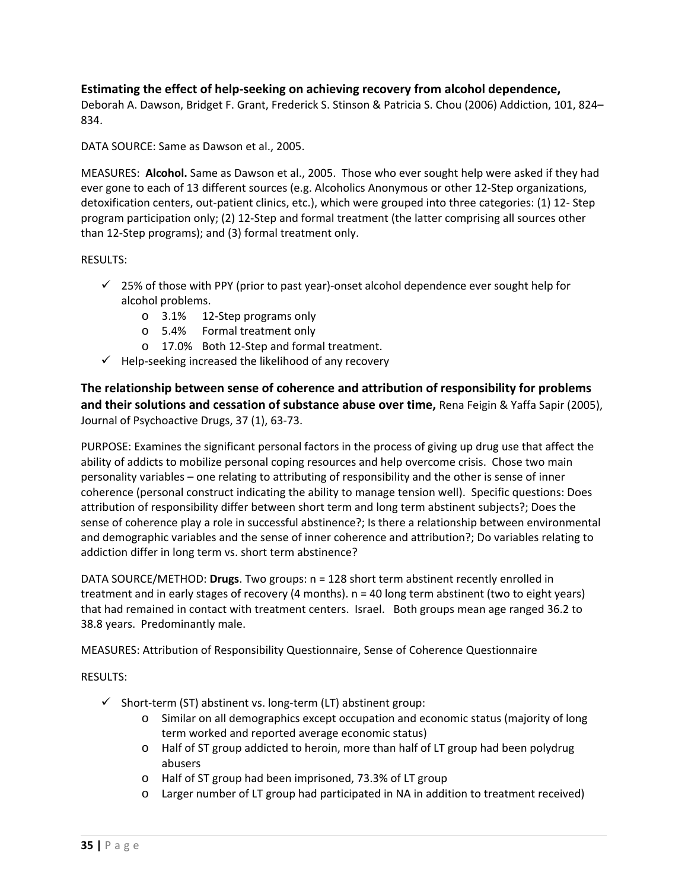**Estimating the effect of help-seeking on achieving recovery from alcohol dependence,** Deborah A. Dawson, Bridget F. Grant, Frederick S. Stinson & Patricia S. Chou (2006) Addiction, 101, 824–834.

DATA SOURCE: Same as Dawson et al., 2005.

MEASURES: **Alcohol.** Same as Dawson et al., 2005. Those who ever sought help were asked if they had ever gone to each of 13 different sources (e.g. Alcoholics Anonymous or other 12-Step organizations, detoxification centers, out-patient clinics, etc.), which were grouped into three categories: (1) 12- Step program participation only; (2) 12-Step and formal treatment (the latter comprising all sources other than 12-Step programs); and (3) formal treatment only.

RESULTS:

- ✓ 25% of those with PPY (prior to past year)-onset alcohol dependence ever sought help for alcohol problems.
  - o 3.1% 12-Step programs only
  - o 5.4% Formal treatment only
  - o 17.0% Both 12-Step and formal treatment.
- ✓ Help-seeking increased the likelihood of any recovery

**The relationship between sense of coherence and attribution of responsibility for problems and their solutions and cessation of substance abuse over time,** Rena Feigin & Yaffa Sapir (2005), Journal of Psychoactive Drugs, 37 (1), 63-73.

PURPOSE: Examines the significant personal factors in the process of giving up drug use that affect the ability of addicts to mobilize personal coping resources and help overcome crisis. Chose two main personality variables – one relating to attributing of responsibility and the other is sense of inner coherence (personal construct indicating the ability to manage tension well). Specific questions: Does attribution of responsibility differ between short term and long term abstinent subjects?; Does the sense of coherence play a role in successful abstinence?; Is there a relationship between environmental and demographic variables and the sense of inner coherence and attribution?; Do variables relating to addiction differ in long term vs. short term abstinence?

DATA SOURCE/METHOD: **Drugs**. Two groups: n = 128 short term abstinent recently enrolled in treatment and in early stages of recovery (4 months). n = 40 long term abstinent (two to eight years) that had remained in contact with treatment centers. Israel. Both groups mean age ranged 36.2 to 38.8 years. Predominantly male.

MEASURES: Attribution of Responsibility Questionnaire, Sense of Coherence Questionnaire

RESULTS:

- ✓ Short-term (ST) abstinent vs. long-term (LT) abstinent group:
  - o Similar on all demographics except occupation and economic status (majority of long term worked and reported average economic status)
  - o Half of ST group addicted to heroin, more than half of LT group had been polydrug abusers
  - o Half of ST group had been imprisoned, 73.3% of LT group
  - o Larger number of LT group had participated in NA in addition to treatment received)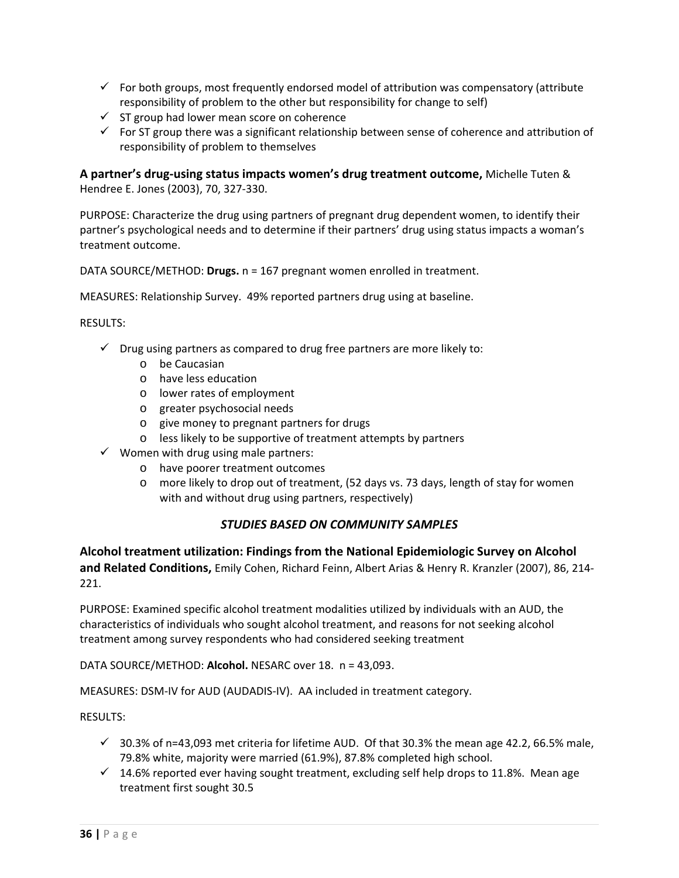- ✓ For both groups, most frequently endorsed model of attribution was compensatory (attribute responsibility of problem to the other but responsibility for change to self)
- ✓ ST group had lower mean score on coherence
- ✓ For ST group there was a significant relationship between sense of coherence and attribution of responsibility of problem to themselves

**A partner's drug-using status impacts women's drug treatment outcome,** Michelle Tuten & Hendree E. Jones (2003), 70, 327-330.

PURPOSE: Characterize the drug using partners of pregnant drug dependent women, to identify their partner's psychological needs and to determine if their partners' drug using status impacts a woman's treatment outcome.

DATA SOURCE/METHOD: **Drugs.** n = 167 pregnant women enrolled in treatment.

MEASURES: Relationship Survey. 49% reported partners drug using at baseline.

RESULTS:

- ✓ Drug using partners as compared to drug free partners are more likely to:
  - be Caucasian
  - have less education
  - lower rates of employment
  - greater psychosocial needs
  - give money to pregnant partners for drugs
  - less likely to be supportive of treatment attempts by partners
- ✓ Women with drug using male partners:
  - have poorer treatment outcomes
  - more likely to drop out of treatment, (52 days vs. 73 days, length of stay for women with and without drug using partners, respectively)

### *STUDIES BASED ON COMMUNITY SAMPLES*

**Alcohol treatment utilization: Findings from the National Epidemiologic Survey on Alcohol and Related Conditions,** Emily Cohen, Richard Feinn, Albert Arias & Henry R. Kranzler (2007), 86, 214-221.

PURPOSE: Examined specific alcohol treatment modalities utilized by individuals with an AUD, the characteristics of individuals who sought alcohol treatment, and reasons for not seeking alcohol treatment among survey respondents who had considered seeking treatment

DATA SOURCE/METHOD: **Alcohol.** NESARC over 18. n = 43,093.

MEASURES: DSM-IV for AUD (AUDADIS-IV). AA included in treatment category.

RESULTS:

- ✓ 30.3% of n=43,093 met criteria for lifetime AUD. Of that 30.3% the mean age 42.2, 66.5% male, 79.8% white, majority were married (61.9%), 87.8% completed high school.
- ✓ 14.6% reported ever having sought treatment, excluding self help drops to 11.8%. Mean age treatment first sought 30.5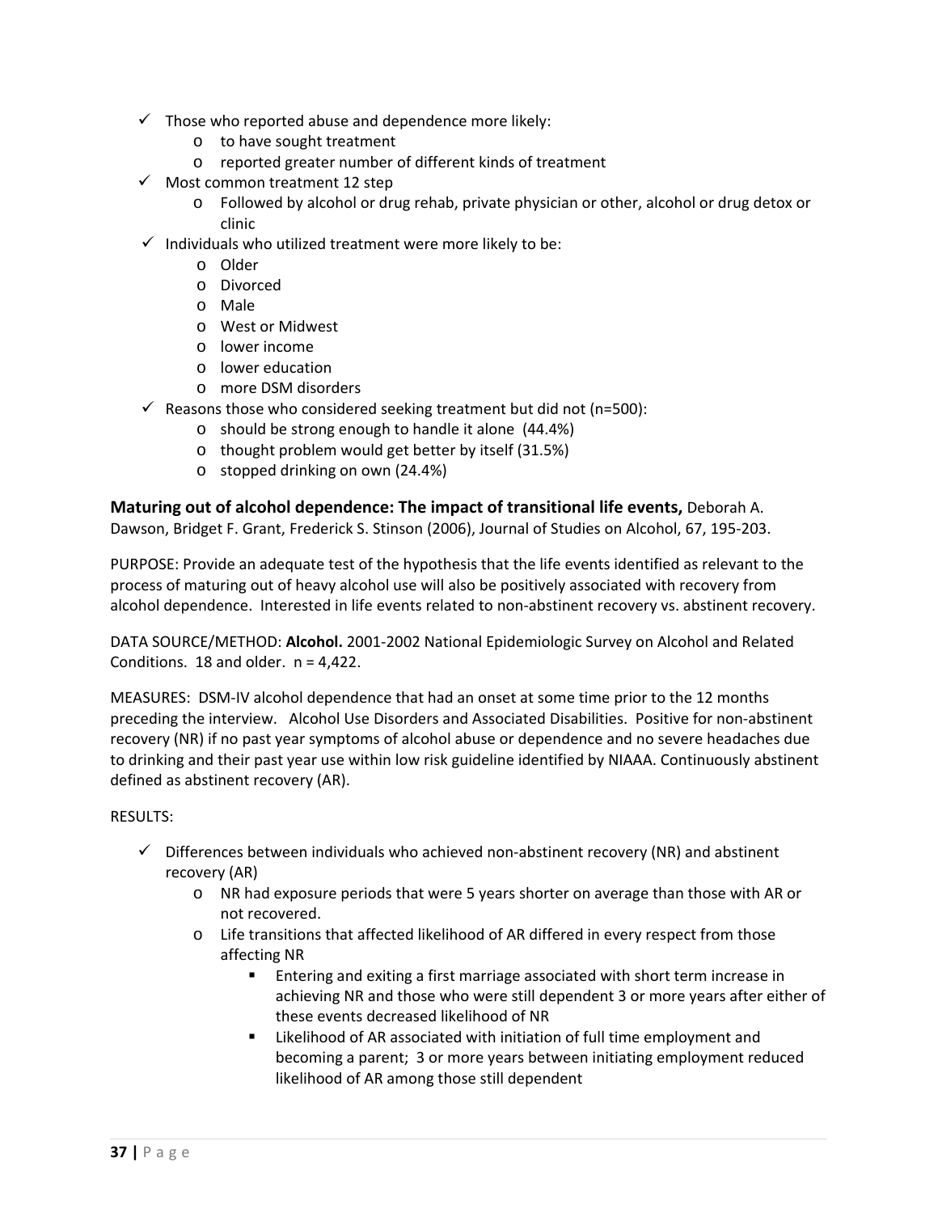- Those who reported abuse and dependence more likely:
  - to have sought treatment
  - reported greater number of different kinds of treatment
- Most common treatment 12 step
  - Followed by alcohol or drug rehab, private physician or other, alcohol or drug detox or clinic
- Individuals who utilized treatment were more likely to be:
  - Older
  - Divorced
  - Male
  - West or Midwest
  - lower income
  - lower education
  - more DSM disorders
- Reasons those who considered seeking treatment but did not (n=500):
  - should be strong enough to handle it alone (44.4%)
  - thought problem would get better by itself (31.5%)
  - stopped drinking on own (24.4%)

**Maturing out of alcohol dependence: The impact of transitional life events,** Deborah A. Dawson, Bridget F. Grant, Frederick S. Stinson (2006), Journal of Studies on Alcohol, 67, 195-203.

PURPOSE: Provide an adequate test of the hypothesis that the life events identified as relevant to the process of maturing out of heavy alcohol use will also be positively associated with recovery from alcohol dependence. Interested in life events related to non-abstinent recovery vs. abstinent recovery.

DATA SOURCE/METHOD: **Alcohol.** 2001-2002 National Epidemiologic Survey on Alcohol and Related Conditions. 18 and older. n = 4,422.

MEASURES: DSM-IV alcohol dependence that had an onset at some time prior to the 12 months preceding the interview. Alcohol Use Disorders and Associated Disabilities. Positive for non-abstinent recovery (NR) if no past year symptoms of alcohol abuse or dependence and no severe headaches due to drinking and their past year use within low risk guideline identified by NIAAA. Continuously abstinent defined as abstinent recovery (AR).

RESULTS:

- Differences between individuals who achieved non-abstinent recovery (NR) and abstinent recovery (AR)
  - NR had exposure periods that were 5 years shorter on average than those with AR or not recovered.
  - Life transitions that affected likelihood of AR differed in every respect from those affecting NR
    - Entering and exiting a first marriage associated with short term increase in achieving NR and those who were still dependent 3 or more years after either of these events decreased likelihood of NR
    - Likelihood of AR associated with initiation of full time employment and becoming a parent; 3 or more years between initiating employment reduced likelihood of AR among those still dependent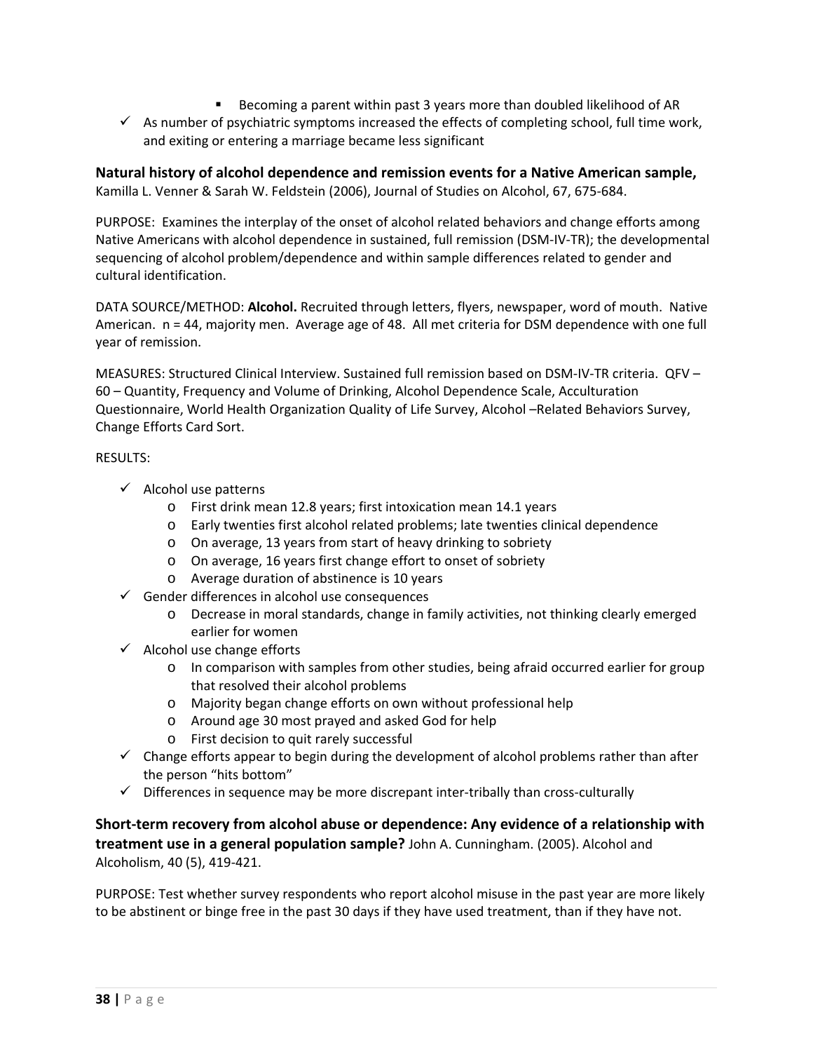- Becoming a parent within past 3 years more than doubled likelihood of AR
- ✓ As number of psychiatric symptoms increased the effects of completing school, full time work, and exiting or entering a marriage became less significant

**Natural history of alcohol dependence and remission events for a Native American sample,** Kamilla L. Venner & Sarah W. Feldstein (2006), Journal of Studies on Alcohol, 67, 675-684.

PURPOSE: Examines the interplay of the onset of alcohol related behaviors and change efforts among Native Americans with alcohol dependence in sustained, full remission (DSM-IV-TR); the developmental sequencing of alcohol problem/dependence and within sample differences related to gender and cultural identification.

DATA SOURCE/METHOD: **Alcohol.** Recruited through letters, flyers, newspaper, word of mouth. Native American. n = 44, majority men. Average age of 48. All met criteria for DSM dependence with one full year of remission.

MEASURES: Structured Clinical Interview. Sustained full remission based on DSM-IV-TR criteria. QFV – 60 – Quantity, Frequency and Volume of Drinking, Alcohol Dependence Scale, Acculturation Questionnaire, World Health Organization Quality of Life Survey, Alcohol –Related Behaviors Survey, Change Efforts Card Sort.

RESULTS:

- ✓ Alcohol use patterns
  - First drink mean 12.8 years; first intoxication mean 14.1 years
  - Early twenties first alcohol related problems; late twenties clinical dependence
  - On average, 13 years from start of heavy drinking to sobriety
  - On average, 16 years first change effort to onset of sobriety
  - Average duration of abstinence is 10 years
- ✓ Gender differences in alcohol use consequences
  - Decrease in moral standards, change in family activities, not thinking clearly emerged earlier for women
- ✓ Alcohol use change efforts
  - In comparison with samples from other studies, being afraid occurred earlier for group that resolved their alcohol problems
  - Majority began change efforts on own without professional help
  - Around age 30 most prayed and asked God for help
  - First decision to quit rarely successful
- ✓ Change efforts appear to begin during the development of alcohol problems rather than after the person "hits bottom"
- ✓ Differences in sequence may be more discrepant inter-tribally than cross-culturally

**Short-term recovery from alcohol abuse or dependence: Any evidence of a relationship with treatment use in a general population sample?** John A. Cunningham. (2005). Alcohol and Alcoholism, 40 (5), 419-421.

PURPOSE: Test whether survey respondents who report alcohol misuse in the past year are more likely to be abstinent or binge free in the past 30 days if they have used treatment, than if they have not.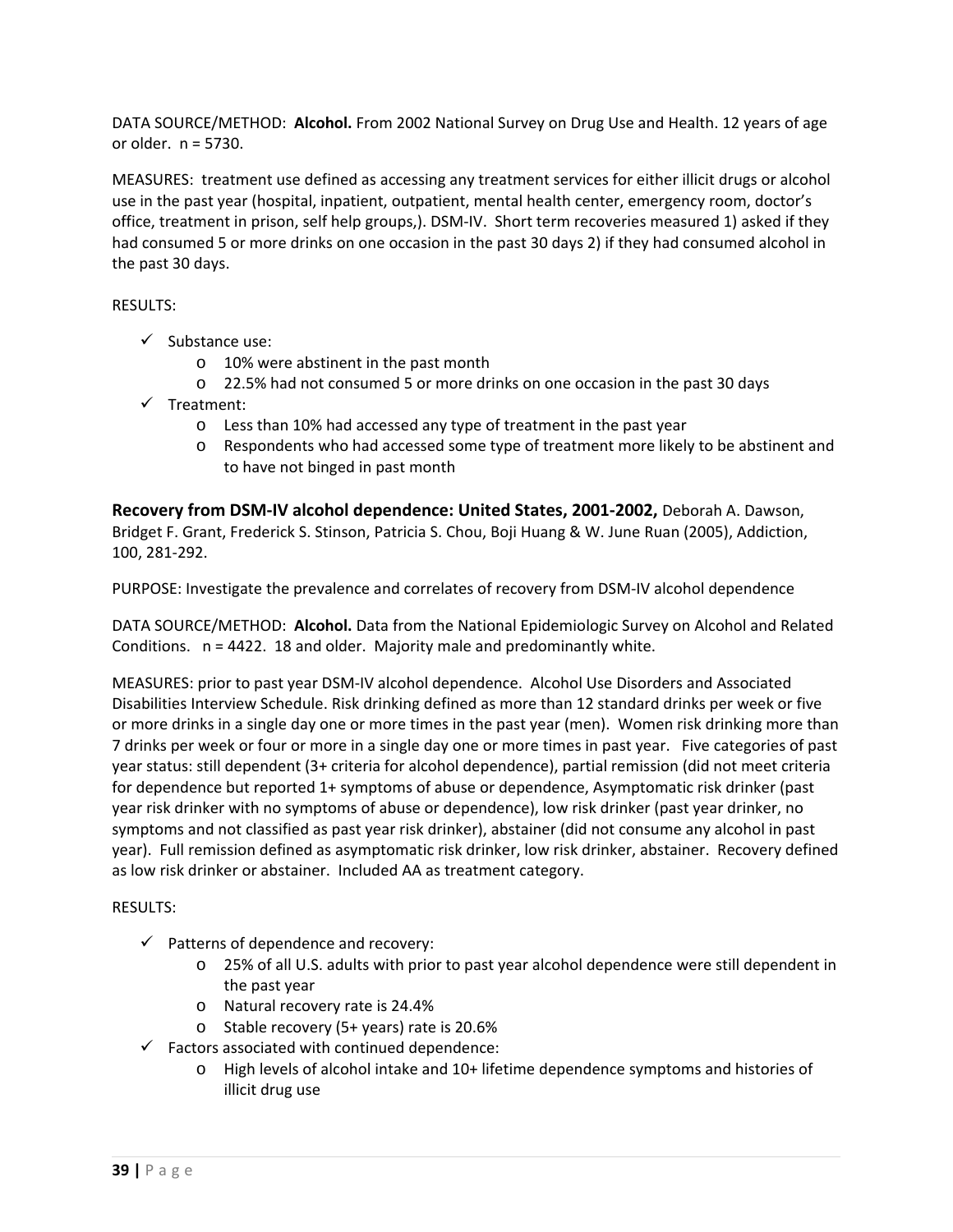DATA SOURCE/METHOD: **Alcohol.** From 2002 National Survey on Drug Use and Health. 12 years of age or older. n = 5730.

MEASURES: treatment use defined as accessing any treatment services for either illicit drugs or alcohol use in the past year (hospital, inpatient, outpatient, mental health center, emergency room, doctor's office, treatment in prison, self help groups,). DSM-IV. Short term recoveries measured 1) asked if they had consumed 5 or more drinks on one occasion in the past 30 days 2) if they had consumed alcohol in the past 30 days.

RESULTS:

- ✓ Substance use:
  - o 10% were abstinent in the past month
  - o 22.5% had not consumed 5 or more drinks on one occasion in the past 30 days
- ✓ Treatment:
  - o Less than 10% had accessed any type of treatment in the past year
  - o Respondents who had accessed some type of treatment more likely to be abstinent and to have not binged in past month

**Recovery from DSM-IV alcohol dependence: United States, 2001-2002,** Deborah A. Dawson, Bridget F. Grant, Frederick S. Stinson, Patricia S. Chou, Boji Huang & W. June Ruan (2005), Addiction, 100, 281-292.

PURPOSE: Investigate the prevalence and correlates of recovery from DSM-IV alcohol dependence

DATA SOURCE/METHOD: **Alcohol.** Data from the National Epidemiologic Survey on Alcohol and Related Conditions. n = 4422. 18 and older. Majority male and predominantly white.

MEASURES: prior to past year DSM-IV alcohol dependence. Alcohol Use Disorders and Associated Disabilities Interview Schedule. Risk drinking defined as more than 12 standard drinks per week or five or more drinks in a single day one or more times in the past year (men). Women risk drinking more than 7 drinks per week or four or more in a single day one or more times in past year. Five categories of past year status: still dependent (3+ criteria for alcohol dependence), partial remission (did not meet criteria for dependence but reported 1+ symptoms of abuse or dependence, Asymptomatic risk drinker (past year risk drinker with no symptoms of abuse or dependence), low risk drinker (past year drinker, no symptoms and not classified as past year risk drinker), abstainer (did not consume any alcohol in past year). Full remission defined as asymptomatic risk drinker, low risk drinker, abstainer. Recovery defined as low risk drinker or abstainer. Included AA as treatment category.

RESULTS:

- ✓ Patterns of dependence and recovery:
  - o 25% of all U.S. adults with prior to past year alcohol dependence were still dependent in the past year
  - o Natural recovery rate is 24.4%
  - o Stable recovery (5+ years) rate is 20.6%
- ✓ Factors associated with continued dependence:
  - o High levels of alcohol intake and 10+ lifetime dependence symptoms and histories of illicit drug use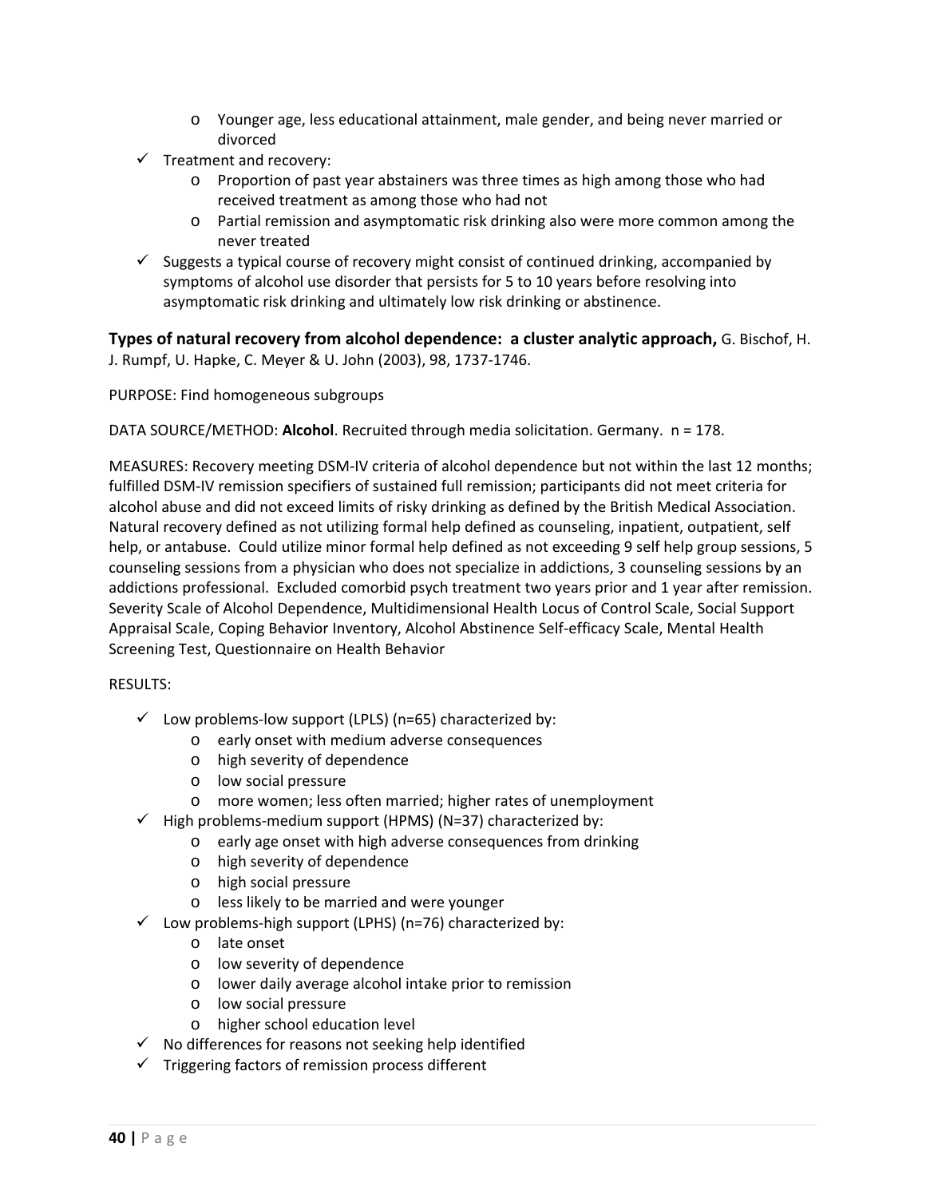- Younger age, less educational attainment, male gender, and being never married or divorced
- ✓ Treatment and recovery:
  - Proportion of past year abstainers was three times as high among those who had received treatment as among those who had not
  - Partial remission and asymptomatic risk drinking also were more common among the never treated
- ✓ Suggests a typical course of recovery might consist of continued drinking, accompanied by symptoms of alcohol use disorder that persists for 5 to 10 years before resolving into asymptomatic risk drinking and ultimately low risk drinking or abstinence.

**Types of natural recovery from alcohol dependence: a cluster analytic approach,** G. Bischof, H. J. Rumpf, U. Hapke, C. Meyer & U. John (2003), 98, 1737-1746.

PURPOSE: Find homogeneous subgroups

DATA SOURCE/METHOD: **Alcohol**. Recruited through media solicitation. Germany. n = 178.

MEASURES: Recovery meeting DSM-IV criteria of alcohol dependence but not within the last 12 months; fulfilled DSM-IV remission specifiers of sustained full remission; participants did not meet criteria for alcohol abuse and did not exceed limits of risky drinking as defined by the British Medical Association. Natural recovery defined as not utilizing formal help defined as counseling, inpatient, outpatient, self help, or antabuse. Could utilize minor formal help defined as not exceeding 9 self help group sessions, 5 counseling sessions from a physician who does not specialize in addictions, 3 counseling sessions by an addictions professional. Excluded comorbid psych treatment two years prior and 1 year after remission. Severity Scale of Alcohol Dependence, Multidimensional Health Locus of Control Scale, Social Support Appraisal Scale, Coping Behavior Inventory, Alcohol Abstinence Self-efficacy Scale, Mental Health Screening Test, Questionnaire on Health Behavior

RESULTS:

- ✓ Low problems-low support (LPLS) (n=65) characterized by:
  - early onset with medium adverse consequences
  - high severity of dependence
  - low social pressure
  - more women; less often married; higher rates of unemployment
- ✓ High problems-medium support (HPMS) (N=37) characterized by:
  - early age onset with high adverse consequences from drinking
  - high severity of dependence
  - high social pressure
  - less likely to be married and were younger
- ✓ Low problems-high support (LPHS) (n=76) characterized by:
  - late onset
  - low severity of dependence
  - lower daily average alcohol intake prior to remission
  - low social pressure
  - higher school education level
- ✓ No differences for reasons not seeking help identified
- ✓ Triggering factors of remission process different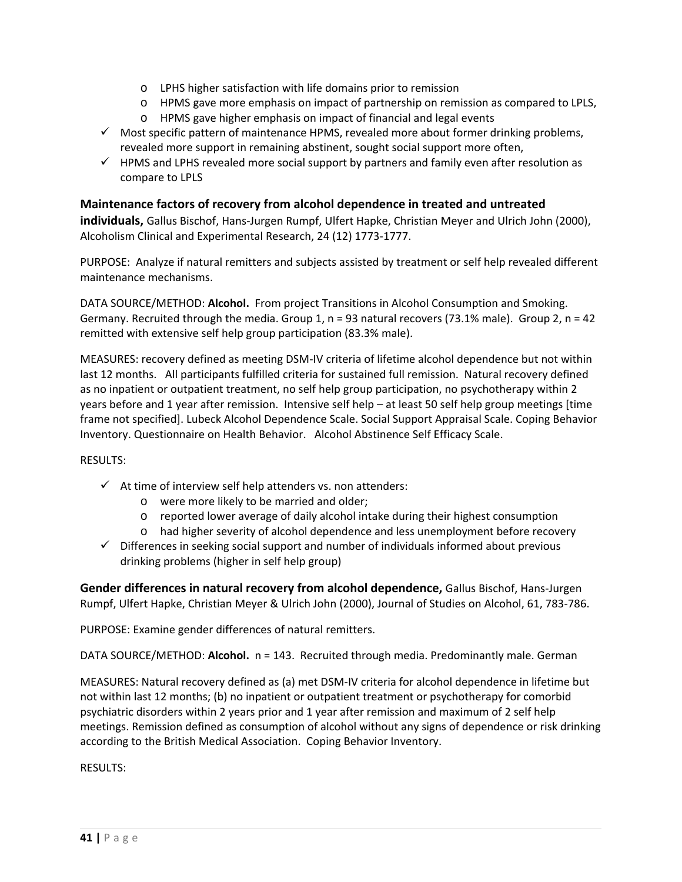- LPHS higher satisfaction with life domains prior to remission
  - HPMS gave more emphasis on impact of partnership on remission as compared to LPLS,
  - HPMS gave higher emphasis on impact of financial and legal events
- ✓ Most specific pattern of maintenance HPMS, revealed more about former drinking problems, revealed more support in remaining abstinent, sought social support more often,
- ✓ HPMS and LPHS revealed more social support by partners and family even after resolution as compare to LPLS

**Maintenance factors of recovery from alcohol dependence in treated and untreated individuals,** Gallus Bischof, Hans-Jurgen Rumpf, Ulfert Hapke, Christian Meyer and Ulrich John (2000), Alcoholism Clinical and Experimental Research, 24 (12) 1773-1777.

PURPOSE: Analyze if natural remitters and subjects assisted by treatment or self help revealed different maintenance mechanisms.

DATA SOURCE/METHOD: **Alcohol.** From project Transitions in Alcohol Consumption and Smoking. Germany. Recruited through the media. Group 1, n = 93 natural recovers (73.1% male). Group 2, n = 42 remitted with extensive self help group participation (83.3% male).

MEASURES: recovery defined as meeting DSM-IV criteria of lifetime alcohol dependence but not within last 12 months. All participants fulfilled criteria for sustained full remission. Natural recovery defined as no inpatient or outpatient treatment, no self help group participation, no psychotherapy within 2 years before and 1 year after remission. Intensive self help – at least 50 self help group meetings [time frame not specified]. Lubeck Alcohol Dependence Scale. Social Support Appraisal Scale. Coping Behavior Inventory. Questionnaire on Health Behavior. Alcohol Abstinence Self Efficacy Scale.

RESULTS:

- ✓ At time of interview self help attenders vs. non attenders:
  - were more likely to be married and older;
  - reported lower average of daily alcohol intake during their highest consumption
  - had higher severity of alcohol dependence and less unemployment before recovery
- ✓ Differences in seeking social support and number of individuals informed about previous drinking problems (higher in self help group)

**Gender differences in natural recovery from alcohol dependence,** Gallus Bischof, Hans-Jurgen Rumpf, Ulfert Hapke, Christian Meyer & Ulrich John (2000), Journal of Studies on Alcohol, 61, 783-786.

PURPOSE: Examine gender differences of natural remitters.

DATA SOURCE/METHOD: **Alcohol.** n = 143. Recruited through media. Predominantly male. German

MEASURES: Natural recovery defined as (a) met DSM-IV criteria for alcohol dependence in lifetime but not within last 12 months; (b) no inpatient or outpatient treatment or psychotherapy for comorbid psychiatric disorders within 2 years prior and 1 year after remission and maximum of 2 self help meetings. Remission defined as consumption of alcohol without any signs of dependence or risk drinking according to the British Medical Association. Coping Behavior Inventory.

RESULTS: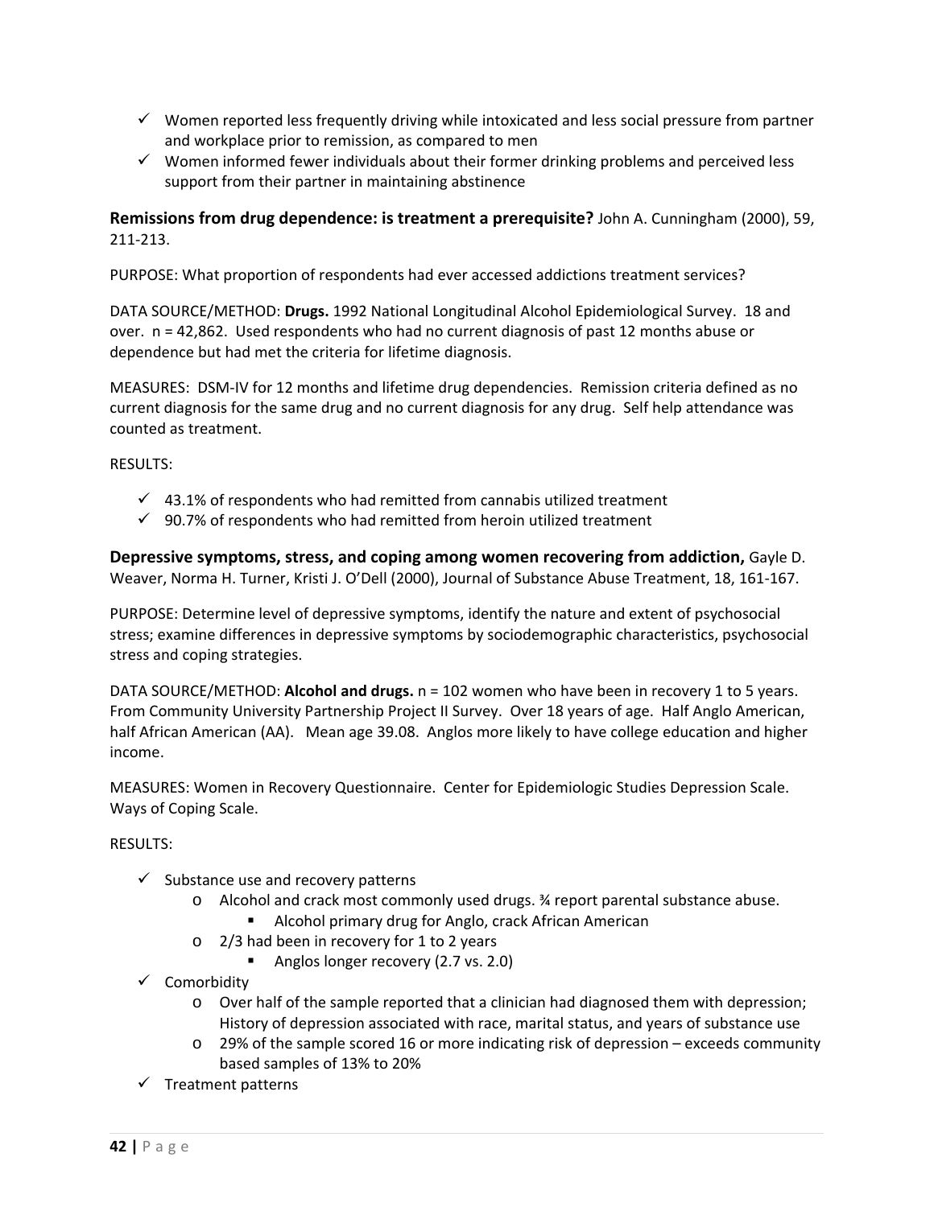- ✓ Women reported less frequently driving while intoxicated and less social pressure from partner and workplace prior to remission, as compared to men
- ✓ Women informed fewer individuals about their former drinking problems and perceived less support from their partner in maintaining abstinence

**Remissions from drug dependence: is treatment a prerequisite?** John A. Cunningham (2000), 59, 211-213.

PURPOSE: What proportion of respondents had ever accessed addictions treatment services?

DATA SOURCE/METHOD: **Drugs.** 1992 National Longitudinal Alcohol Epidemiological Survey. 18 and over. n = 42,862. Used respondents who had no current diagnosis of past 12 months abuse or dependence but had met the criteria for lifetime diagnosis.

MEASURES: DSM-IV for 12 months and lifetime drug dependencies. Remission criteria defined as no current diagnosis for the same drug and no current diagnosis for any drug. Self help attendance was counted as treatment.

RESULTS:

- ✓ 43.1% of respondents who had remitted from cannabis utilized treatment
- ✓ 90.7% of respondents who had remitted from heroin utilized treatment

**Depressive symptoms, stress, and coping among women recovering from addiction,** Gayle D. Weaver, Norma H. Turner, Kristi J. O'Dell (2000), Journal of Substance Abuse Treatment, 18, 161-167.

PURPOSE: Determine level of depressive symptoms, identify the nature and extent of psychosocial stress; examine differences in depressive symptoms by sociodemographic characteristics, psychosocial stress and coping strategies.

DATA SOURCE/METHOD: **Alcohol and drugs.** n = 102 women who have been in recovery 1 to 5 years. From Community University Partnership Project II Survey. Over 18 years of age. Half Anglo American, half African American (AA). Mean age 39.08. Anglos more likely to have college education and higher income.

MEASURES: Women in Recovery Questionnaire. Center for Epidemiologic Studies Depression Scale. Ways of Coping Scale.

RESULTS:

- ✓ Substance use and recovery patterns
  - o Alcohol and crack most commonly used drugs. ¾ report parental substance abuse.
    - Alcohol primary drug for Anglo, crack African American
  - o 2/3 had been in recovery for 1 to 2 years
    - Anglos longer recovery (2.7 vs. 2.0)
- ✓ Comorbidity
  - o Over half of the sample reported that a clinician had diagnosed them with depression; History of depression associated with race, marital status, and years of substance use
  - o 29% of the sample scored 16 or more indicating risk of depression – exceeds community based samples of 13% to 20%
- ✓ Treatment patterns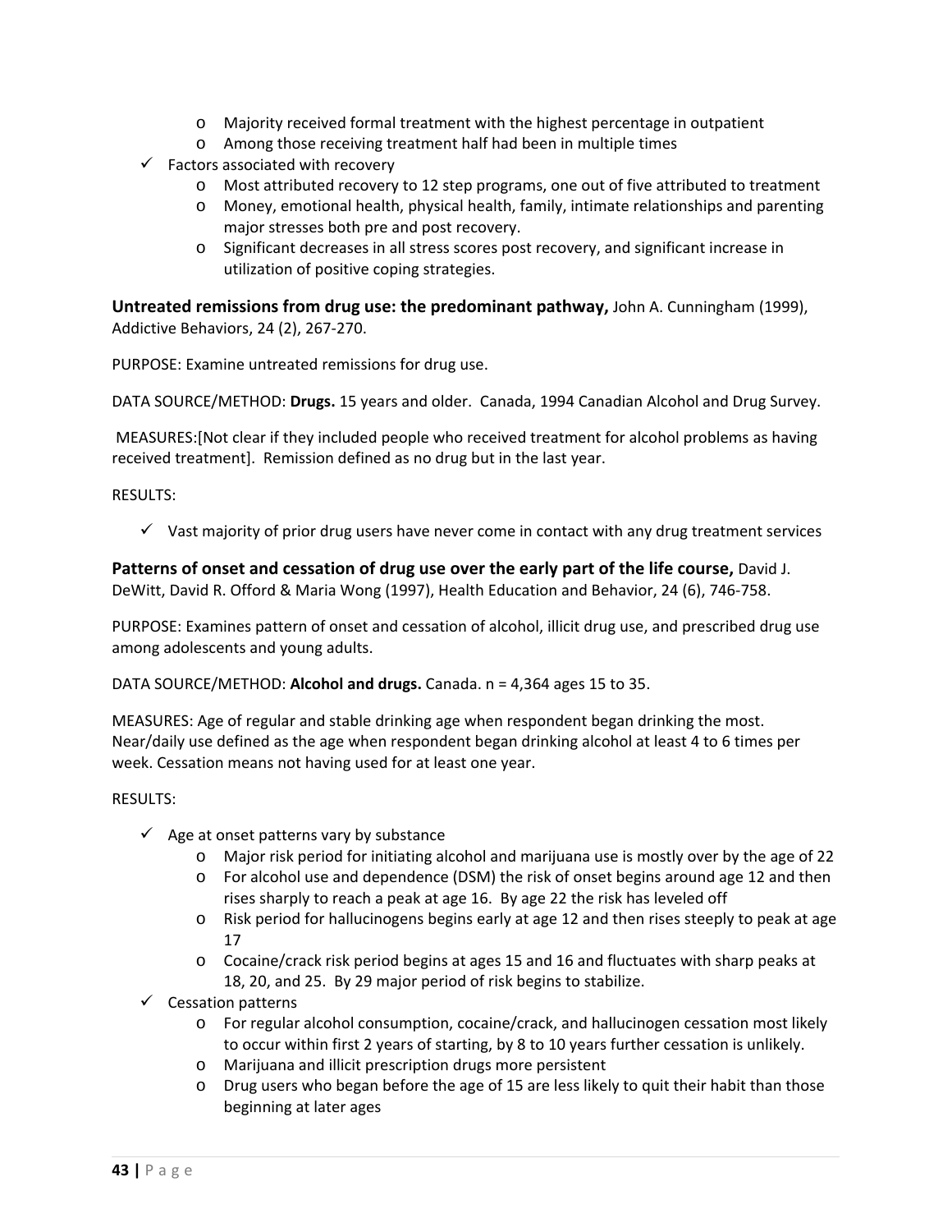- Majority received formal treatment with the highest percentage in outpatient
  - Among those receiving treatment half had been in multiple times
- ✓ Factors associated with recovery
  - Most attributed recovery to 12 step programs, one out of five attributed to treatment
  - Money, emotional health, physical health, family, intimate relationships and parenting major stresses both pre and post recovery.
  - Significant decreases in all stress scores post recovery, and significant increase in utilization of positive coping strategies.

**Untreated remissions from drug use: the predominant pathway,** John A. Cunningham (1999), Addictive Behaviors, 24 (2), 267-270.

PURPOSE: Examine untreated remissions for drug use.

DATA SOURCE/METHOD: **Drugs.** 15 years and older. Canada, 1994 Canadian Alcohol and Drug Survey.

MEASURES:[Not clear if they included people who received treatment for alcohol problems as having received treatment]. Remission defined as no drug but in the last year.

RESULTS:

- ✓ Vast majority of prior drug users have never come in contact with any drug treatment services

**Patterns of onset and cessation of drug use over the early part of the life course,** David J. DeWitt, David R. Offord & Maria Wong (1997), Health Education and Behavior, 24 (6), 746-758.

PURPOSE: Examines pattern of onset and cessation of alcohol, illicit drug use, and prescribed drug use among adolescents and young adults.

DATA SOURCE/METHOD: **Alcohol and drugs.** Canada. n = 4,364 ages 15 to 35.

MEASURES: Age of regular and stable drinking age when respondent began drinking the most. Near/daily use defined as the age when respondent began drinking alcohol at least 4 to 6 times per week. Cessation means not having used for at least one year.

RESULTS:

- ✓ Age at onset patterns vary by substance
  - Major risk period for initiating alcohol and marijuana use is mostly over by the age of 22
  - For alcohol use and dependence (DSM) the risk of onset begins around age 12 and then rises sharply to reach a peak at age 16. By age 22 the risk has leveled off
  - Risk period for hallucinogens begins early at age 12 and then rises steeply to peak at age 17
  - Cocaine/crack risk period begins at ages 15 and 16 and fluctuates with sharp peaks at 18, 20, and 25. By 29 major period of risk begins to stabilize.
- ✓ Cessation patterns
  - For regular alcohol consumption, cocaine/crack, and hallucinogen cessation most likely to occur within first 2 years of starting, by 8 to 10 years further cessation is unlikely.
  - Marijuana and illicit prescription drugs more persistent
  - Drug users who began before the age of 15 are less likely to quit their habit than those beginning at later ages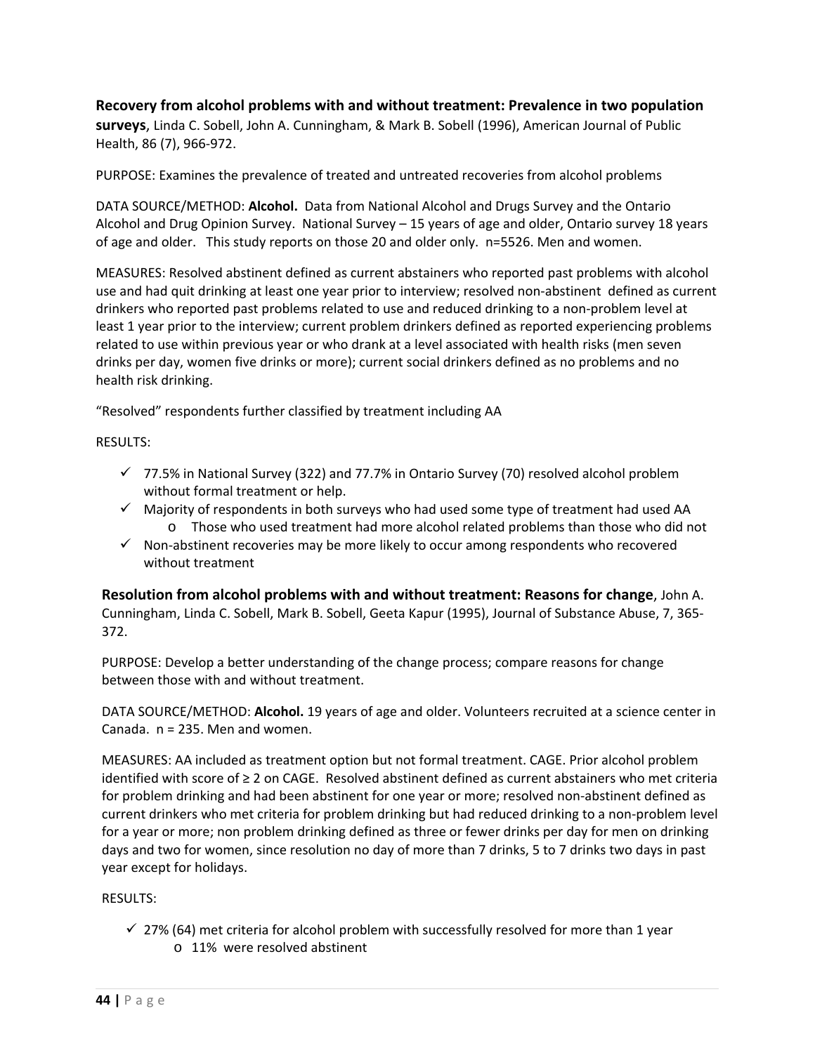**Recovery from alcohol problems with and without treatment: Prevalence in two population surveys**, Linda C. Sobell, John A. Cunningham, & Mark B. Sobell (1996), American Journal of Public Health, 86 (7), 966-972.

PURPOSE: Examines the prevalence of treated and untreated recoveries from alcohol problems

DATA SOURCE/METHOD: **Alcohol.** Data from National Alcohol and Drugs Survey and the Ontario Alcohol and Drug Opinion Survey. National Survey – 15 years of age and older, Ontario survey 18 years of age and older. This study reports on those 20 and older only. n=5526. Men and women.

MEASURES: Resolved abstinent defined as current abstainers who reported past problems with alcohol use and had quit drinking at least one year prior to interview; resolved non-abstinent defined as current drinkers who reported past problems related to use and reduced drinking to a non-problem level at least 1 year prior to the interview; current problem drinkers defined as reported experiencing problems related to use within previous year or who drank at a level associated with health risks (men seven drinks per day, women five drinks or more); current social drinkers defined as no problems and no health risk drinking.

"Resolved" respondents further classified by treatment including AA

RESULTS:

- ✓ 77.5% in National Survey (322) and 77.7% in Ontario Survey (70) resolved alcohol problem without formal treatment or help.
- ✓ Majority of respondents in both surveys who had used some type of treatment had used AA
  - o Those who used treatment had more alcohol related problems than those who did not
- ✓ Non-abstinent recoveries may be more likely to occur among respondents who recovered without treatment

**Resolution from alcohol problems with and without treatment: Reasons for change**, John A. Cunningham, Linda C. Sobell, Mark B. Sobell, Geeta Kapur (1995), Journal of Substance Abuse, 7, 365-372.

PURPOSE: Develop a better understanding of the change process; compare reasons for change between those with and without treatment.

DATA SOURCE/METHOD: **Alcohol.** 19 years of age and older. Volunteers recruited at a science center in Canada. n = 235. Men and women.

MEASURES: AA included as treatment option but not formal treatment. CAGE. Prior alcohol problem identified with score of ≥ 2 on CAGE. Resolved abstinent defined as current abstainers who met criteria for problem drinking and had been abstinent for one year or more; resolved non-abstinent defined as current drinkers who met criteria for problem drinking but had reduced drinking to a non-problem level for a year or more; non problem drinking defined as three or fewer drinks per day for men on drinking days and two for women, since resolution no day of more than 7 drinks, 5 to 7 drinks two days in past year except for holidays.

RESULTS:

- ✓ 27% (64) met criteria for alcohol problem with successfully resolved for more than 1 year
  - o 11% were resolved abstinent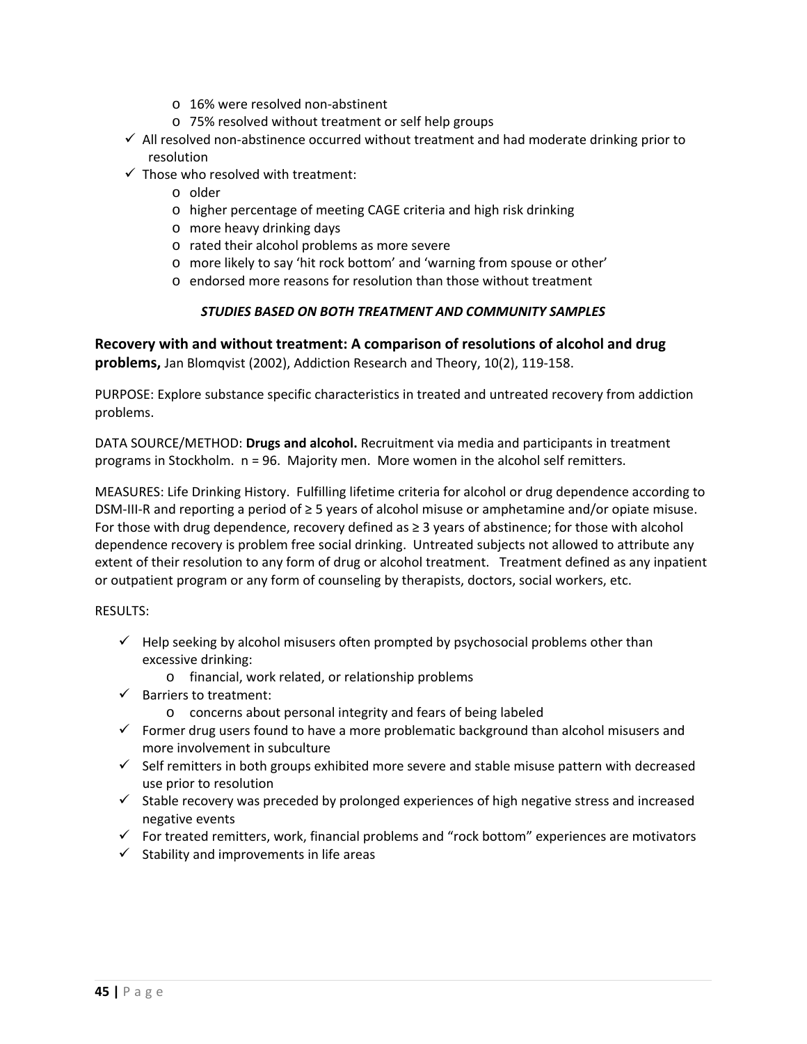- 16% were resolved non-abstinent
  - 75% resolved without treatment or self help groups
- ✓ All resolved non-abstinence occurred without treatment and had moderate drinking prior to resolution
- ✓ Those who resolved with treatment:
  - older
  - higher percentage of meeting CAGE criteria and high risk drinking
  - more heavy drinking days
  - rated their alcohol problems as more severe
  - more likely to say 'hit rock bottom' and 'warning from spouse or other'
  - endorsed more reasons for resolution than those without treatment

***STUDIES BASED ON BOTH TREATMENT AND COMMUNITY SAMPLES***

**Recovery with and without treatment: A comparison of resolutions of alcohol and drug problems,** Jan Blomqvist (2002), Addiction Research and Theory, 10(2), 119-158.

PURPOSE: Explore substance specific characteristics in treated and untreated recovery from addiction problems.

DATA SOURCE/METHOD: **Drugs and alcohol.** Recruitment via media and participants in treatment programs in Stockholm. n = 96. Majority men. More women in the alcohol self remitters.

MEASURES: Life Drinking History. Fulfilling lifetime criteria for alcohol or drug dependence according to DSM-III-R and reporting a period of ≥ 5 years of alcohol misuse or amphetamine and/or opiate misuse. For those with drug dependence, recovery defined as ≥ 3 years of abstinence; for those with alcohol dependence recovery is problem free social drinking. Untreated subjects not allowed to attribute any extent of their resolution to any form of drug or alcohol treatment. Treatment defined as any inpatient or outpatient program or any form of counseling by therapists, doctors, social workers, etc.

RESULTS:

- ✓ Help seeking by alcohol misusers often prompted by psychosocial problems other than excessive drinking:
  - financial, work related, or relationship problems
- ✓ Barriers to treatment:
  - concerns about personal integrity and fears of being labeled
- ✓ Former drug users found to have a more problematic background than alcohol misusers and more involvement in subculture
- ✓ Self remitters in both groups exhibited more severe and stable misuse pattern with decreased use prior to resolution
- ✓ Stable recovery was preceded by prolonged experiences of high negative stress and increased negative events
- ✓ For treated remitters, work, financial problems and "rock bottom" experiences are motivators
- ✓ Stability and improvements in life areas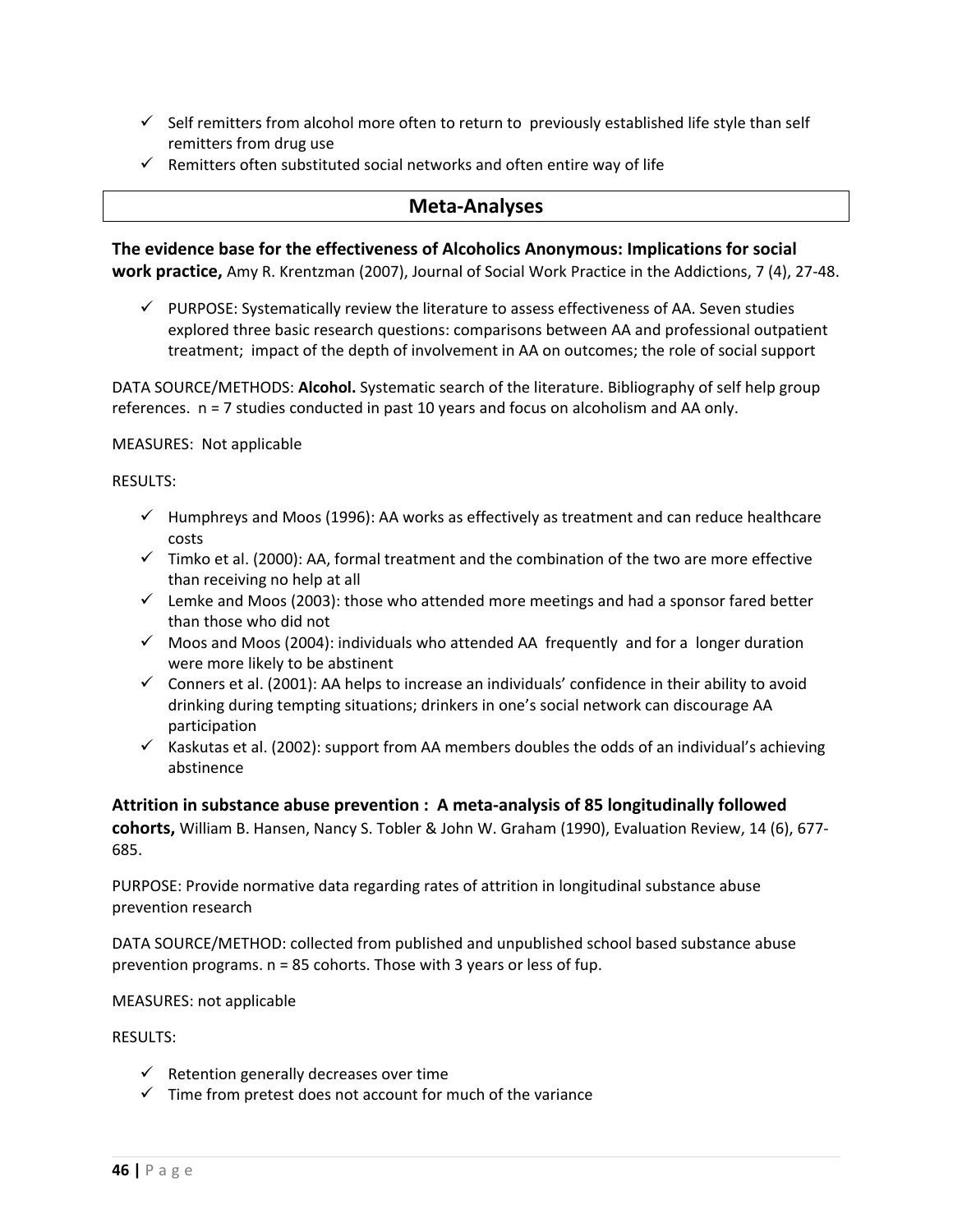- ✓ Self remitters from alcohol more often to return to previously established life style than self remitters from drug use
- ✓ Remitters often substituted social networks and often entire way of life

## Meta-Analyses

**The evidence base for the effectiveness of Alcoholics Anonymous: Implications for social work practice,** Amy R. Krentzman (2007), Journal of Social Work Practice in the Addictions, 7 (4), 27-48.

- ✓ PURPOSE: Systematically review the literature to assess effectiveness of AA. Seven studies explored three basic research questions: comparisons between AA and professional outpatient treatment; impact of the depth of involvement in AA on outcomes; the role of social support

DATA SOURCE/METHODS: **Alcohol.** Systematic search of the literature. Bibliography of self help group references. n = 7 studies conducted in past 10 years and focus on alcoholism and AA only.

MEASURES: Not applicable

RESULTS:

- ✓ Humphreys and Moos (1996): AA works as effectively as treatment and can reduce healthcare costs
- ✓ Timko et al. (2000): AA, formal treatment and the combination of the two are more effective than receiving no help at all
- ✓ Lemke and Moos (2003): those who attended more meetings and had a sponsor fared better than those who did not
- ✓ Moos and Moos (2004): individuals who attended AA frequently and for a longer duration were more likely to be abstinent
- ✓ Conners et al. (2001): AA helps to increase an individuals' confidence in their ability to avoid drinking during tempting situations; drinkers in one's social network can discourage AA participation
- ✓ Kaskutas et al. (2002): support from AA members doubles the odds of an individual's achieving abstinence

**Attrition in substance abuse prevention : A meta-analysis of 85 longitudinally followed cohorts,** William B. Hansen, Nancy S. Tobler & John W. Graham (1990), Evaluation Review, 14 (6), 677-685.

PURPOSE: Provide normative data regarding rates of attrition in longitudinal substance abuse prevention research

DATA SOURCE/METHOD: collected from published and unpublished school based substance abuse prevention programs. n = 85 cohorts. Those with 3 years or less of fup.

MEASURES: not applicable

RESULTS:

- ✓ Retention generally decreases over time
- ✓ Time from pretest does not account for much of the variance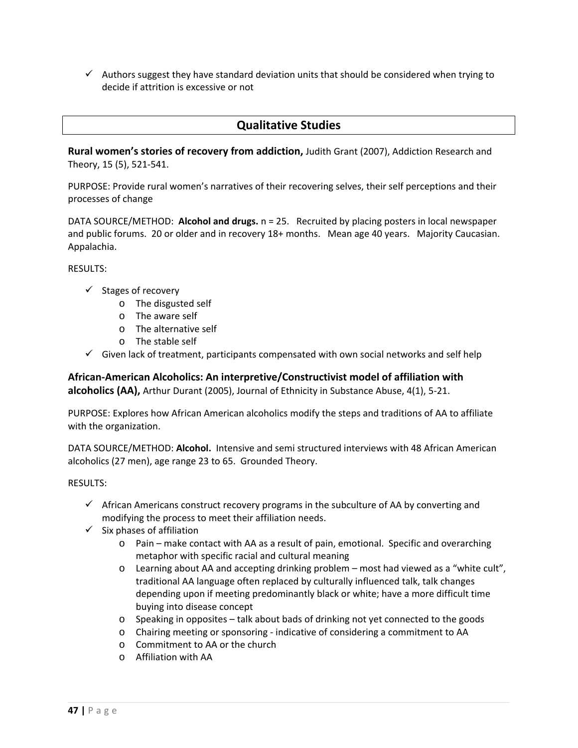- ✓ Authors suggest they have standard deviation units that should be considered when trying to decide if attrition is excessive or not

## Qualitative Studies

**Rural women's stories of recovery from addiction,** Judith Grant (2007), Addiction Research and Theory, 15 (5), 521-541.

PURPOSE: Provide rural women's narratives of their recovering selves, their self perceptions and their processes of change

DATA SOURCE/METHOD: **Alcohol and drugs.** n = 25. Recruited by placing posters in local newspaper and public forums. 20 or older and in recovery 18+ months. Mean age 40 years. Majority Caucasian. Appalachia.

RESULTS:

- ✓ Stages of recovery
  - The disgusted self
  - The aware self
  - The alternative self
  - The stable self
- ✓ Given lack of treatment, participants compensated with own social networks and self help

**African-American Alcoholics: An interpretive/Constructivist model of affiliation with alcoholics (AA),** Arthur Durant (2005), Journal of Ethnicity in Substance Abuse, 4(1), 5-21.

PURPOSE: Explores how African American alcoholics modify the steps and traditions of AA to affiliate with the organization.

DATA SOURCE/METHOD: **Alcohol.** Intensive and semi structured interviews with 48 African American alcoholics (27 men), age range 23 to 65. Grounded Theory.

RESULTS:

- ✓ African Americans construct recovery programs in the subculture of AA by converting and modifying the process to meet their affiliation needs.
- ✓ Six phases of affiliation
  - Pain – make contact with AA as a result of pain, emotional. Specific and overarching metaphor with specific racial and cultural meaning
  - Learning about AA and accepting drinking problem – most had viewed as a "white cult", traditional AA language often replaced by culturally influenced talk, talk changes depending upon if meeting predominantly black or white; have a more difficult time buying into disease concept
  - Speaking in opposites – talk about bads of drinking not yet connected to the goods
  - Chairing meeting or sponsoring - indicative of considering a commitment to AA
  - Commitment to AA or the church
  - Affiliation with AA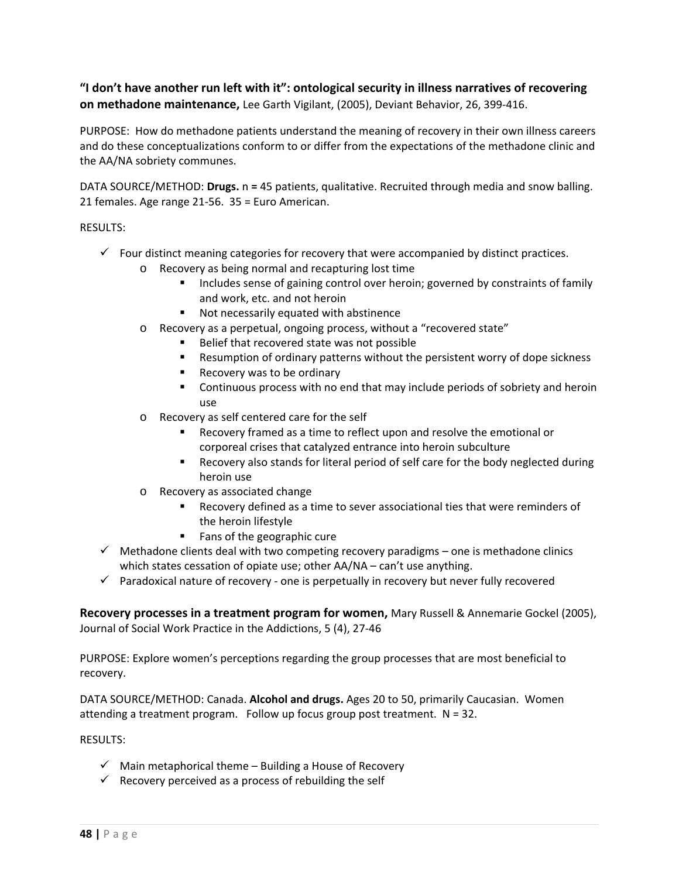**"I don't have another run left with it": ontological security in illness narratives of recovering on methadone maintenance,** Lee Garth Vigilant, (2005), Deviant Behavior, 26, 399-416.

PURPOSE: How do methadone patients understand the meaning of recovery in their own illness careers and do these conceptualizations conform to or differ from the expectations of the methadone clinic and the AA/NA sobriety communes.

DATA SOURCE/METHOD: **Drugs.** n **=** 45 patients, qualitative. Recruited through media and snow balling. 21 females. Age range 21-56. 35 = Euro American.

RESULTS:

- ✓ Four distinct meaning categories for recovery that were accompanied by distinct practices.
  - Recovery as being normal and recapturing lost time
    - Includes sense of gaining control over heroin; governed by constraints of family and work, etc. and not heroin
    - Not necessarily equated with abstinence
  - Recovery as a perpetual, ongoing process, without a "recovered state"
    - Belief that recovered state was not possible
    - Resumption of ordinary patterns without the persistent worry of dope sickness
    - Recovery was to be ordinary
    - Continuous process with no end that may include periods of sobriety and heroin use
  - Recovery as self centered care for the self
    - Recovery framed as a time to reflect upon and resolve the emotional or corporeal crises that catalyzed entrance into heroin subculture
    - Recovery also stands for literal period of self care for the body neglected during heroin use
  - Recovery as associated change
    - Recovery defined as a time to sever associational ties that were reminders of the heroin lifestyle
    - Fans of the geographic cure
- ✓ Methadone clients deal with two competing recovery paradigms – one is methadone clinics which states cessation of opiate use; other AA/NA – can't use anything.
- ✓ Paradoxical nature of recovery - one is perpetually in recovery but never fully recovered

**Recovery processes in a treatment program for women,** Mary Russell & Annemarie Gockel (2005), Journal of Social Work Practice in the Addictions, 5 (4), 27-46

PURPOSE: Explore women's perceptions regarding the group processes that are most beneficial to recovery.

DATA SOURCE/METHOD: Canada. **Alcohol and drugs.** Ages 20 to 50, primarily Caucasian. Women attending a treatment program. Follow up focus group post treatment. N = 32.

RESULTS:

- ✓ Main metaphorical theme – Building a House of Recovery
- ✓ Recovery perceived as a process of rebuilding the self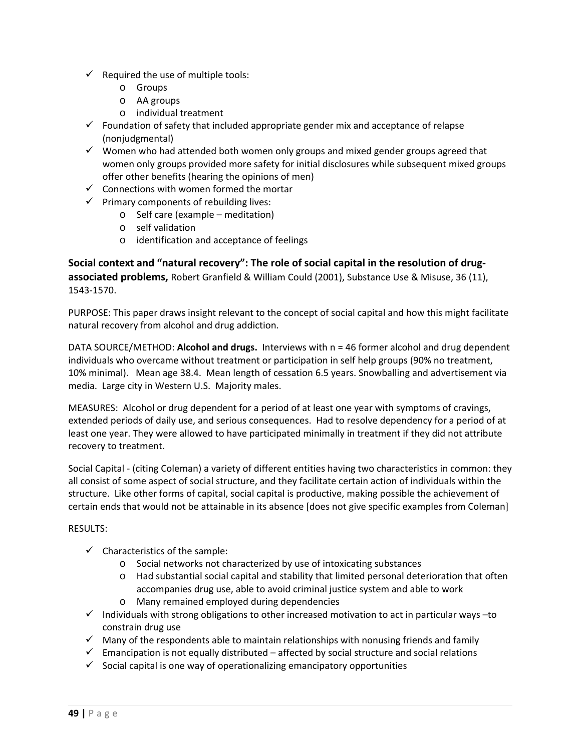- ✓ Required the use of multiple tools:
  - o Groups
  - o AA groups
  - o individual treatment
- ✓ Foundation of safety that included appropriate gender mix and acceptance of relapse (nonjudgmental)
- ✓ Women who had attended both women only groups and mixed gender groups agreed that women only groups provided more safety for initial disclosures while subsequent mixed groups offer other benefits (hearing the opinions of men)
- ✓ Connections with women formed the mortar
- ✓ Primary components of rebuilding lives:
  - o Self care (example – meditation)
  - o self validation
  - o identification and acceptance of feelings

**Social context and "natural recovery": The role of social capital in the resolution of drug-associated problems,** Robert Granfield & William Could (2001), Substance Use & Misuse, 36 (11), 1543-1570.

PURPOSE: This paper draws insight relevant to the concept of social capital and how this might facilitate natural recovery from alcohol and drug addiction.

DATA SOURCE/METHOD: **Alcohol and drugs.** Interviews with n = 46 former alcohol and drug dependent individuals who overcame without treatment or participation in self help groups (90% no treatment, 10% minimal). Mean age 38.4. Mean length of cessation 6.5 years. Snowballing and advertisement via media. Large city in Western U.S. Majority males.

MEASURES: Alcohol or drug dependent for a period of at least one year with symptoms of cravings, extended periods of daily use, and serious consequences. Had to resolve dependency for a period of at least one year. They were allowed to have participated minimally in treatment if they did not attribute recovery to treatment.

Social Capital - (citing Coleman) a variety of different entities having two characteristics in common: they all consist of some aspect of social structure, and they facilitate certain action of individuals within the structure. Like other forms of capital, social capital is productive, making possible the achievement of certain ends that would not be attainable in its absence [does not give specific examples from Coleman]

RESULTS:

- ✓ Characteristics of the sample:
  - o Social networks not characterized by use of intoxicating substances
  - o Had substantial social capital and stability that limited personal deterioration that often accompanies drug use, able to avoid criminal justice system and able to work
  - o Many remained employed during dependencies
- ✓ Individuals with strong obligations to other increased motivation to act in particular ways –to constrain drug use
- ✓ Many of the respondents able to maintain relationships with nonusing friends and family
- ✓ Emancipation is not equally distributed – affected by social structure and social relations
- ✓ Social capital is one way of operationalizing emancipatory opportunities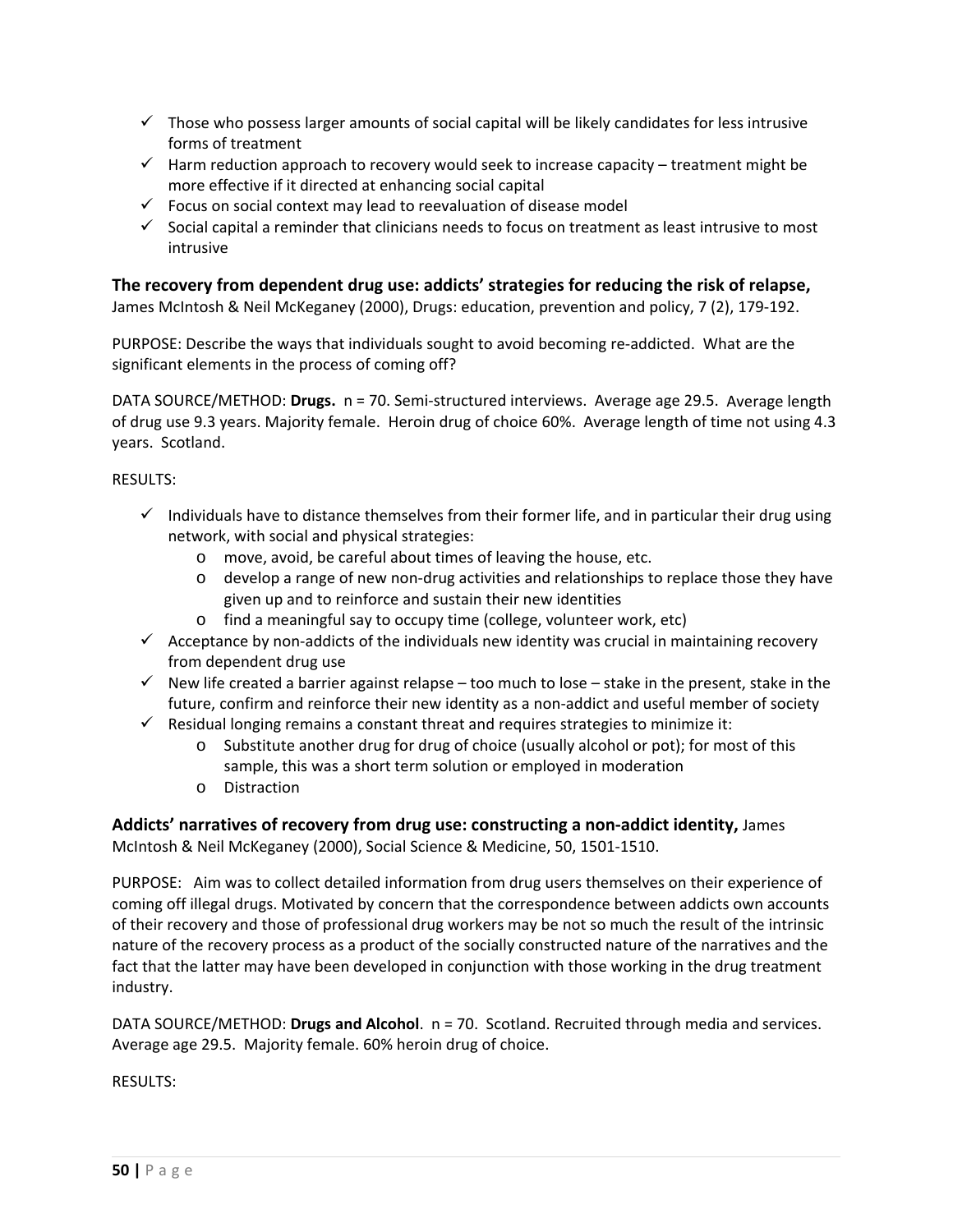- ✓ Those who possess larger amounts of social capital will be likely candidates for less intrusive forms of treatment
- ✓ Harm reduction approach to recovery would seek to increase capacity – treatment might be more effective if it directed at enhancing social capital
- ✓ Focus on social context may lead to reevaluation of disease model
- ✓ Social capital a reminder that clinicians needs to focus on treatment as least intrusive to most intrusive

### The recovery from dependent drug use: addicts' strategies for reducing the risk of relapse,

James McIntosh & Neil McKeganey (2000), Drugs: education, prevention and policy, 7 (2), 179-192.

PURPOSE: Describe the ways that individuals sought to avoid becoming re-addicted. What are the significant elements in the process of coming off?

DATA SOURCE/METHOD: **Drugs.** n = 70. Semi-structured interviews. Average age 29.5. Average length of drug use 9.3 years. Majority female. Heroin drug of choice 60%. Average length of time not using 4.3 years. Scotland.

RESULTS:

- ✓ Individuals have to distance themselves from their former life, and in particular their drug using network, with social and physical strategies:
  - o move, avoid, be careful about times of leaving the house, etc.
  - o develop a range of new non-drug activities and relationships to replace those they have given up and to reinforce and sustain their new identities
  - o find a meaningful say to occupy time (college, volunteer work, etc)
- ✓ Acceptance by non-addicts of the individuals new identity was crucial in maintaining recovery from dependent drug use
- ✓ New life created a barrier against relapse – too much to lose – stake in the present, stake in the future, confirm and reinforce their new identity as a non-addict and useful member of society
- ✓ Residual longing remains a constant threat and requires strategies to minimize it:
  - o Substitute another drug for drug of choice (usually alcohol or pot); for most of this sample, this was a short term solution or employed in moderation
  - o Distraction

### Addicts' narratives of recovery from drug use: constructing a non-addict identity,

James McIntosh & Neil McKeganey (2000), Social Science & Medicine, 50, 1501-1510.

PURPOSE: Aim was to collect detailed information from drug users themselves on their experience of coming off illegal drugs. Motivated by concern that the correspondence between addicts own accounts of their recovery and those of professional drug workers may be not so much the result of the intrinsic nature of the recovery process as a product of the socially constructed nature of the narratives and the fact that the latter may have been developed in conjunction with those working in the drug treatment industry.

DATA SOURCE/METHOD: **Drugs and Alcohol**. n = 70. Scotland. Recruited through media and services. Average age 29.5. Majority female. 60% heroin drug of choice.

RESULTS: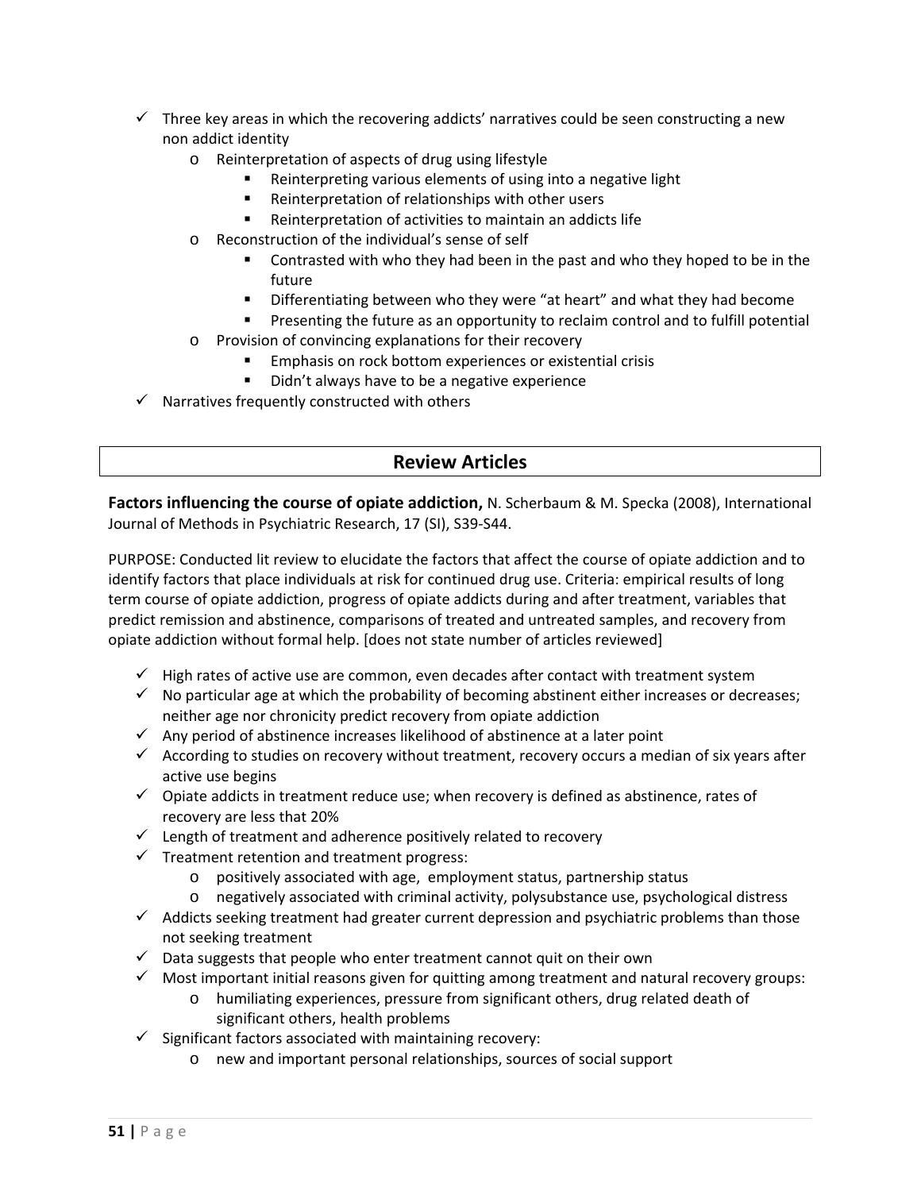- ✓ Three key areas in which the recovering addicts' narratives could be seen constructing a new non addict identity
  - Reinterpretation of aspects of drug using lifestyle
    - Reinterpreting various elements of using into a negative light
    - Reinterpretation of relationships with other users
    - Reinterpretation of activities to maintain an addicts life
  - Reconstruction of the individual's sense of self
    - Contrasted with who they had been in the past and who they hoped to be in the future
    - Differentiating between who they were "at heart" and what they had become
    - Presenting the future as an opportunity to reclaim control and to fulfill potential
  - Provision of convincing explanations for their recovery
    - Emphasis on rock bottom experiences or existential crisis
    - Didn't always have to be a negative experience
- ✓ Narratives frequently constructed with others

## Review Articles

**Factors influencing the course of opiate addiction,** N. Scherbaum & M. Specka (2008), International Journal of Methods in Psychiatric Research, 17 (SI), S39-S44.

PURPOSE: Conducted lit review to elucidate the factors that affect the course of opiate addiction and to identify factors that place individuals at risk for continued drug use. Criteria: empirical results of long term course of opiate addiction, progress of opiate addicts during and after treatment, variables that predict remission and abstinence, comparisons of treated and untreated samples, and recovery from opiate addiction without formal help. [does not state number of articles reviewed]

- ✓ High rates of active use are common, even decades after contact with treatment system
- ✓ No particular age at which the probability of becoming abstinent either increases or decreases; neither age nor chronicity predict recovery from opiate addiction
- ✓ Any period of abstinence increases likelihood of abstinence at a later point
- ✓ According to studies on recovery without treatment, recovery occurs a median of six years after active use begins
- ✓ Opiate addicts in treatment reduce use; when recovery is defined as abstinence, rates of recovery are less that 20%
- ✓ Length of treatment and adherence positively related to recovery
- ✓ Treatment retention and treatment progress:
  - positively associated with age, employment status, partnership status
  - negatively associated with criminal activity, polysubstance use, psychological distress
- ✓ Addicts seeking treatment had greater current depression and psychiatric problems than those not seeking treatment
- ✓ Data suggests that people who enter treatment cannot quit on their own
- ✓ Most important initial reasons given for quitting among treatment and natural recovery groups:
  - humiliating experiences, pressure from significant others, drug related death of significant others, health problems
- ✓ Significant factors associated with maintaining recovery:
  - new and important personal relationships, sources of social support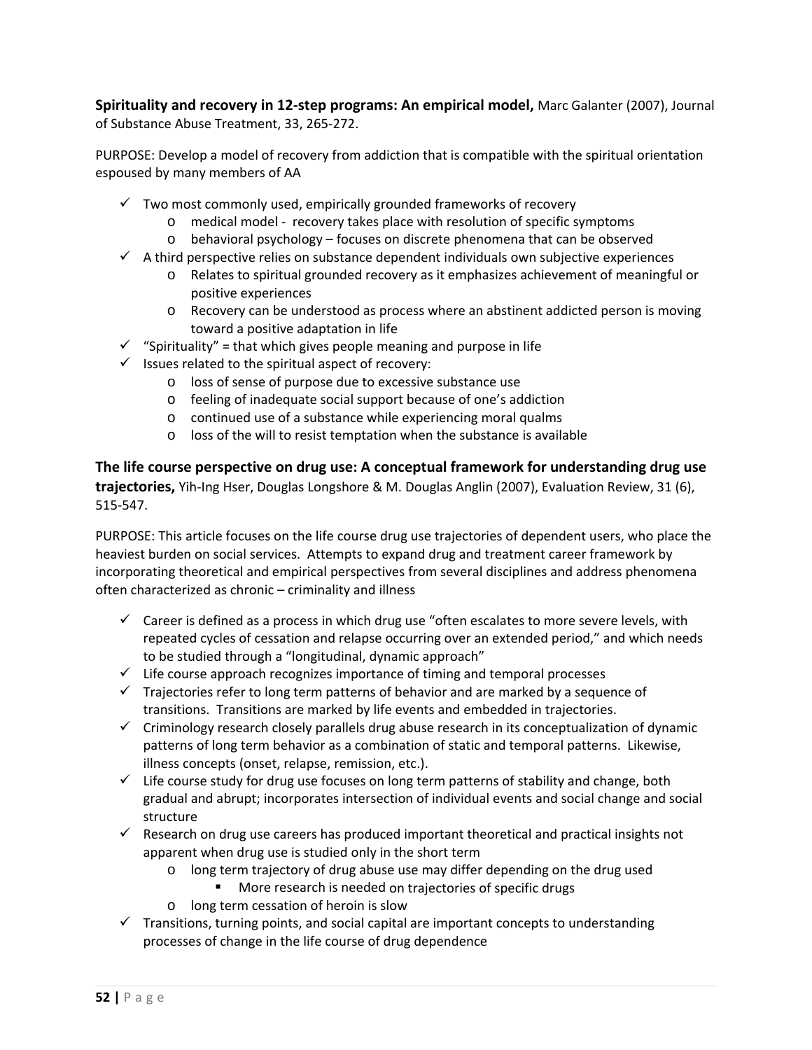**Spirituality and recovery in 12-step programs: An empirical model,** Marc Galanter (2007), Journal of Substance Abuse Treatment, 33, 265-272.

PURPOSE: Develop a model of recovery from addiction that is compatible with the spiritual orientation espoused by many members of AA

- ✓ Two most commonly used, empirically grounded frameworks of recovery
  - o medical model - recovery takes place with resolution of specific symptoms
  - o behavioral psychology – focuses on discrete phenomena that can be observed
- ✓ A third perspective relies on substance dependent individuals own subjective experiences
  - o Relates to spiritual grounded recovery as it emphasizes achievement of meaningful or positive experiences
  - o Recovery can be understood as process where an abstinent addicted person is moving toward a positive adaptation in life
- ✓ "Spirituality" = that which gives people meaning and purpose in life
- ✓ Issues related to the spiritual aspect of recovery:
  - o loss of sense of purpose due to excessive substance use
  - o feeling of inadequate social support because of one's addiction
  - o continued use of a substance while experiencing moral qualms
  - o loss of the will to resist temptation when the substance is available

**The life course perspective on drug use: A conceptual framework for understanding drug use trajectories,** Yih-Ing Hser, Douglas Longshore & M. Douglas Anglin (2007), Evaluation Review, 31 (6), 515-547.

PURPOSE: This article focuses on the life course drug use trajectories of dependent users, who place the heaviest burden on social services. Attempts to expand drug and treatment career framework by incorporating theoretical and empirical perspectives from several disciplines and address phenomena often characterized as chronic – criminality and illness

- ✓ Career is defined as a process in which drug use "often escalates to more severe levels, with repeated cycles of cessation and relapse occurring over an extended period," and which needs to be studied through a "longitudinal, dynamic approach"
- ✓ Life course approach recognizes importance of timing and temporal processes
- ✓ Trajectories refer to long term patterns of behavior and are marked by a sequence of transitions. Transitions are marked by life events and embedded in trajectories.
- ✓ Criminology research closely parallels drug abuse research in its conceptualization of dynamic patterns of long term behavior as a combination of static and temporal patterns. Likewise, illness concepts (onset, relapse, remission, etc.).
- ✓ Life course study for drug use focuses on long term patterns of stability and change, both gradual and abrupt; incorporates intersection of individual events and social change and social structure
- ✓ Research on drug use careers has produced important theoretical and practical insights not apparent when drug use is studied only in the short term
  - o long term trajectory of drug abuse use may differ depending on the drug used
    - ▪ More research is needed on trajectories of specific drugs
  - o long term cessation of heroin is slow
- ✓ Transitions, turning points, and social capital are important concepts to understanding processes of change in the life course of drug dependence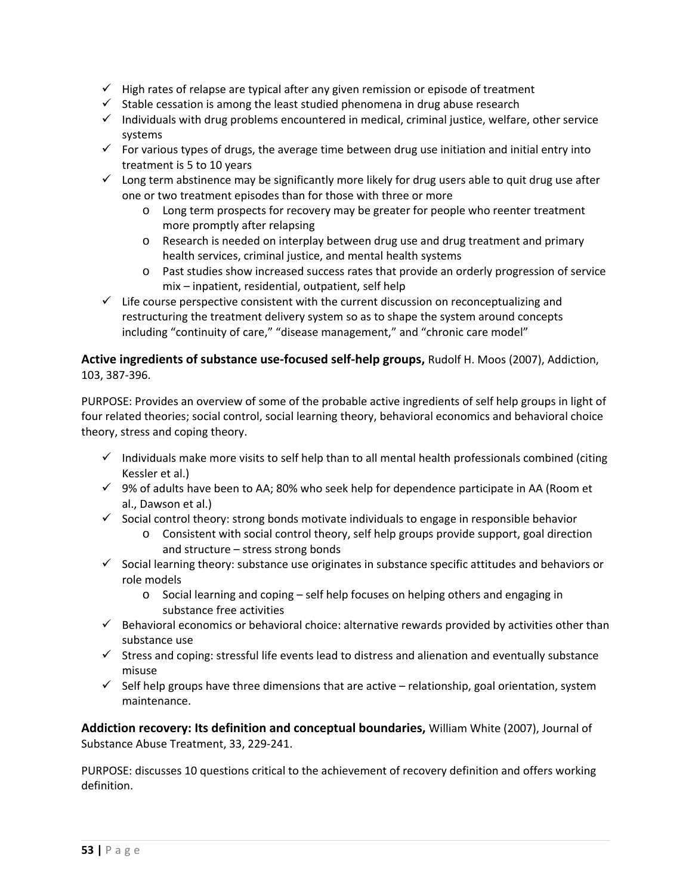- ✓ High rates of relapse are typical after any given remission or episode of treatment
- ✓ Stable cessation is among the least studied phenomena in drug abuse research
- ✓ Individuals with drug problems encountered in medical, criminal justice, welfare, other service systems
- ✓ For various types of drugs, the average time between drug use initiation and initial entry into treatment is 5 to 10 years
- ✓ Long term abstinence may be significantly more likely for drug users able to quit drug use after one or two treatment episodes than for those with three or more
    - Long term prospects for recovery may be greater for people who reenter treatment more promptly after relapsing
    - Research is needed on interplay between drug use and drug treatment and primary health services, criminal justice, and mental health systems
    - Past studies show increased success rates that provide an orderly progression of service mix – inpatient, residential, outpatient, self help
- ✓ Life course perspective consistent with the current discussion on reconceptualizing and restructuring the treatment delivery system so as to shape the system around concepts including "continuity of care," "disease management," and "chronic care model"

**Active ingredients of substance use-focused self-help groups,** Rudolf H. Moos (2007), Addiction, 103, 387-396.

PURPOSE: Provides an overview of some of the probable active ingredients of self help groups in light of four related theories; social control, social learning theory, behavioral economics and behavioral choice theory, stress and coping theory.

- ✓ Individuals make more visits to self help than to all mental health professionals combined (citing Kessler et al.)
- ✓ 9% of adults have been to AA; 80% who seek help for dependence participate in AA (Room et al., Dawson et al.)
- ✓ Social control theory: strong bonds motivate individuals to engage in responsible behavior
    - Consistent with social control theory, self help groups provide support, goal direction and structure – stress strong bonds
- ✓ Social learning theory: substance use originates in substance specific attitudes and behaviors or role models
    - Social learning and coping – self help focuses on helping others and engaging in substance free activities
- ✓ Behavioral economics or behavioral choice: alternative rewards provided by activities other than substance use
- ✓ Stress and coping: stressful life events lead to distress and alienation and eventually substance misuse
- ✓ Self help groups have three dimensions that are active – relationship, goal orientation, system maintenance.

**Addiction recovery: Its definition and conceptual boundaries,** William White (2007), Journal of Substance Abuse Treatment, 33, 229-241.

PURPOSE: discusses 10 questions critical to the achievement of recovery definition and offers working definition.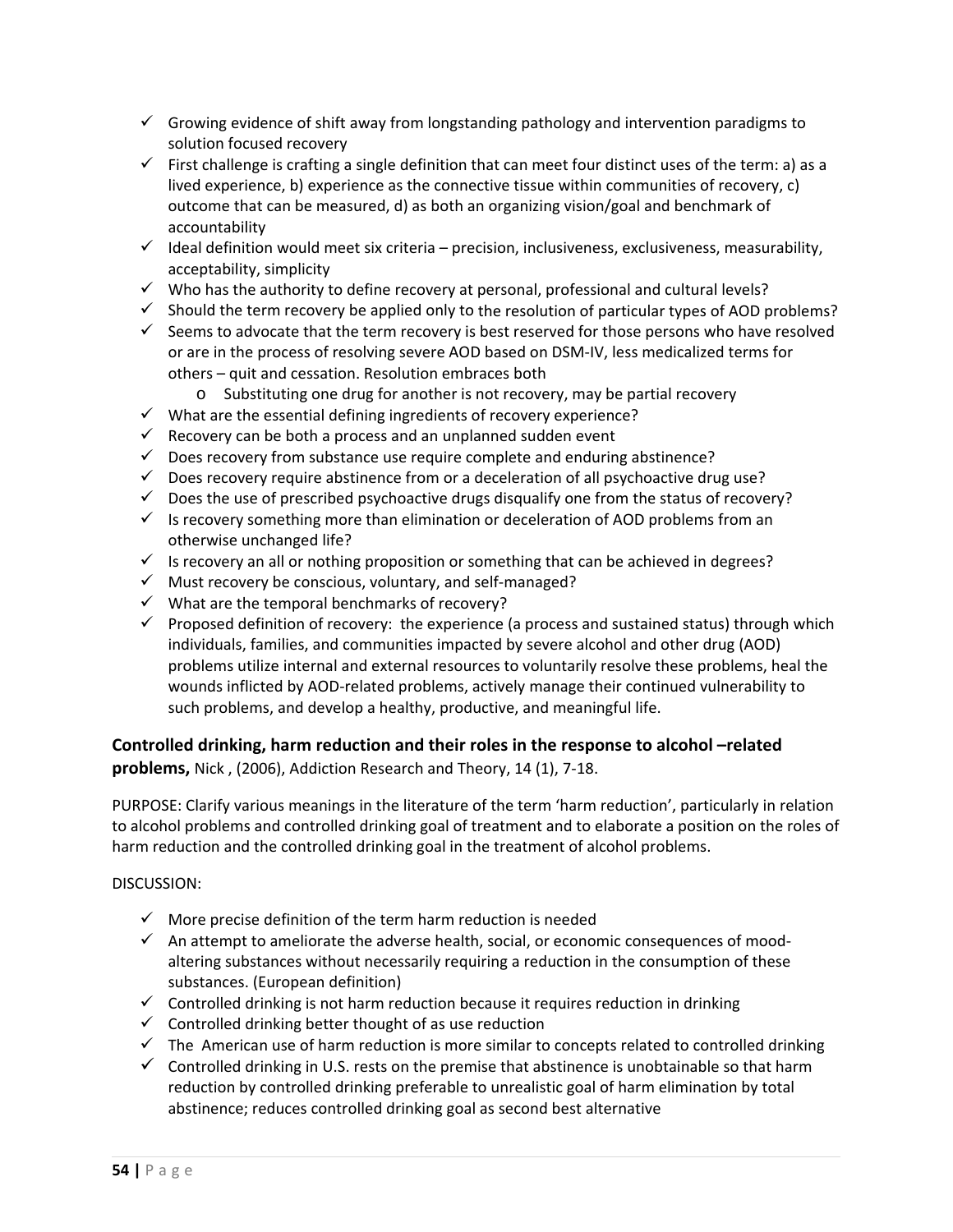- ✓ Growing evidence of shift away from longstanding pathology and intervention paradigms to solution focused recovery
- ✓ First challenge is crafting a single definition that can meet four distinct uses of the term: a) as a lived experience, b) experience as the connective tissue within communities of recovery, c) outcome that can be measured, d) as both an organizing vision/goal and benchmark of accountability
- ✓ Ideal definition would meet six criteria – precision, inclusiveness, exclusiveness, measurability, acceptability, simplicity
- ✓ Who has the authority to define recovery at personal, professional and cultural levels?
- ✓ Should the term recovery be applied only to the resolution of particular types of AOD problems?
- ✓ Seems to advocate that the term recovery is best reserved for those persons who have resolved or are in the process of resolving severe AOD based on DSM-IV, less medicalized terms for others – quit and cessation. Resolution embraces both
    - o Substituting one drug for another is not recovery, may be partial recovery
- ✓ What are the essential defining ingredients of recovery experience?
- ✓ Recovery can be both a process and an unplanned sudden event
- ✓ Does recovery from substance use require complete and enduring abstinence?
- ✓ Does recovery require abstinence from or a deceleration of all psychoactive drug use?
- ✓ Does the use of prescribed psychoactive drugs disqualify one from the status of recovery?
- ✓ Is recovery something more than elimination or deceleration of AOD problems from an otherwise unchanged life?
- ✓ Is recovery an all or nothing proposition or something that can be achieved in degrees?
- ✓ Must recovery be conscious, voluntary, and self-managed?
- ✓ What are the temporal benchmarks of recovery?
- ✓ Proposed definition of recovery: the experience (a process and sustained status) through which individuals, families, and communities impacted by severe alcohol and other drug (AOD) problems utilize internal and external resources to voluntarily resolve these problems, heal the wounds inflicted by AOD-related problems, actively manage their continued vulnerability to such problems, and develop a healthy, productive, and meaningful life.

**Controlled drinking, harm reduction and their roles in the response to alcohol –related problems,** Nick , (2006), Addiction Research and Theory, 14 (1), 7-18.

PURPOSE: Clarify various meanings in the literature of the term 'harm reduction', particularly in relation to alcohol problems and controlled drinking goal of treatment and to elaborate a position on the roles of harm reduction and the controlled drinking goal in the treatment of alcohol problems.

DISCUSSION:

- ✓ More precise definition of the term harm reduction is needed
- ✓ An attempt to ameliorate the adverse health, social, or economic consequences of mood-altering substances without necessarily requiring a reduction in the consumption of these substances. (European definition)
- ✓ Controlled drinking is not harm reduction because it requires reduction in drinking
- ✓ Controlled drinking better thought of as use reduction
- ✓ The American use of harm reduction is more similar to concepts related to controlled drinking
- ✓ Controlled drinking in U.S. rests on the premise that abstinence is unobtainable so that harm reduction by controlled drinking preferable to unrealistic goal of harm elimination by total abstinence; reduces controlled drinking goal as second best alternative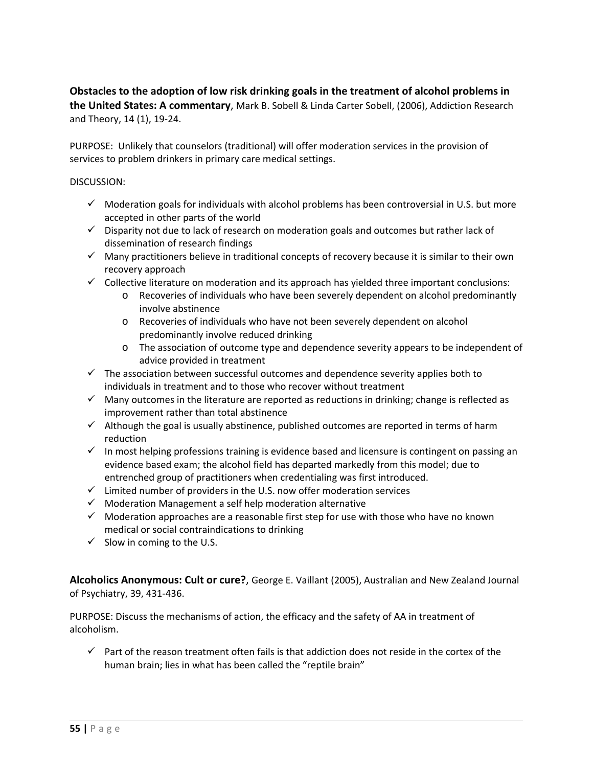**Obstacles to the adoption of low risk drinking goals in the treatment of alcohol problems in the United States: A commentary**, Mark B. Sobell & Linda Carter Sobell, (2006), Addiction Research and Theory, 14 (1), 19-24.

PURPOSE: Unlikely that counselors (traditional) will offer moderation services in the provision of services to problem drinkers in primary care medical settings.

DISCUSSION:

- ✓ Moderation goals for individuals with alcohol problems has been controversial in U.S. but more accepted in other parts of the world
- ✓ Disparity not due to lack of research on moderation goals and outcomes but rather lack of dissemination of research findings
- ✓ Many practitioners believe in traditional concepts of recovery because it is similar to their own recovery approach
- ✓ Collective literature on moderation and its approach has yielded three important conclusions:
  - Recoveries of individuals who have been severely dependent on alcohol predominantly involve abstinence
  - Recoveries of individuals who have not been severely dependent on alcohol predominantly involve reduced drinking
  - The association of outcome type and dependence severity appears to be independent of advice provided in treatment
- ✓ The association between successful outcomes and dependence severity applies both to individuals in treatment and to those who recover without treatment
- ✓ Many outcomes in the literature are reported as reductions in drinking; change is reflected as improvement rather than total abstinence
- ✓ Although the goal is usually abstinence, published outcomes are reported in terms of harm reduction
- ✓ In most helping professions training is evidence based and licensure is contingent on passing an evidence based exam; the alcohol field has departed markedly from this model; due to entrenched group of practitioners when credentialing was first introduced.
- ✓ Limited number of providers in the U.S. now offer moderation services
- ✓ Moderation Management a self help moderation alternative
- ✓ Moderation approaches are a reasonable first step for use with those who have no known medical or social contraindications to drinking
- ✓ Slow in coming to the U.S.

**Alcoholics Anonymous: Cult or cure?**, George E. Vaillant (2005), Australian and New Zealand Journal of Psychiatry, 39, 431-436.

PURPOSE: Discuss the mechanisms of action, the efficacy and the safety of AA in treatment of alcoholism.

- ✓ Part of the reason treatment often fails is that addiction does not reside in the cortex of the human brain; lies in what has been called the "reptile brain"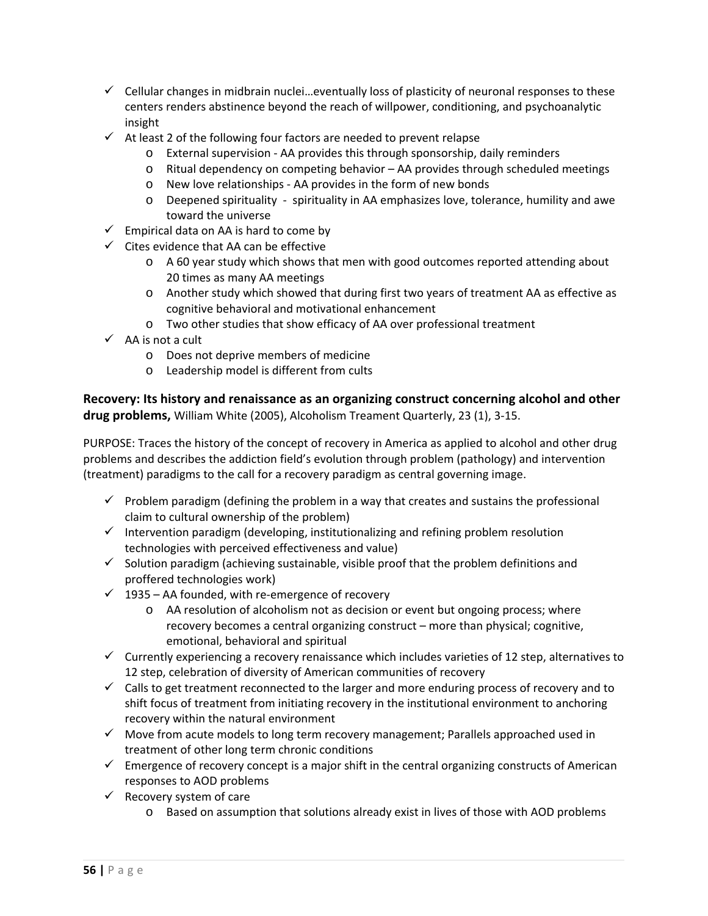- ✓ Cellular changes in midbrain nuclei…eventually loss of plasticity of neuronal responses to these centers renders abstinence beyond the reach of willpower, conditioning, and psychoanalytic insight
- ✓ At least 2 of the following four factors are needed to prevent relapse
  - External supervision - AA provides this through sponsorship, daily reminders
  - Ritual dependency on competing behavior – AA provides through scheduled meetings
  - New love relationships - AA provides in the form of new bonds
  - Deepened spirituality - spirituality in AA emphasizes love, tolerance, humility and awe toward the universe
- ✓ Empirical data on AA is hard to come by
- ✓ Cites evidence that AA can be effective
  - A 60 year study which shows that men with good outcomes reported attending about 20 times as many AA meetings
  - Another study which showed that during first two years of treatment AA as effective as cognitive behavioral and motivational enhancement
  - Two other studies that show efficacy of AA over professional treatment
- ✓ AA is not a cult
  - Does not deprive members of medicine
  - Leadership model is different from cults

**Recovery: Its history and renaissance as an organizing construct concerning alcohol and other drug problems,** William White (2005), Alcoholism Treament Quarterly, 23 (1), 3-15.

PURPOSE: Traces the history of the concept of recovery in America as applied to alcohol and other drug problems and describes the addiction field's evolution through problem (pathology) and intervention (treatment) paradigms to the call for a recovery paradigm as central governing image.

- ✓ Problem paradigm (defining the problem in a way that creates and sustains the professional claim to cultural ownership of the problem)
- ✓ Intervention paradigm (developing, institutionalizing and refining problem resolution technologies with perceived effectiveness and value)
- ✓ Solution paradigm (achieving sustainable, visible proof that the problem definitions and proffered technologies work)
- ✓ 1935 – AA founded, with re-emergence of recovery
  - AA resolution of alcoholism not as decision or event but ongoing process; where recovery becomes a central organizing construct – more than physical; cognitive, emotional, behavioral and spiritual
- ✓ Currently experiencing a recovery renaissance which includes varieties of 12 step, alternatives to 12 step, celebration of diversity of American communities of recovery
- ✓ Calls to get treatment reconnected to the larger and more enduring process of recovery and to shift focus of treatment from initiating recovery in the institutional environment to anchoring recovery within the natural environment
- ✓ Move from acute models to long term recovery management; Parallels approached used in treatment of other long term chronic conditions
- ✓ Emergence of recovery concept is a major shift in the central organizing constructs of American responses to AOD problems
- ✓ Recovery system of care
  - Based on assumption that solutions already exist in lives of those with AOD problems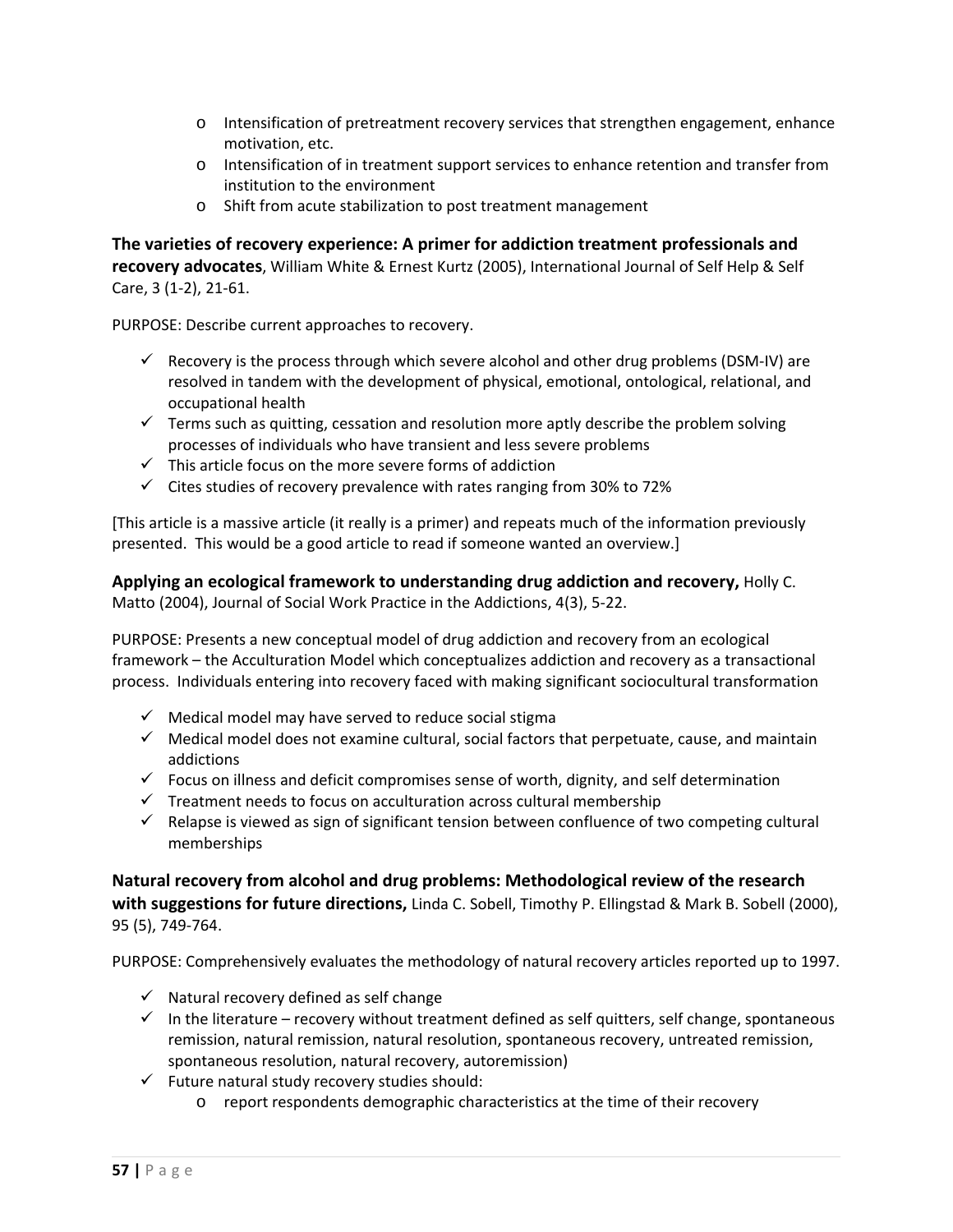- Intensification of pretreatment recovery services that strengthen engagement, enhance motivation, etc.
  - Intensification of in treatment support services to enhance retention and transfer from institution to the environment
  - Shift from acute stabilization to post treatment management

**The varieties of recovery experience: A primer for addiction treatment professionals and recovery advocates**, William White & Ernest Kurtz (2005), International Journal of Self Help & Self Care, 3 (1-2), 21-61.

PURPOSE: Describe current approaches to recovery.

- ✓ Recovery is the process through which severe alcohol and other drug problems (DSM-IV) are resolved in tandem with the development of physical, emotional, ontological, relational, and occupational health
- ✓ Terms such as quitting, cessation and resolution more aptly describe the problem solving processes of individuals who have transient and less severe problems
- ✓ This article focus on the more severe forms of addiction
- ✓ Cites studies of recovery prevalence with rates ranging from 30% to 72%

[This article is a massive article (it really is a primer) and repeats much of the information previously presented. This would be a good article to read if someone wanted an overview.]

**Applying an ecological framework to understanding drug addiction and recovery,** Holly C. Matto (2004), Journal of Social Work Practice in the Addictions, 4(3), 5-22.

PURPOSE: Presents a new conceptual model of drug addiction and recovery from an ecological framework – the Acculturation Model which conceptualizes addiction and recovery as a transactional process. Individuals entering into recovery faced with making significant sociocultural transformation

- ✓ Medical model may have served to reduce social stigma
- ✓ Medical model does not examine cultural, social factors that perpetuate, cause, and maintain addictions
- ✓ Focus on illness and deficit compromises sense of worth, dignity, and self determination
- ✓ Treatment needs to focus on acculturation across cultural membership
- ✓ Relapse is viewed as sign of significant tension between confluence of two competing cultural memberships

**Natural recovery from alcohol and drug problems: Methodological review of the research with suggestions for future directions,** Linda C. Sobell, Timothy P. Ellingstad & Mark B. Sobell (2000), 95 (5), 749-764.

PURPOSE: Comprehensively evaluates the methodology of natural recovery articles reported up to 1997.

- ✓ Natural recovery defined as self change
- ✓ In the literature – recovery without treatment defined as self quitters, self change, spontaneous remission, natural remission, natural resolution, spontaneous recovery, untreated remission, spontaneous resolution, natural recovery, autoremission)
- ✓ Future natural study recovery studies should:
  - report respondents demographic characteristics at the time of their recovery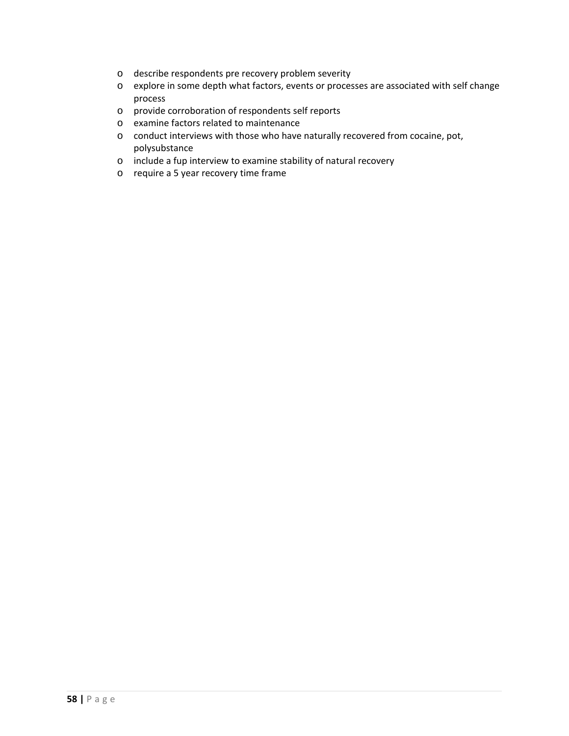- describe respondents pre recovery problem severity
- explore in some depth what factors, events or processes are associated with self change process
- provide corroboration of respondents self reports
- examine factors related to maintenance
- conduct interviews with those who have naturally recovered from cocaine, pot, polysubstance
- include a fup interview to examine stability of natural recovery
- require a 5 year recovery time frame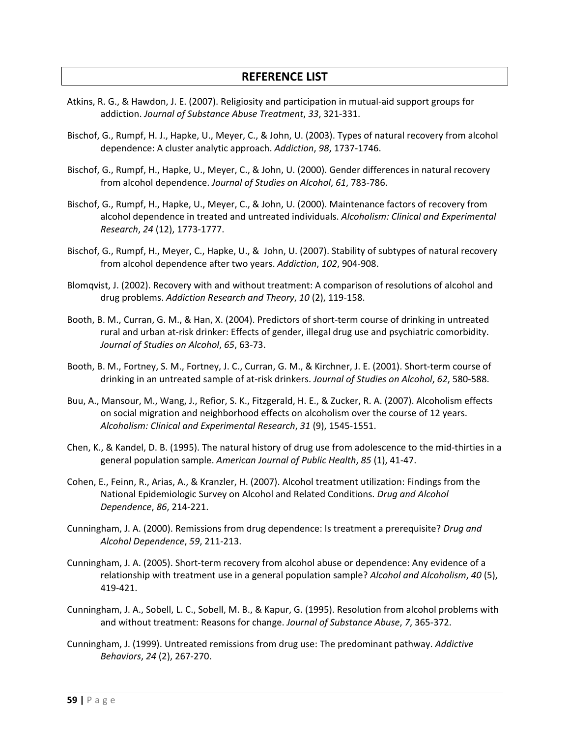## REFERENCE LIST

Atkins, R. G., & Hawdon, J. E. (2007). Religiosity and participation in mutual-aid support groups for addiction. *Journal of Substance Abuse Treatment*, *33*, 321-331.

Bischof, G., Rumpf, H. J., Hapke, U., Meyer, C., & John, U. (2003). Types of natural recovery from alcohol dependence: A cluster analytic approach. *Addiction*, *98*, 1737-1746.

Bischof, G., Rumpf, H., Hapke, U., Meyer, C., & John, U. (2000). Gender differences in natural recovery from alcohol dependence. *Journal of Studies on Alcohol*, *61*, 783-786.

Bischof, G., Rumpf, H., Hapke, U., Meyer, C., & John, U. (2000). Maintenance factors of recovery from alcohol dependence in treated and untreated individuals. *Alcoholism: Clinical and Experimental Research*, *24* (12), 1773-1777.

Bischof, G., Rumpf, H., Meyer, C., Hapke, U., & John, U. (2007). Stability of subtypes of natural recovery from alcohol dependence after two years. *Addiction*, *102*, 904-908.

Blomqvist, J. (2002). Recovery with and without treatment: A comparison of resolutions of alcohol and drug problems. *Addiction Research and Theory*, *10* (2), 119-158.

Booth, B. M., Curran, G. M., & Han, X. (2004). Predictors of short-term course of drinking in untreated rural and urban at-risk drinker: Effects of gender, illegal drug use and psychiatric comorbidity. *Journal of Studies on Alcohol*, *65*, 63-73.

Booth, B. M., Fortney, S. M., Fortney, J. C., Curran, G. M., & Kirchner, J. E. (2001). Short-term course of drinking in an untreated sample of at-risk drinkers. *Journal of Studies on Alcohol*, *62*, 580-588.

Buu, A., Mansour, M., Wang, J., Refior, S. K., Fitzgerald, H. E., & Zucker, R. A. (2007). Alcoholism effects on social migration and neighborhood effects on alcoholism over the course of 12 years. *Alcoholism: Clinical and Experimental Research*, *31* (9), 1545-1551.

Chen, K., & Kandel, D. B. (1995). The natural history of drug use from adolescence to the mid-thirties in a general population sample. *American Journal of Public Health*, *85* (1), 41-47.

Cohen, E., Feinn, R., Arias, A., & Kranzler, H. (2007). Alcohol treatment utilization: Findings from the National Epidemiologic Survey on Alcohol and Related Conditions. *Drug and Alcohol Dependence*, *86*, 214-221.

Cunningham, J. A. (2000). Remissions from drug dependence: Is treatment a prerequisite? *Drug and Alcohol Dependence*, *59*, 211-213.

Cunningham, J. A. (2005). Short-term recovery from alcohol abuse or dependence: Any evidence of a relationship with treatment use in a general population sample? *Alcohol and Alcoholism*, *40* (5), 419-421.

Cunningham, J. A., Sobell, L. C., Sobell, M. B., & Kapur, G. (1995). Resolution from alcohol problems with and without treatment: Reasons for change. *Journal of Substance Abuse*, *7*, 365-372.

Cunningham, J. (1999). Untreated remissions from drug use: The predominant pathway. *Addictive Behaviors*, *24* (2), 267-270.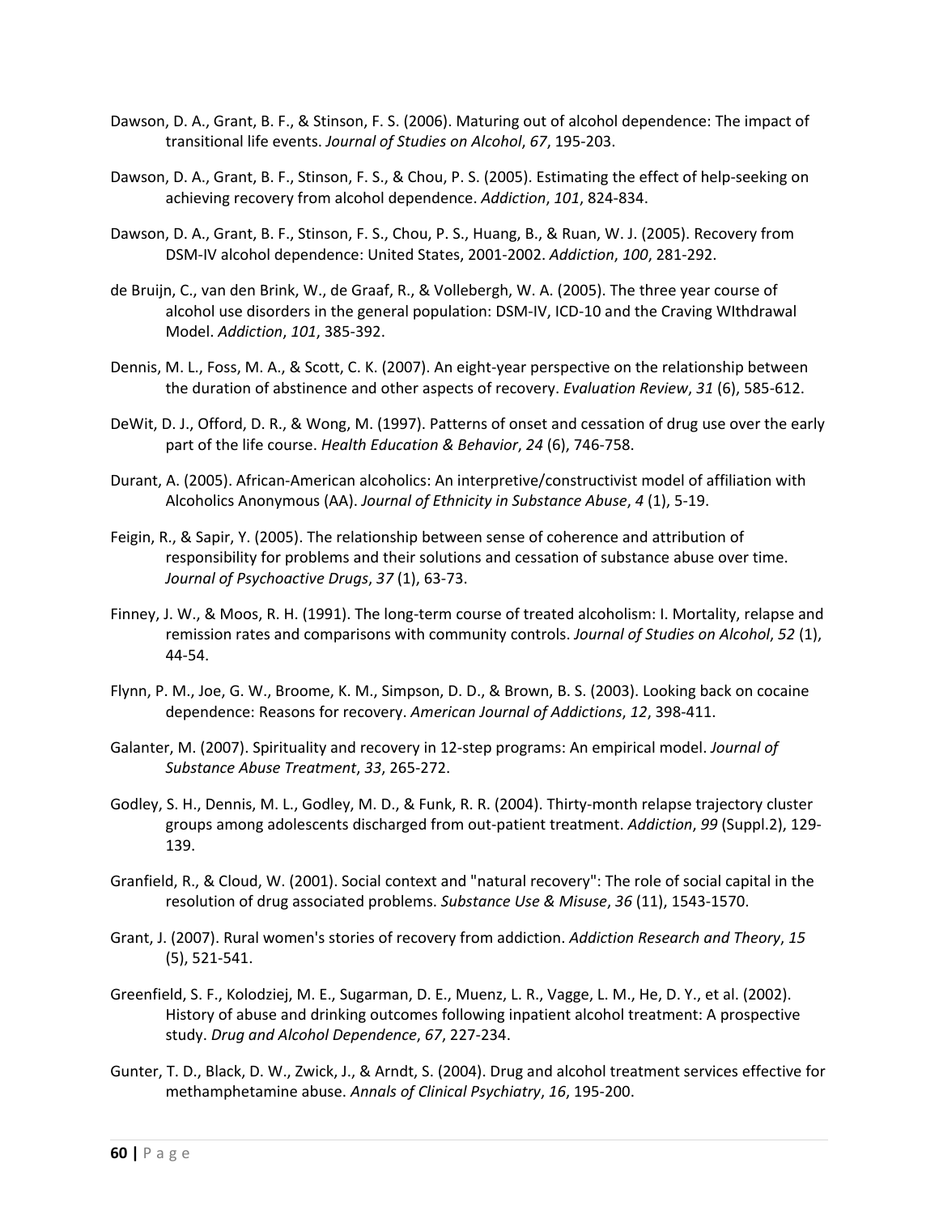Dawson, D. A., Grant, B. F., & Stinson, F. S. (2006). Maturing out of alcohol dependence: The impact of transitional life events. *Journal of Studies on Alcohol*, *67*, 195-203.

Dawson, D. A., Grant, B. F., Stinson, F. S., & Chou, P. S. (2005). Estimating the effect of help-seeking on achieving recovery from alcohol dependence. *Addiction*, *101*, 824-834.

Dawson, D. A., Grant, B. F., Stinson, F. S., Chou, P. S., Huang, B., & Ruan, W. J. (2005). Recovery from DSM-IV alcohol dependence: United States, 2001-2002. *Addiction*, *100*, 281-292.

de Bruijn, C., van den Brink, W., de Graaf, R., & Vollebergh, W. A. (2005). The three year course of alcohol use disorders in the general population: DSM-IV, ICD-10 and the Craving WIthdrawal Model. *Addiction*, *101*, 385-392.

Dennis, M. L., Foss, M. A., & Scott, C. K. (2007). An eight-year perspective on the relationship between the duration of abstinence and other aspects of recovery. *Evaluation Review*, *31* (6), 585-612.

DeWit, D. J., Offord, D. R., & Wong, M. (1997). Patterns of onset and cessation of drug use over the early part of the life course. *Health Education & Behavior*, *24* (6), 746-758.

Durant, A. (2005). African-American alcoholics: An interpretive/constructivist model of affiliation with Alcoholics Anonymous (AA). *Journal of Ethnicity in Substance Abuse*, *4* (1), 5-19.

Feigin, R., & Sapir, Y. (2005). The relationship between sense of coherence and attribution of responsibility for problems and their solutions and cessation of substance abuse over time. *Journal of Psychoactive Drugs*, *37* (1), 63-73.

Finney, J. W., & Moos, R. H. (1991). The long-term course of treated alcoholism: I. Mortality, relapse and remission rates and comparisons with community controls. *Journal of Studies on Alcohol*, *52* (1), 44-54.

Flynn, P. M., Joe, G. W., Broome, K. M., Simpson, D. D., & Brown, B. S. (2003). Looking back on cocaine dependence: Reasons for recovery. *American Journal of Addictions*, *12*, 398-411.

Galanter, M. (2007). Spirituality and recovery in 12-step programs: An empirical model. *Journal of Substance Abuse Treatment*, *33*, 265-272.

Godley, S. H., Dennis, M. L., Godley, M. D., & Funk, R. R. (2004). Thirty-month relapse trajectory cluster groups among adolescents discharged from out-patient treatment. *Addiction*, *99* (Suppl.2), 129-139.

Granfield, R., & Cloud, W. (2001). Social context and "natural recovery": The role of social capital in the resolution of drug associated problems. *Substance Use & Misuse*, *36* (11), 1543-1570.

Grant, J. (2007). Rural women's stories of recovery from addiction. *Addiction Research and Theory*, *15* (5), 521-541.

Greenfield, S. F., Kolodziej, M. E., Sugarman, D. E., Muenz, L. R., Vagge, L. M., He, D. Y., et al. (2002). History of abuse and drinking outcomes following inpatient alcohol treatment: A prospective study. *Drug and Alcohol Dependence*, *67*, 227-234.

Gunter, T. D., Black, D. W., Zwick, J., & Arndt, S. (2004). Drug and alcohol treatment services effective for methamphetamine abuse. *Annals of Clinical Psychiatry*, *16*, 195-200.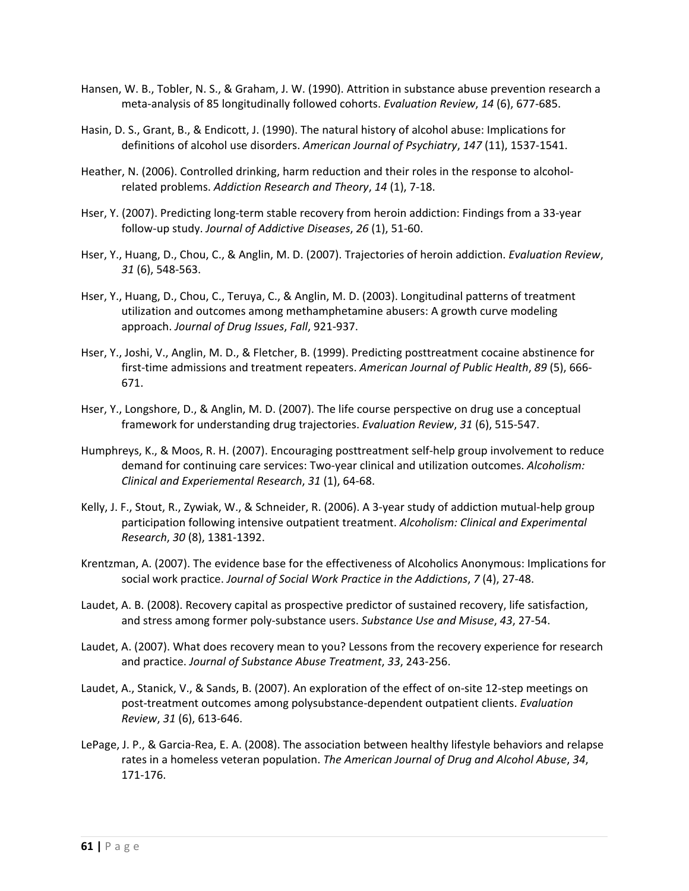Hansen, W. B., Tobler, N. S., & Graham, J. W. (1990). Attrition in substance abuse prevention research a meta-analysis of 85 longitudinally followed cohorts. *Evaluation Review*, *14* (6), 677-685.

Hasin, D. S., Grant, B., & Endicott, J. (1990). The natural history of alcohol abuse: Implications for definitions of alcohol use disorders. *American Journal of Psychiatry*, *147* (11), 1537-1541.

Heather, N. (2006). Controlled drinking, harm reduction and their roles in the response to alcohol-related problems. *Addiction Research and Theory*, *14* (1), 7-18.

Hser, Y. (2007). Predicting long-term stable recovery from heroin addiction: Findings from a 33-year follow-up study. *Journal of Addictive Diseases*, *26* (1), 51-60.

Hser, Y., Huang, D., Chou, C., & Anglin, M. D. (2007). Trajectories of heroin addiction. *Evaluation Review*, *31* (6), 548-563.

Hser, Y., Huang, D., Chou, C., Teruya, C., & Anglin, M. D. (2003). Longitudinal patterns of treatment utilization and outcomes among methamphetamine abusers: A growth curve modeling approach. *Journal of Drug Issues*, *Fall*, 921-937.

Hser, Y., Joshi, V., Anglin, M. D., & Fletcher, B. (1999). Predicting posttreatment cocaine abstinence for first-time admissions and treatment repeaters. *American Journal of Public Health*, *89* (5), 666-671.

Hser, Y., Longshore, D., & Anglin, M. D. (2007). The life course perspective on drug use a conceptual framework for understanding drug trajectories. *Evaluation Review*, *31* (6), 515-547.

Humphreys, K., & Moos, R. H. (2007). Encouraging posttreatment self-help group involvement to reduce demand for continuing care services: Two-year clinical and utilization outcomes. *Alcoholism: Clinical and Experiemental Research*, *31* (1), 64-68.

Kelly, J. F., Stout, R., Zywiak, W., & Schneider, R. (2006). A 3-year study of addiction mutual-help group participation following intensive outpatient treatment. *Alcoholism: Clinical and Experimental Research*, *30* (8), 1381-1392.

Krentzman, A. (2007). The evidence base for the effectiveness of Alcoholics Anonymous: Implications for social work practice. *Journal of Social Work Practice in the Addictions*, *7* (4), 27-48.

Laudet, A. B. (2008). Recovery capital as prospective predictor of sustained recovery, life satisfaction, and stress among former poly-substance users. *Substance Use and Misuse*, *43*, 27-54.

Laudet, A. (2007). What does recovery mean to you? Lessons from the recovery experience for research and practice. *Journal of Substance Abuse Treatment*, *33*, 243-256.

Laudet, A., Stanick, V., & Sands, B. (2007). An exploration of the effect of on-site 12-step meetings on post-treatment outcomes among polysubstance-dependent outpatient clients. *Evaluation Review*, *31* (6), 613-646.

LePage, J. P., & Garcia-Rea, E. A. (2008). The association between healthy lifestyle behaviors and relapse rates in a homeless veteran population. *The American Journal of Drug and Alcohol Abuse*, *34*, 171-176.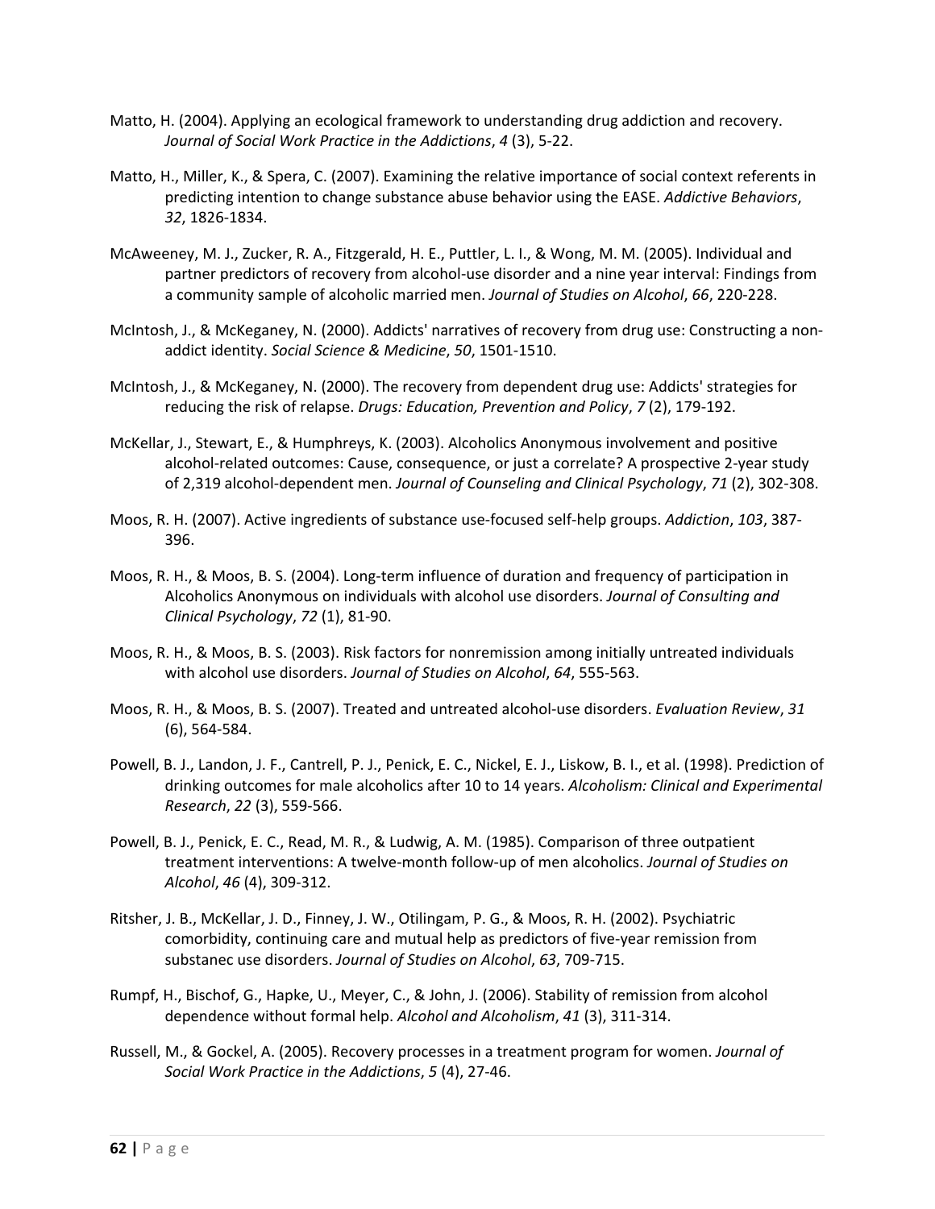Matto, H. (2004). Applying an ecological framework to understanding drug addiction and recovery. *Journal of Social Work Practice in the Addictions*, *4* (3), 5-22.

Matto, H., Miller, K., & Spera, C. (2007). Examining the relative importance of social context referents in predicting intention to change substance abuse behavior using the EASE. *Addictive Behaviors*, *32*, 1826-1834.

McAweeney, M. J., Zucker, R. A., Fitzgerald, H. E., Puttler, L. I., & Wong, M. M. (2005). Individual and partner predictors of recovery from alcohol-use disorder and a nine year interval: Findings from a community sample of alcoholic married men. *Journal of Studies on Alcohol*, *66*, 220-228.

McIntosh, J., & McKeganey, N. (2000). Addicts' narratives of recovery from drug use: Constructing a non-addict identity. *Social Science & Medicine*, *50*, 1501-1510.

McIntosh, J., & McKeganey, N. (2000). The recovery from dependent drug use: Addicts' strategies for reducing the risk of relapse. *Drugs: Education, Prevention and Policy*, *7* (2), 179-192.

McKellar, J., Stewart, E., & Humphreys, K. (2003). Alcoholics Anonymous involvement and positive alcohol-related outcomes: Cause, consequence, or just a correlate? A prospective 2-year study of 2,319 alcohol-dependent men. *Journal of Counseling and Clinical Psychology*, *71* (2), 302-308.

Moos, R. H. (2007). Active ingredients of substance use-focused self-help groups. *Addiction*, *103*, 387-396.

Moos, R. H., & Moos, B. S. (2004). Long-term influence of duration and frequency of participation in Alcoholics Anonymous on individuals with alcohol use disorders. *Journal of Consulting and Clinical Psychology*, *72* (1), 81-90.

Moos, R. H., & Moos, B. S. (2003). Risk factors for nonremission among initially untreated individuals with alcohol use disorders. *Journal of Studies on Alcohol*, *64*, 555-563.

Moos, R. H., & Moos, B. S. (2007). Treated and untreated alcohol-use disorders. *Evaluation Review*, *31* (6), 564-584.

Powell, B. J., Landon, J. F., Cantrell, P. J., Penick, E. C., Nickel, E. J., Liskow, B. I., et al. (1998). Prediction of drinking outcomes for male alcoholics after 10 to 14 years. *Alcoholism: Clinical and Experimental Research*, *22* (3), 559-566.

Powell, B. J., Penick, E. C., Read, M. R., & Ludwig, A. M. (1985). Comparison of three outpatient treatment interventions: A twelve-month follow-up of men alcoholics. *Journal of Studies on Alcohol*, *46* (4), 309-312.

Ritsher, J. B., McKellar, J. D., Finney, J. W., Otilingam, P. G., & Moos, R. H. (2002). Psychiatric comorbidity, continuing care and mutual help as predictors of five-year remission from substanec use disorders. *Journal of Studies on Alcohol*, *63*, 709-715.

Rumpf, H., Bischof, G., Hapke, U., Meyer, C., & John, J. (2006). Stability of remission from alcohol dependence without formal help. *Alcohol and Alcoholism*, *41* (3), 311-314.

Russell, M., & Gockel, A. (2005). Recovery processes in a treatment program for women. *Journal of Social Work Practice in the Addictions*, *5* (4), 27-46.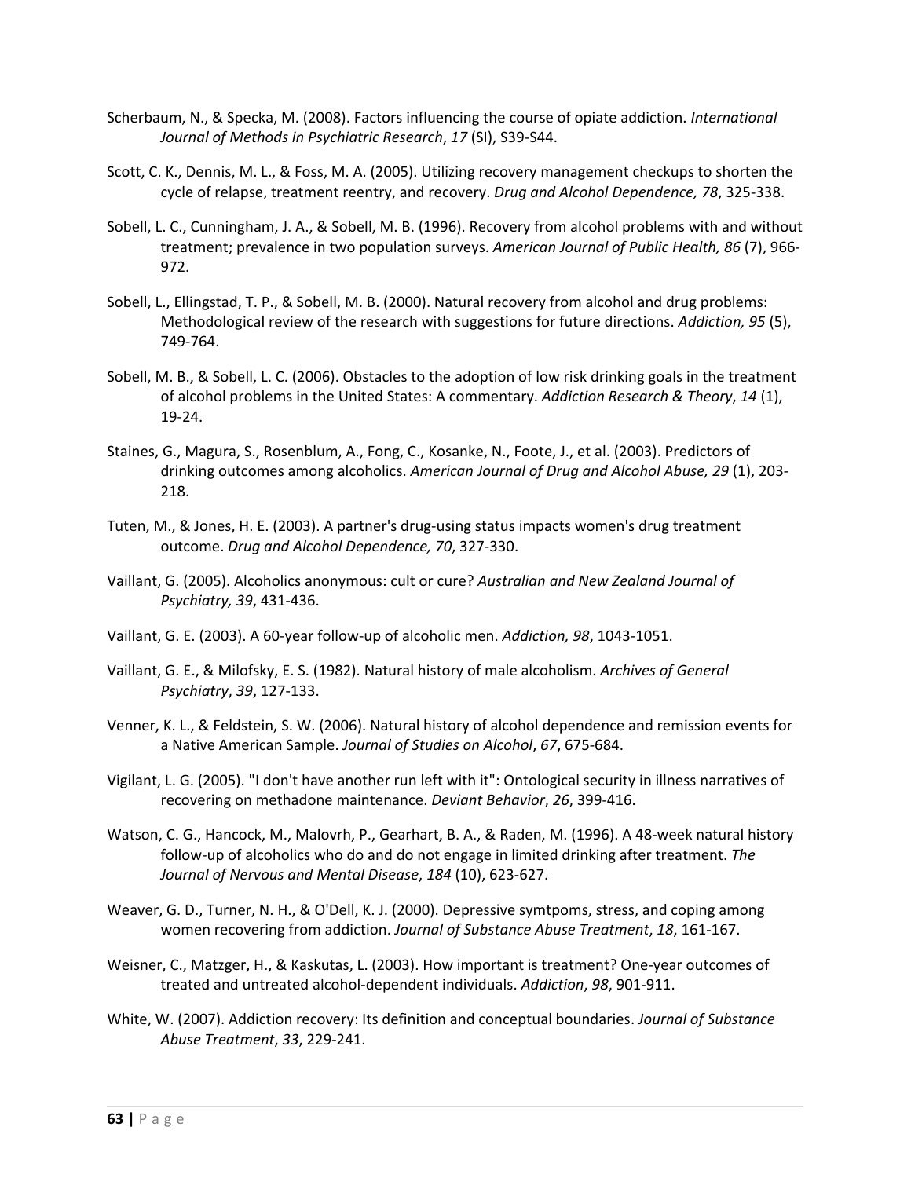Scherbaum, N., & Specka, M. (2008). Factors influencing the course of opiate addiction. *International Journal of Methods in Psychiatric Research*, *17* (SI), S39-S44.

Scott, C. K., Dennis, M. L., & Foss, M. A. (2005). Utilizing recovery management checkups to shorten the cycle of relapse, treatment reentry, and recovery. *Drug and Alcohol Dependence, 78*, 325-338.

Sobell, L. C., Cunningham, J. A., & Sobell, M. B. (1996). Recovery from alcohol problems with and without treatment; prevalence in two population surveys. *American Journal of Public Health, 86* (7), 966-972.

Sobell, L., Ellingstad, T. P., & Sobell, M. B. (2000). Natural recovery from alcohol and drug problems: Methodological review of the research with suggestions for future directions. *Addiction, 95* (5), 749-764.

Sobell, M. B., & Sobell, L. C. (2006). Obstacles to the adoption of low risk drinking goals in the treatment of alcohol problems in the United States: A commentary. *Addiction Research & Theory*, *14* (1), 19-24.

Staines, G., Magura, S., Rosenblum, A., Fong, C., Kosanke, N., Foote, J., et al. (2003). Predictors of drinking outcomes among alcoholics. *American Journal of Drug and Alcohol Abuse, 29* (1), 203-218.

Tuten, M., & Jones, H. E. (2003). A partner's drug-using status impacts women's drug treatment outcome. *Drug and Alcohol Dependence, 70*, 327-330.

Vaillant, G. (2005). Alcoholics anonymous: cult or cure? *Australian and New Zealand Journal of Psychiatry, 39*, 431-436.

Vaillant, G. E. (2003). A 60-year follow-up of alcoholic men. *Addiction, 98*, 1043-1051.

Vaillant, G. E., & Milofsky, E. S. (1982). Natural history of male alcoholism. *Archives of General Psychiatry*, *39*, 127-133.

Venner, K. L., & Feldstein, S. W. (2006). Natural history of alcohol dependence and remission events for a Native American Sample. *Journal of Studies on Alcohol*, *67*, 675-684.

Vigilant, L. G. (2005). "I don't have another run left with it": Ontological security in illness narratives of recovering on methadone maintenance. *Deviant Behavior*, *26*, 399-416.

Watson, C. G., Hancock, M., Malovrh, P., Gearhart, B. A., & Raden, M. (1996). A 48-week natural history follow-up of alcoholics who do and do not engage in limited drinking after treatment. *The Journal of Nervous and Mental Disease*, *184* (10), 623-627.

Weaver, G. D., Turner, N. H., & O'Dell, K. J. (2000). Depressive symtpoms, stress, and coping among women recovering from addiction. *Journal of Substance Abuse Treatment*, *18*, 161-167.

Weisner, C., Matzger, H., & Kaskutas, L. (2003). How important is treatment? One-year outcomes of treated and untreated alcohol-dependent individuals. *Addiction*, *98*, 901-911.

White, W. (2007). Addiction recovery: Its definition and conceptual boundaries. *Journal of Substance Abuse Treatment*, *33*, 229-241.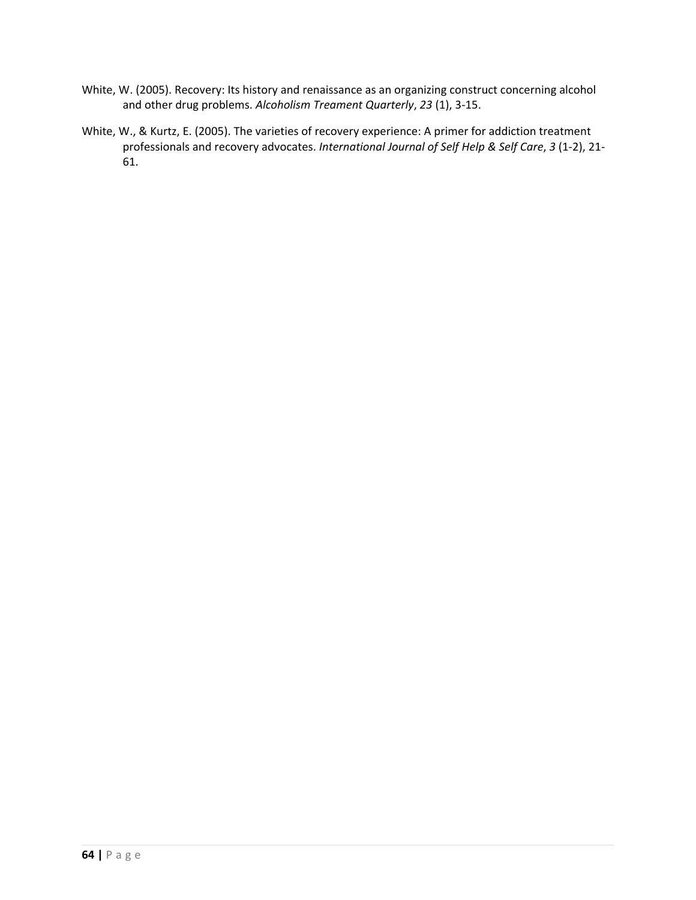White, W. (2005). Recovery: Its history and renaissance as an organizing construct concerning alcohol and other drug problems. *Alcoholism Treament Quarterly*, *23* (1), 3-15.

White, W., & Kurtz, E. (2005). The varieties of recovery experience: A primer for addiction treatment professionals and recovery advocates. *International Journal of Self Help & Self Care*, *3* (1-2), 21-61.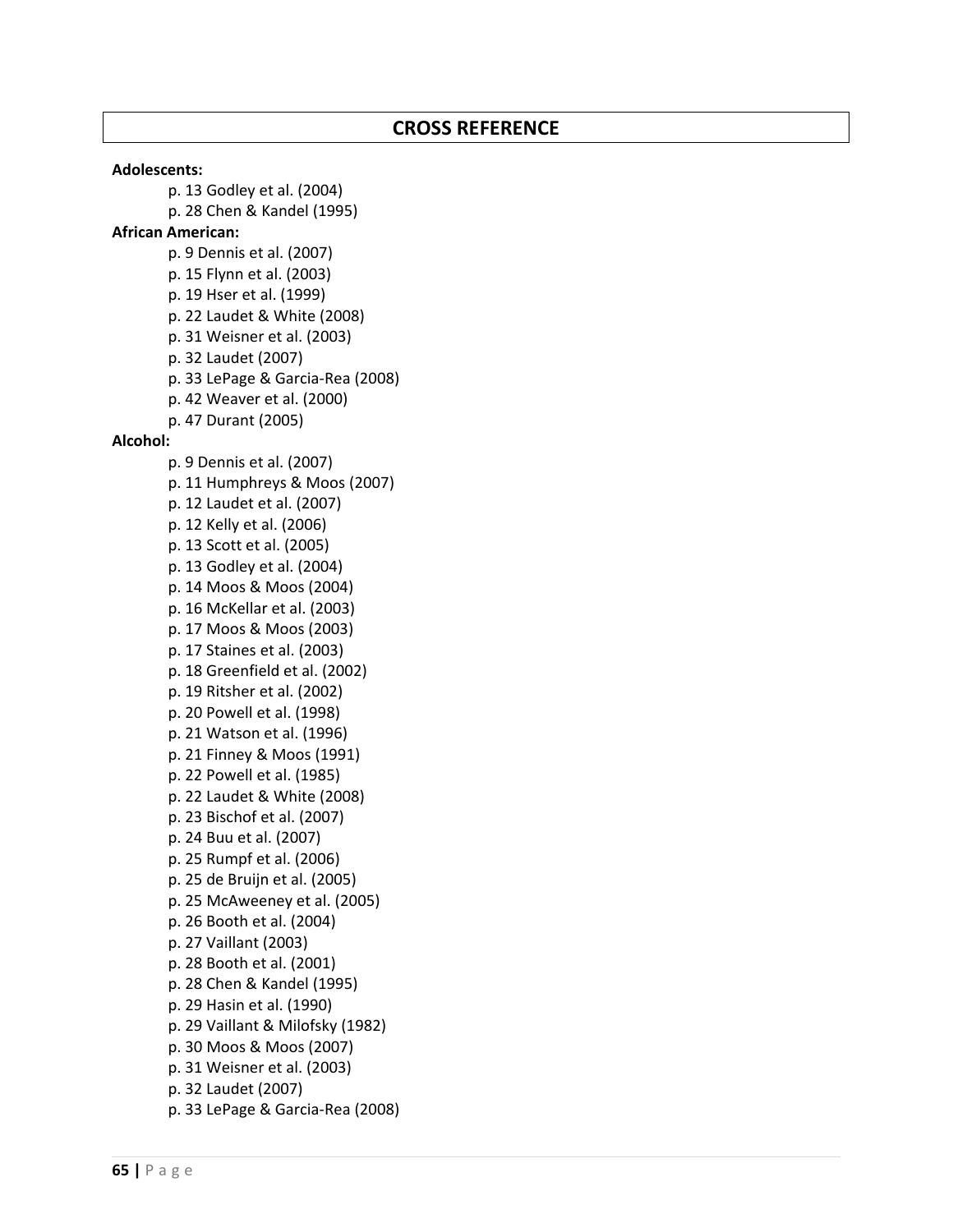# CROSS REFERENCE

**Adolescents:**

- p. 13 Godley et al. (2004)
- p. 28 Chen & Kandel (1995)

**African American:**

- p. 9 Dennis et al. (2007)
- p. 15 Flynn et al. (2003)
- p. 19 Hser et al. (1999)
- p. 22 Laudet & White (2008)
- p. 31 Weisner et al. (2003)
- p. 32 Laudet (2007)
- p. 33 LePage & Garcia-Rea (2008)
- p. 42 Weaver et al. (2000)
- p. 47 Durant (2005)

**Alcohol:**

- p. 9 Dennis et al. (2007)
- p. 11 Humphreys & Moos (2007)
- p. 12 Laudet et al. (2007)
- p. 12 Kelly et al. (2006)
- p. 13 Scott et al. (2005)
- p. 13 Godley et al. (2004)
- p. 14 Moos & Moos (2004)
- p. 16 McKellar et al. (2003)
- p. 17 Moos & Moos (2003)
- p. 17 Staines et al. (2003)
- p. 18 Greenfield et al. (2002)
- p. 19 Ritsher et al. (2002)
- p. 20 Powell et al. (1998)
- p. 21 Watson et al. (1996)
- p. 21 Finney & Moos (1991)
- p. 22 Powell et al. (1985)
- p. 22 Laudet & White (2008)
- p. 23 Bischof et al. (2007)
- p. 24 Buu et al. (2007)
- p. 25 Rumpf et al. (2006)
- p. 25 de Bruijn et al. (2005)
- p. 25 McAweeney et al. (2005)
- p. 26 Booth et al. (2004)
- p. 27 Vaillant (2003)
- p. 28 Booth et al. (2001)
- p. 28 Chen & Kandel (1995)
- p. 29 Hasin et al. (1990)
- p. 29 Vaillant & Milofsky (1982)
- p. 30 Moos & Moos (2007)
- p. 31 Weisner et al. (2003)
- p. 32 Laudet (2007)
- p. 33 LePage & Garcia-Rea (2008)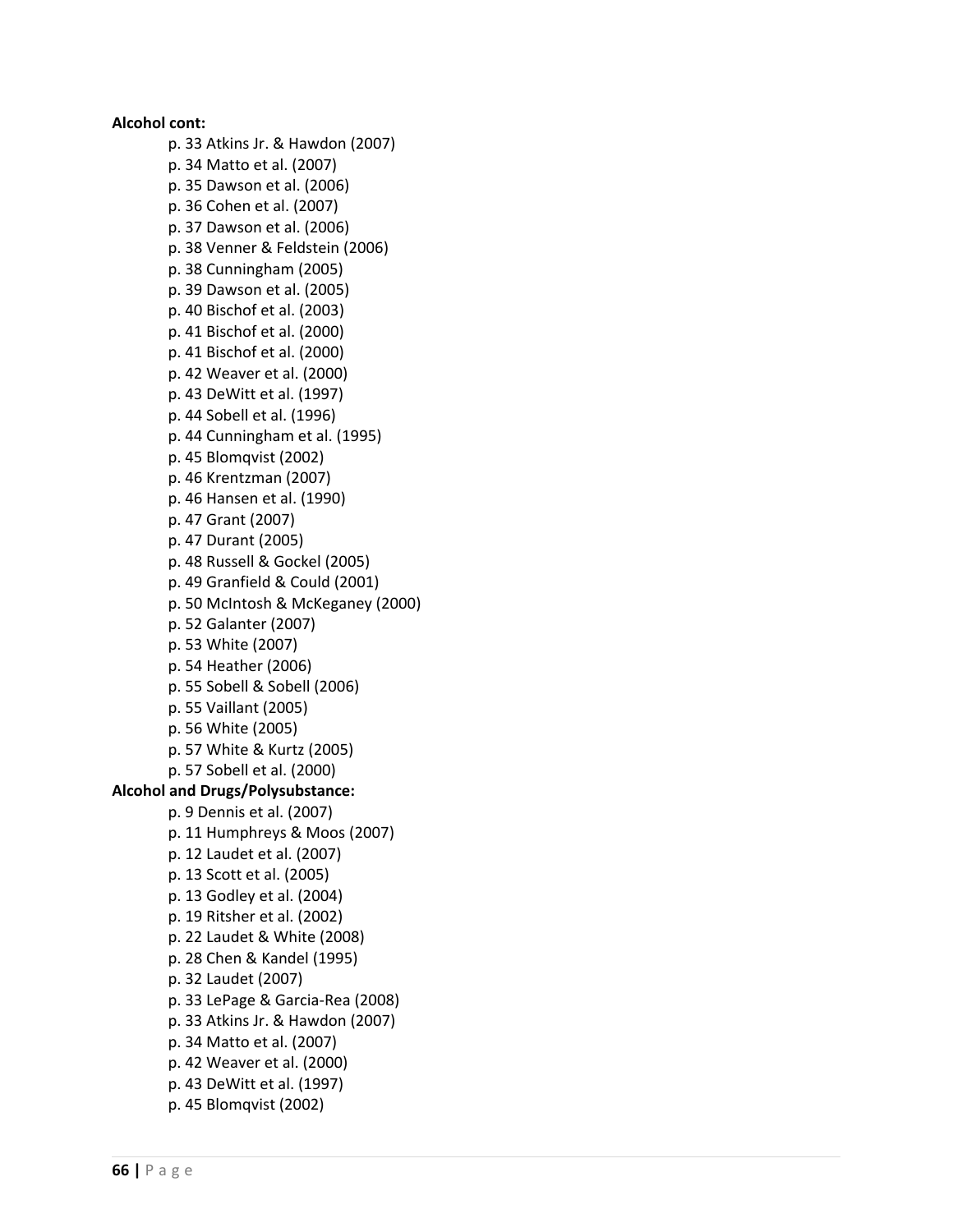**Alcohol cont:**

- p. 33 Atkins Jr. & Hawdon (2007)
- p. 34 Matto et al. (2007)
- p. 35 Dawson et al. (2006)
- p. 36 Cohen et al. (2007)
- p. 37 Dawson et al. (2006)
- p. 38 Venner & Feldstein (2006)
- p. 38 Cunningham (2005)
- p. 39 Dawson et al. (2005)
- p. 40 Bischof et al. (2003)
- p. 41 Bischof et al. (2000)
- p. 41 Bischof et al. (2000)
- p. 42 Weaver et al. (2000)
- p. 43 DeWitt et al. (1997)
- p. 44 Sobell et al. (1996)
- p. 44 Cunningham et al. (1995)
- p. 45 Blomqvist (2002)
- p. 46 Krentzman (2007)
- p. 46 Hansen et al. (1990)
- p. 47 Grant (2007)
- p. 47 Durant (2005)
- p. 48 Russell & Gockel (2005)
- p. 49 Granfield & Could (2001)
- p. 50 McIntosh & McKeganey (2000)
- p. 52 Galanter (2007)
- p. 53 White (2007)
- p. 54 Heather (2006)
- p. 55 Sobell & Sobell (2006)
- p. 55 Vaillant (2005)
- p. 56 White (2005)
- p. 57 White & Kurtz (2005)
- p. 57 Sobell et al. (2000)

**Alcohol and Drugs/Polysubstance:**

- p. 9 Dennis et al. (2007)
- p. 11 Humphreys & Moos (2007)
- p. 12 Laudet et al. (2007)
- p. 13 Scott et al. (2005)
- p. 13 Godley et al. (2004)
- p. 19 Ritsher et al. (2002)
- p. 22 Laudet & White (2008)
- p. 28 Chen & Kandel (1995)
- p. 32 Laudet (2007)
- p. 33 LePage & Garcia-Rea (2008)
- p. 33 Atkins Jr. & Hawdon (2007)
- p. 34 Matto et al. (2007)
- p. 42 Weaver et al. (2000)
- p. 43 DeWitt et al. (1997)
- p. 45 Blomqvist (2002)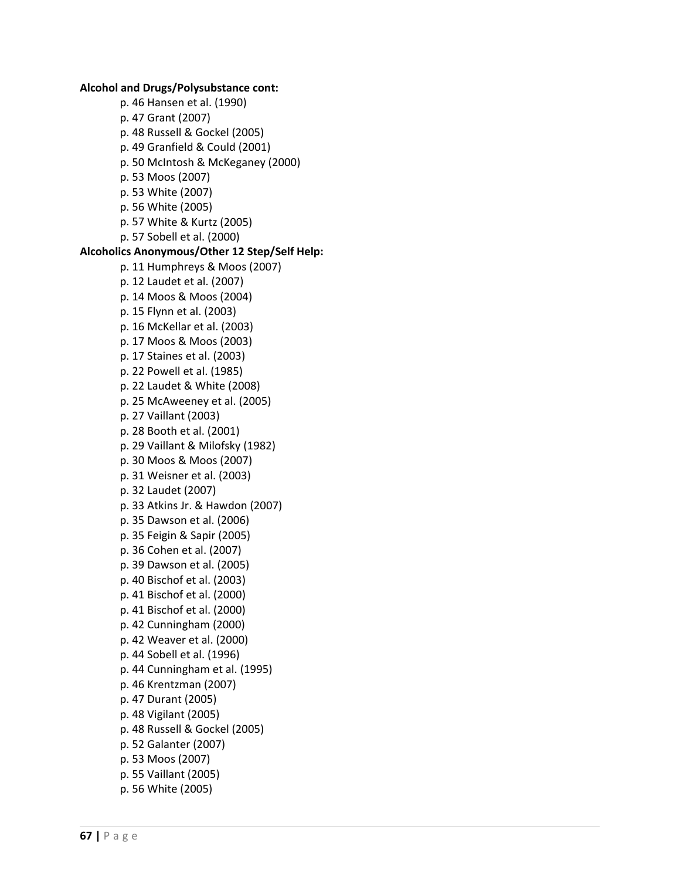**Alcohol and Drugs/Polysubstance cont:**

- p. 46 Hansen et al. (1990)
- p. 47 Grant (2007)
- p. 48 Russell & Gockel (2005)
- p. 49 Granfield & Could (2001)
- p. 50 McIntosh & McKeganey (2000)
- p. 53 Moos (2007)
- p. 53 White (2007)
- p. 56 White (2005)
- p. 57 White & Kurtz (2005)
- p. 57 Sobell et al. (2000)

**Alcoholics Anonymous/Other 12 Step/Self Help:**

- p. 11 Humphreys & Moos (2007)
- p. 12 Laudet et al. (2007)
- p. 14 Moos & Moos (2004)
- p. 15 Flynn et al. (2003)
- p. 16 McKellar et al. (2003)
- p. 17 Moos & Moos (2003)
- p. 17 Staines et al. (2003)
- p. 22 Powell et al. (1985)
- p. 22 Laudet & White (2008)
- p. 25 McAweeney et al. (2005)
- p. 27 Vaillant (2003)
- p. 28 Booth et al. (2001)
- p. 29 Vaillant & Milofsky (1982)
- p. 30 Moos & Moos (2007)
- p. 31 Weisner et al. (2003)
- p. 32 Laudet (2007)
- p. 33 Atkins Jr. & Hawdon (2007)
- p. 35 Dawson et al. (2006)
- p. 35 Feigin & Sapir (2005)
- p. 36 Cohen et al. (2007)
- p. 39 Dawson et al. (2005)
- p. 40 Bischof et al. (2003)
- p. 41 Bischof et al. (2000)
- p. 41 Bischof et al. (2000)
- p. 42 Cunningham (2000)
- p. 42 Weaver et al. (2000)
- p. 44 Sobell et al. (1996)
- p. 44 Cunningham et al. (1995)
- p. 46 Krentzman (2007)
- p. 47 Durant (2005)
- p. 48 Vigilant (2005)
- p. 48 Russell & Gockel (2005)
- p. 52 Galanter (2007)
- p. 53 Moos (2007)
- p. 55 Vaillant (2005)
- p. 56 White (2005)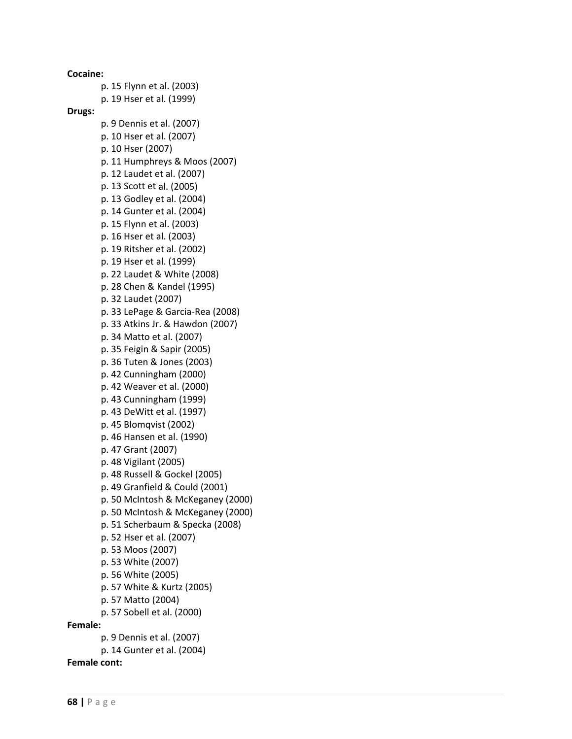**Cocaine:**

p. 15 Flynn et al. (2003)
p. 19 Hser et al. (1999)

**Drugs:**

p. 9 Dennis et al. (2007)
p. 10 Hser et al. (2007)
p. 10 Hser (2007)
p. 11 Humphreys & Moos (2007)
p. 12 Laudet et al. (2007)
p. 13 Scott et al. (2005)
p. 13 Godley et al. (2004)
p. 14 Gunter et al. (2004)
p. 15 Flynn et al. (2003)
p. 16 Hser et al. (2003)
p. 19 Ritsher et al. (2002)
p. 19 Hser et al. (1999)
p. 22 Laudet & White (2008)
p. 28 Chen & Kandel (1995)
p. 32 Laudet (2007)
p. 33 LePage & Garcia-Rea (2008)
p. 33 Atkins Jr. & Hawdon (2007)
p. 34 Matto et al. (2007)
p. 35 Feigin & Sapir (2005)
p. 36 Tuten & Jones (2003)
p. 42 Cunningham (2000)
p. 42 Weaver et al. (2000)
p. 43 Cunningham (1999)
p. 43 DeWitt et al. (1997)
p. 45 Blomqvist (2002)
p. 46 Hansen et al. (1990)
p. 47 Grant (2007)
p. 48 Vigilant (2005)
p. 48 Russell & Gockel (2005)
p. 49 Granfield & Could (2001)
p. 50 McIntosh & McKeganey (2000)
p. 50 McIntosh & McKeganey (2000)
p. 51 Scherbaum & Specka (2008)
p. 52 Hser et al. (2007)
p. 53 Moos (2007)
p. 53 White (2007)
p. 56 White (2005)
p. 57 White & Kurtz (2005)
p. 57 Matto (2004)
p. 57 Sobell et al. (2000)

**Female:**

p. 9 Dennis et al. (2007)
p. 14 Gunter et al. (2004)

**Female cont:**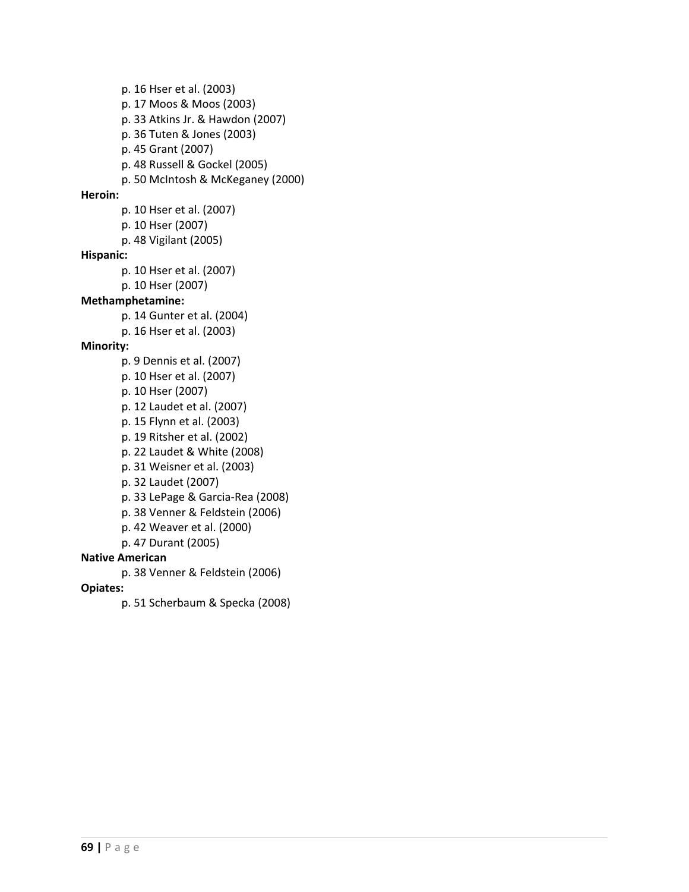p. 16 Hser et al. (2003)
p. 17 Moos & Moos (2003)
p. 33 Atkins Jr. & Hawdon (2007)
p. 36 Tuten & Jones (2003)
p. 45 Grant (2007)
p. 48 Russell & Gockel (2005)
p. 50 McIntosh & McKeganey (2000)

**Heroin:**

p. 10 Hser et al. (2007)
p. 10 Hser (2007)
p. 48 Vigilant (2005)

**Hispanic:**

p. 10 Hser et al. (2007)
p. 10 Hser (2007)

**Methamphetamine:**

p. 14 Gunter et al. (2004)
p. 16 Hser et al. (2003)

**Minority:**

p. 9 Dennis et al. (2007)
p. 10 Hser et al. (2007)
p. 10 Hser (2007)
p. 12 Laudet et al. (2007)
p. 15 Flynn et al. (2003)
p. 19 Ritsher et al. (2002)
p. 22 Laudet & White (2008)
p. 31 Weisner et al. (2003)
p. 32 Laudet (2007)
p. 33 LePage & Garcia-Rea (2008)
p. 38 Venner & Feldstein (2006)
p. 42 Weaver et al. (2000)
p. 47 Durant (2005)

**Native American**

p. 38 Venner & Feldstein (2006)

**Opiates:**

p. 51 Scherbaum & Specka (2008)